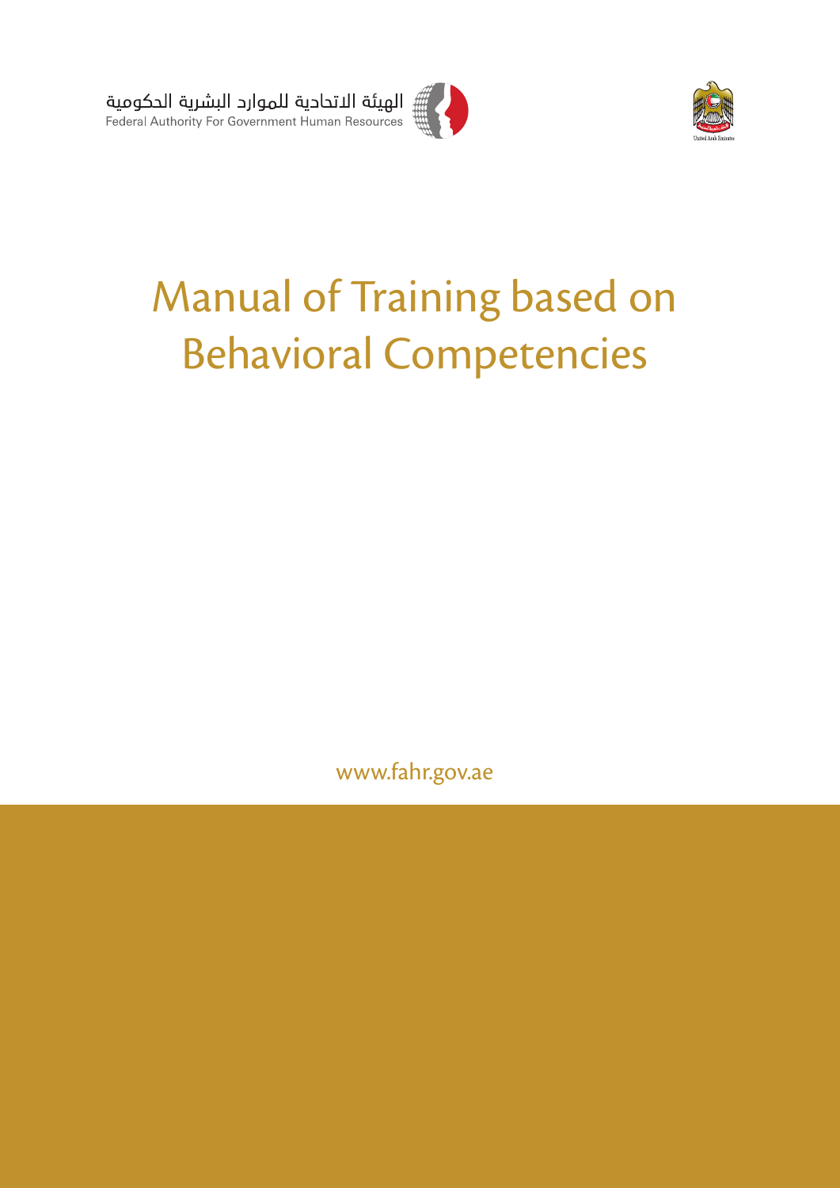الهيئة الاتحادية للموارد البشرية الحكومية
Federal Authority For Government Human Resources

United Arab Emirates

# Manual of Training based on Behavioral Competencies

www.fahr.gov.ae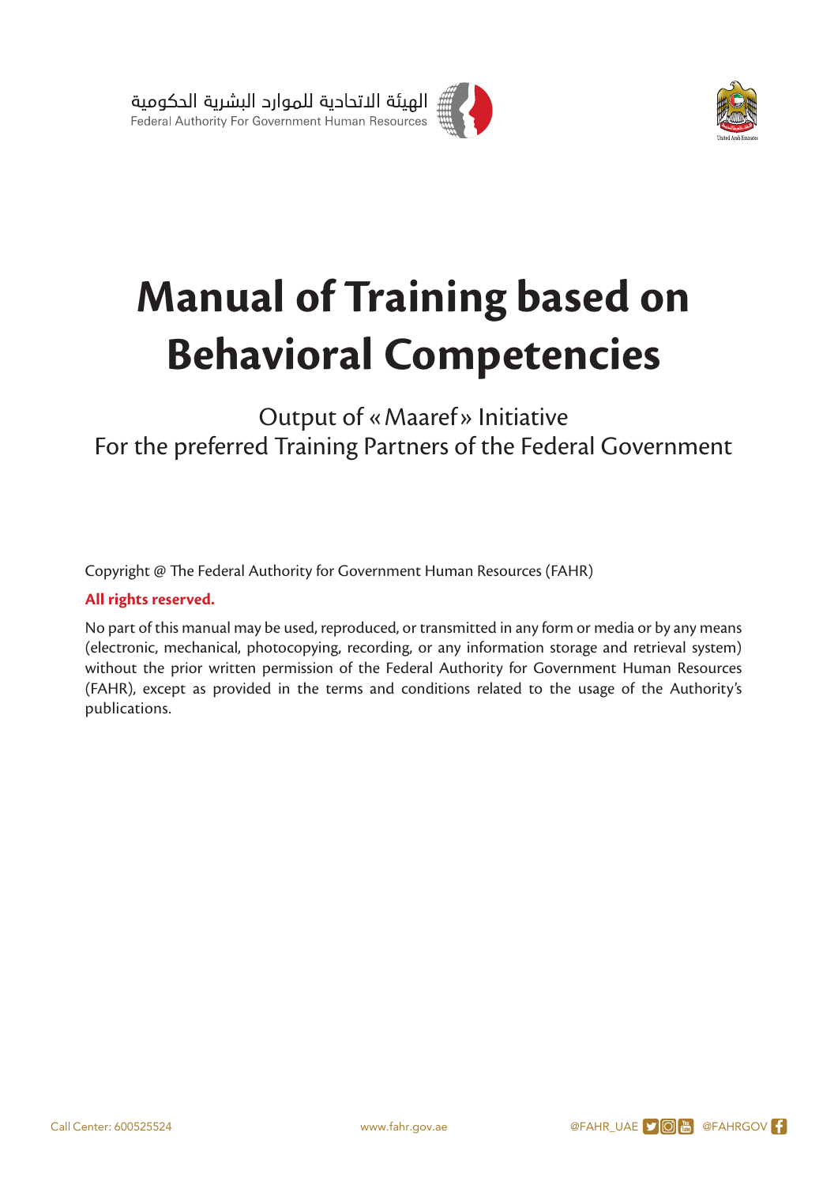الهيئة الاتحادية للموارد البشرية الحكومية
Federal Authority For Government Human Resources

# Manual of Training based on Behavioral Competencies

Output of « Maaref » Initiative
For the preferred Training Partners of the Federal Government

Copyright @ The Federal Authority for Government Human Resources (FAHR)

**All rights reserved.**

No part of this manual may be used, reproduced, or transmitted in any form or media or by any means (electronic, mechanical, photocopying, recording, or any information storage and retrieval system) without the prior written permission of the Federal Authority for Government Human Resources (FAHR), except as provided in the terms and conditions related to the usage of the Authority's publications.

Call Center: 600525524 www.fahr.gov.ae @FAHR_UAE @FAHRGOV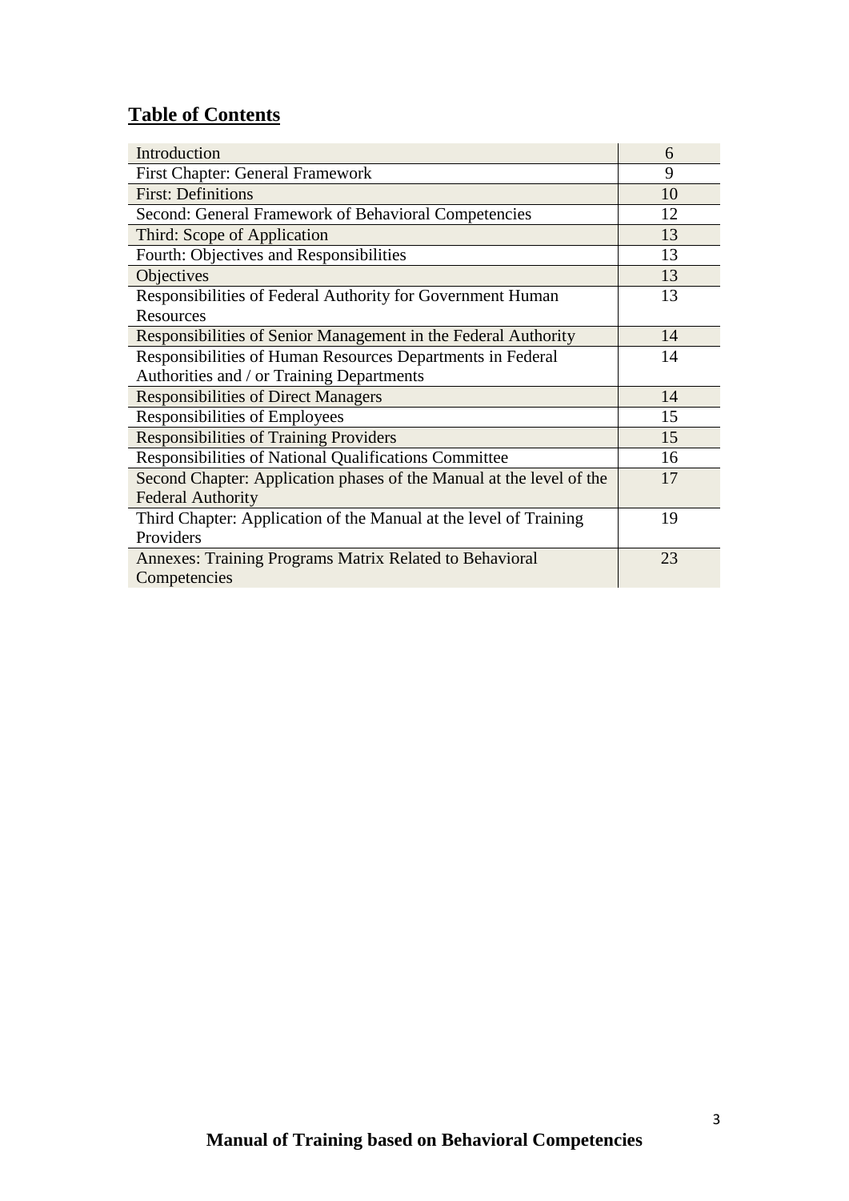## Table of Contents

| | |
|---|---|
| Introduction | 6 |
| First Chapter: General Framework | 9 |
| First: Definitions | 10 |
| Second: General Framework of Behavioral Competencies | 12 |
| Third: Scope of Application | 13 |
| Fourth: Objectives and Responsibilities | 13 |
| Objectives | 13 |
| Responsibilities of Federal Authority for Government Human Resources | 13 |
| Responsibilities of Senior Management in the Federal Authority | 14 |
| Responsibilities of Human Resources Departments in Federal Authorities and / or Training Departments | 14 |
| Responsibilities of Direct Managers | 14 |
| Responsibilities of Employees | 15 |
| Responsibilities of Training Providers | 15 |
| Responsibilities of National Qualifications Committee | 16 |
| Second Chapter: Application phases of the Manual at the level of the Federal Authority | 17 |
| Third Chapter: Application of the Manual at the level of Training Providers | 19 |
| Annexes: Training Programs Matrix Related to Behavioral Competencies | 23 |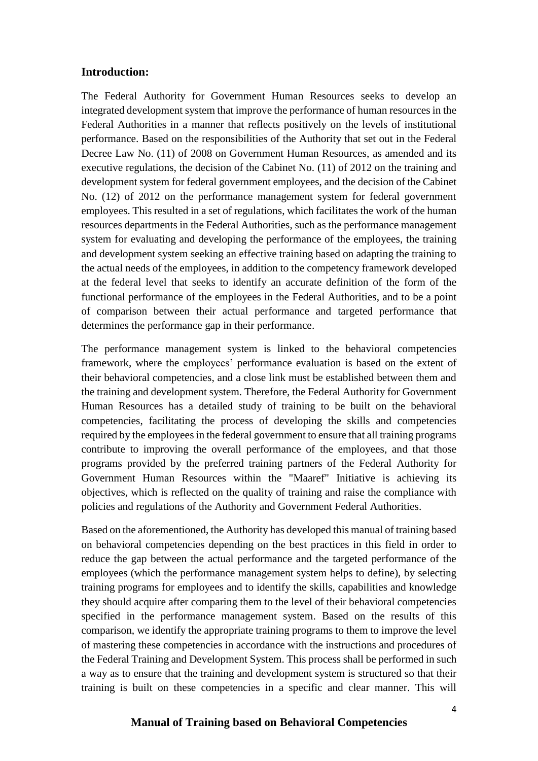## Introduction:

The Federal Authority for Government Human Resources seeks to develop an integrated development system that improve the performance of human resources in the Federal Authorities in a manner that reflects positively on the levels of institutional performance. Based on the responsibilities of the Authority that set out in the Federal Decree Law No. (11) of 2008 on Government Human Resources, as amended and its executive regulations, the decision of the Cabinet No. (11) of 2012 on the training and development system for federal government employees, and the decision of the Cabinet No. (12) of 2012 on the performance management system for federal government employees. This resulted in a set of regulations, which facilitates the work of the human resources departments in the Federal Authorities, such as the performance management system for evaluating and developing the performance of the employees, the training and development system seeking an effective training based on adapting the training to the actual needs of the employees, in addition to the competency framework developed at the federal level that seeks to identify an accurate definition of the form of the functional performance of the employees in the Federal Authorities, and to be a point of comparison between their actual performance and targeted performance that determines the performance gap in their performance.

The performance management system is linked to the behavioral competencies framework, where the employees' performance evaluation is based on the extent of their behavioral competencies, and a close link must be established between them and the training and development system. Therefore, the Federal Authority for Government Human Resources has a detailed study of training to be built on the behavioral competencies, facilitating the process of developing the skills and competencies required by the employees in the federal government to ensure that all training programs contribute to improving the overall performance of the employees, and that those programs provided by the preferred training partners of the Federal Authority for Government Human Resources within the "Maaref" Initiative is achieving its objectives, which is reflected on the quality of training and raise the compliance with policies and regulations of the Authority and Government Federal Authorities.

Based on the aforementioned, the Authority has developed this manual of training based on behavioral competencies depending on the best practices in this field in order to reduce the gap between the actual performance and the targeted performance of the employees (which the performance management system helps to define), by selecting training programs for employees and to identify the skills, capabilities and knowledge they should acquire after comparing them to the level of their behavioral competencies specified in the performance management system. Based on the results of this comparison, we identify the appropriate training programs to them to improve the level of mastering these competencies in accordance with the instructions and procedures of the Federal Training and Development System. This process shall be performed in such a way as to ensure that the training and development system is structured so that their training is built on these competencies in a specific and clear manner. This will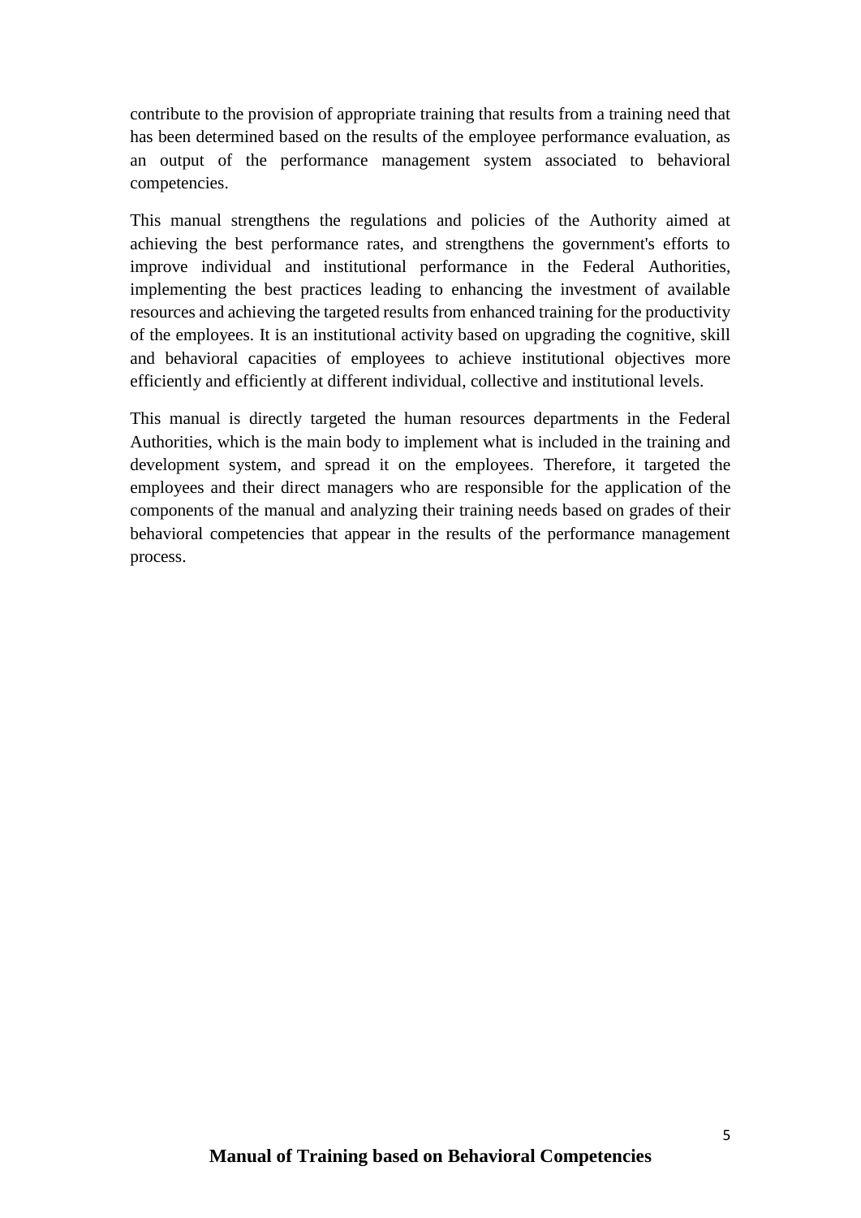contribute to the provision of appropriate training that results from a training need that has been determined based on the results of the employee performance evaluation, as an output of the performance management system associated to behavioral competencies.

This manual strengthens the regulations and policies of the Authority aimed at achieving the best performance rates, and strengthens the government's efforts to improve individual and institutional performance in the Federal Authorities, implementing the best practices leading to enhancing the investment of available resources and achieving the targeted results from enhanced training for the productivity of the employees. It is an institutional activity based on upgrading the cognitive, skill and behavioral capacities of employees to achieve institutional objectives more efficiently and efficiently at different individual, collective and institutional levels.

This manual is directly targeted the human resources departments in the Federal Authorities, which is the main body to implement what is included in the training and development system, and spread it on the employees. Therefore, it targeted the employees and their direct managers who are responsible for the application of the components of the manual and analyzing their training needs based on grades of their behavioral competencies that appear in the results of the performance management process.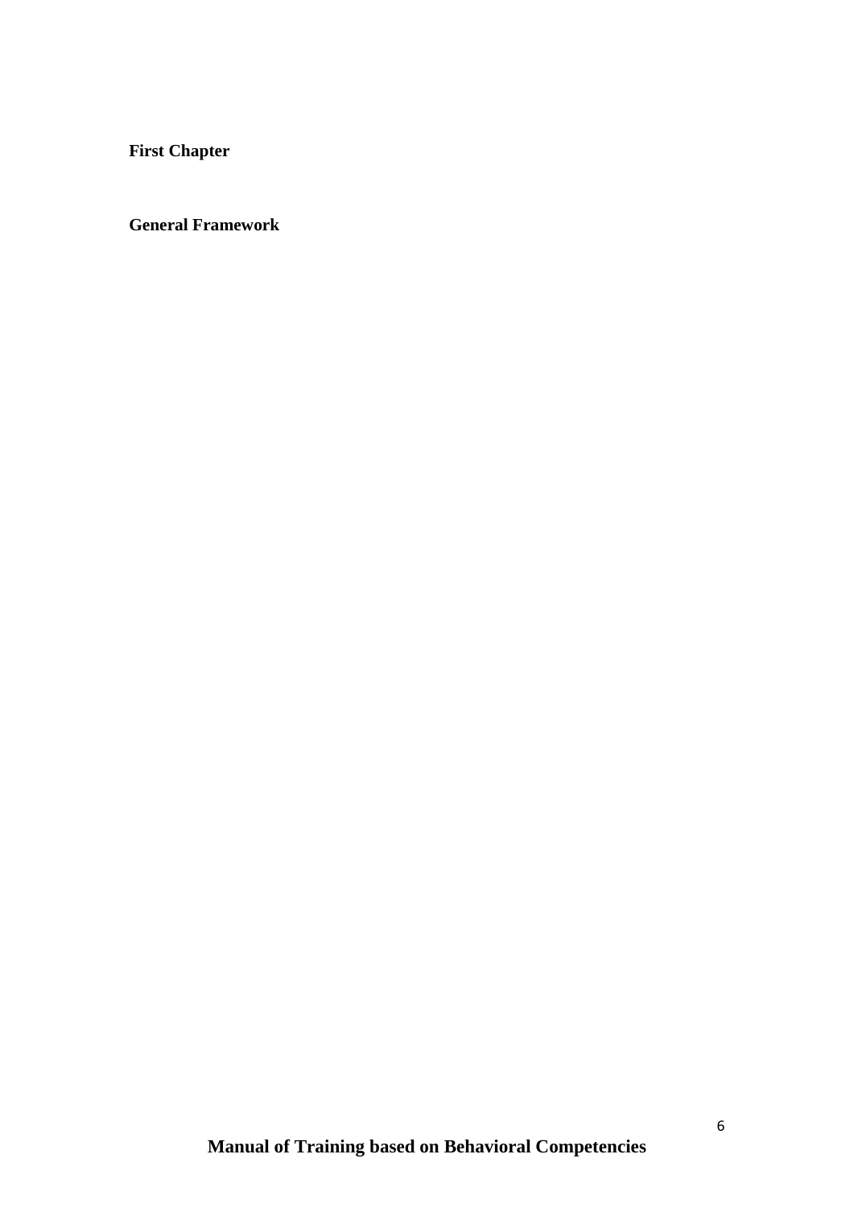# First Chapter

## General Framework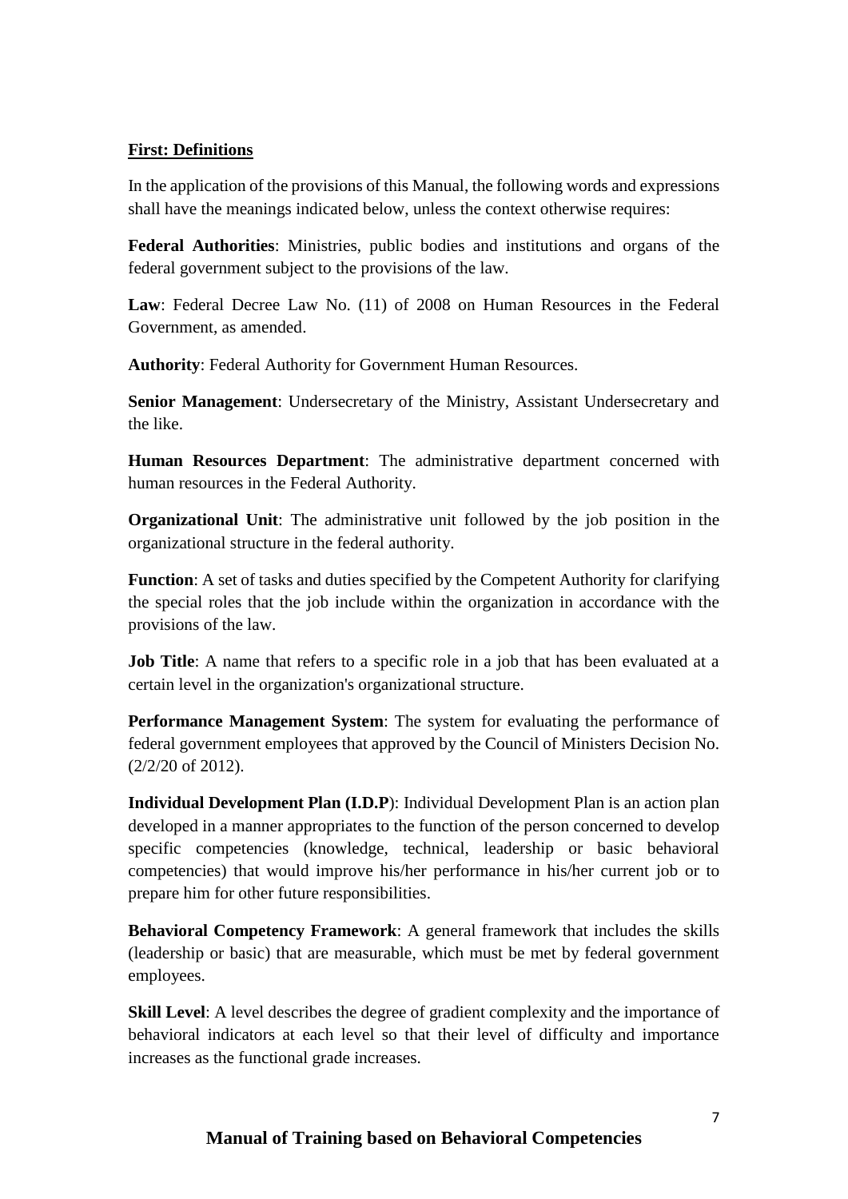**First: Definitions**

In the application of the provisions of this Manual, the following words and expressions shall have the meanings indicated below, unless the context otherwise requires:

**Federal Authorities**: Ministries, public bodies and institutions and organs of the federal government subject to the provisions of the law.

**Law**: Federal Decree Law No. (11) of 2008 on Human Resources in the Federal Government, as amended.

**Authority**: Federal Authority for Government Human Resources.

**Senior Management**: Undersecretary of the Ministry, Assistant Undersecretary and the like.

**Human Resources Department**: The administrative department concerned with human resources in the Federal Authority.

**Organizational Unit**: The administrative unit followed by the job position in the organizational structure in the federal authority.

**Function**: A set of tasks and duties specified by the Competent Authority for clarifying the special roles that the job include within the organization in accordance with the provisions of the law.

**Job Title**: A name that refers to a specific role in a job that has been evaluated at a certain level in the organization's organizational structure.

**Performance Management System**: The system for evaluating the performance of federal government employees that approved by the Council of Ministers Decision No. (2/2/20 of 2012).

**Individual Development Plan (I.D.P)**: Individual Development Plan is an action plan developed in a manner appropriates to the function of the person concerned to develop specific competencies (knowledge, technical, leadership or basic behavioral competencies) that would improve his/her performance in his/her current job or to prepare him for other future responsibilities.

**Behavioral Competency Framework**: A general framework that includes the skills (leadership or basic) that are measurable, which must be met by federal government employees.

**Skill Level**: A level describes the degree of gradient complexity and the importance of behavioral indicators at each level so that their level of difficulty and importance increases as the functional grade increases.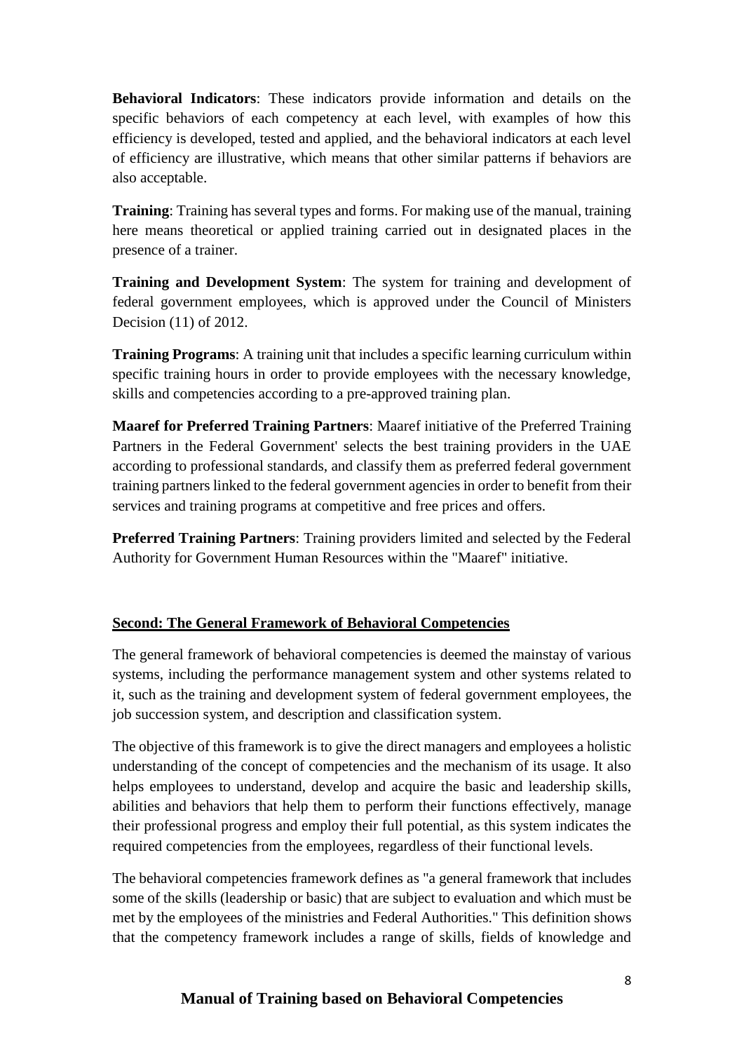**Behavioral Indicators**: These indicators provide information and details on the specific behaviors of each competency at each level, with examples of how this efficiency is developed, tested and applied, and the behavioral indicators at each level of efficiency are illustrative, which means that other similar patterns if behaviors are also acceptable.

**Training**: Training has several types and forms. For making use of the manual, training here means theoretical or applied training carried out in designated places in the presence of a trainer.

**Training and Development System**: The system for training and development of federal government employees, which is approved under the Council of Ministers Decision (11) of 2012.

**Training Programs**: A training unit that includes a specific learning curriculum within specific training hours in order to provide employees with the necessary knowledge, skills and competencies according to a pre-approved training plan.

**Maaref for Preferred Training Partners**: Maaref initiative of the Preferred Training Partners in the Federal Government' selects the best training providers in the UAE according to professional standards, and classify them as preferred federal government training partners linked to the federal government agencies in order to benefit from their services and training programs at competitive and free prices and offers.

**Preferred Training Partners**: Training providers limited and selected by the Federal Authority for Government Human Resources within the "Maaref" initiative.

## Second: The General Framework of Behavioral Competencies

The general framework of behavioral competencies is deemed the mainstay of various systems, including the performance management system and other systems related to it, such as the training and development system of federal government employees, the job succession system, and description and classification system.

The objective of this framework is to give the direct managers and employees a holistic understanding of the concept of competencies and the mechanism of its usage. It also helps employees to understand, develop and acquire the basic and leadership skills, abilities and behaviors that help them to perform their functions effectively, manage their professional progress and employ their full potential, as this system indicates the required competencies from the employees, regardless of their functional levels.

The behavioral competencies framework defines as "a general framework that includes some of the skills (leadership or basic) that are subject to evaluation and which must be met by the employees of the ministries and Federal Authorities." This definition shows that the competency framework includes a range of skills, fields of knowledge and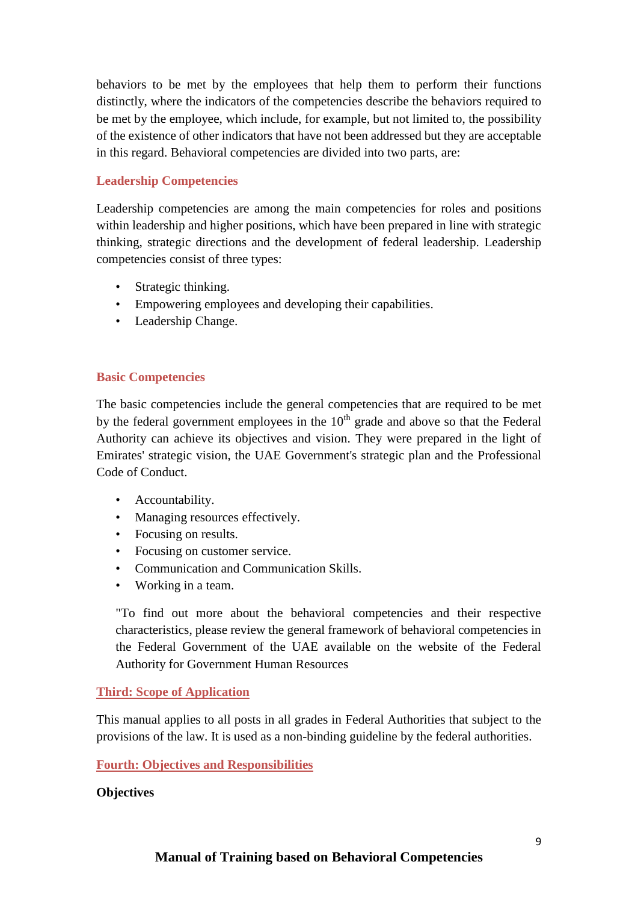behaviors to be met by the employees that help them to perform their functions distinctly, where the indicators of the competencies describe the behaviors required to be met by the employee, which include, for example, but not limited to, the possibility of the existence of other indicators that have not been addressed but they are acceptable in this regard. Behavioral competencies are divided into two parts, are:

### Leadership Competencies

Leadership competencies are among the main competencies for roles and positions within leadership and higher positions, which have been prepared in line with strategic thinking, strategic directions and the development of federal leadership. Leadership competencies consist of three types:

- Strategic thinking.
- Empowering employees and developing their capabilities.
- Leadership Change.

### Basic Competencies

The basic competencies include the general competencies that are required to be met by the federal government employees in the 10th grade and above so that the Federal Authority can achieve its objectives and vision. They were prepared in the light of Emirates' strategic vision, the UAE Government's strategic plan and the Professional Code of Conduct.

- Accountability.
- Managing resources effectively.
- Focusing on results.
- Focusing on customer service.
- Communication and Communication Skills.
- Working in a team.

"To find out more about the behavioral competencies and their respective characteristics, please review the general framework of behavioral competencies in the Federal Government of the UAE available on the website of the Federal Authority for Government Human Resources

## Third: Scope of Application

This manual applies to all posts in all grades in Federal Authorities that subject to the provisions of the law. It is used as a non-binding guideline by the federal authorities.

## Fourth: Objectives and Responsibilities

**Objectives**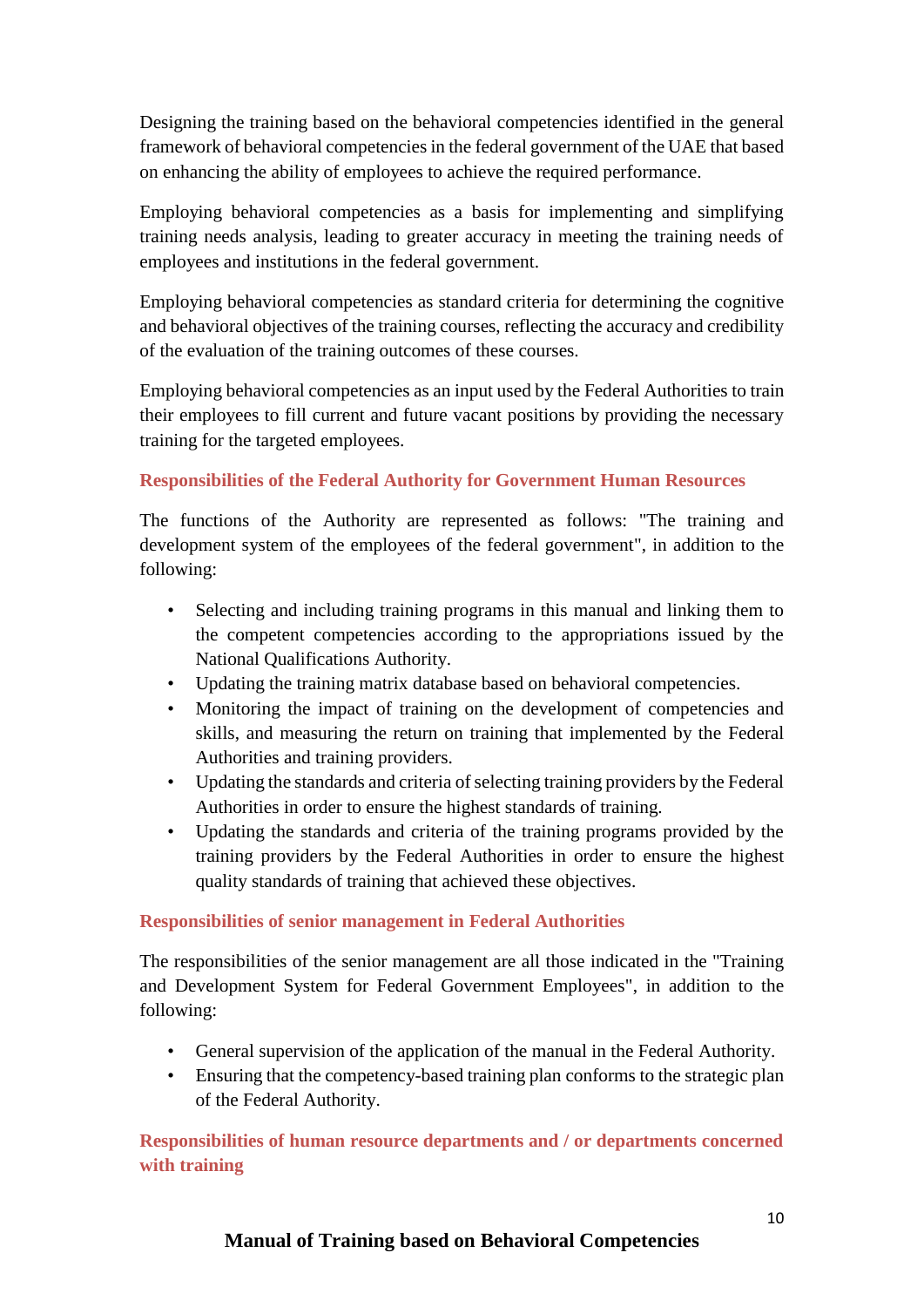Designing the training based on the behavioral competencies identified in the general framework of behavioral competencies in the federal government of the UAE that based on enhancing the ability of employees to achieve the required performance.

Employing behavioral competencies as a basis for implementing and simplifying training needs analysis, leading to greater accuracy in meeting the training needs of employees and institutions in the federal government.

Employing behavioral competencies as standard criteria for determining the cognitive and behavioral objectives of the training courses, reflecting the accuracy and credibility of the evaluation of the training outcomes of these courses.

Employing behavioral competencies as an input used by the Federal Authorities to train their employees to fill current and future vacant positions by providing the necessary training for the targeted employees.

### Responsibilities of the Federal Authority for Government Human Resources

The functions of the Authority are represented as follows: "The training and development system of the employees of the federal government", in addition to the following:

- Selecting and including training programs in this manual and linking them to the competent competencies according to the appropriations issued by the National Qualifications Authority.
- Updating the training matrix database based on behavioral competencies.
- Monitoring the impact of training on the development of competencies and skills, and measuring the return on training that implemented by the Federal Authorities and training providers.
- Updating the standards and criteria of selecting training providers by the Federal Authorities in order to ensure the highest standards of training.
- Updating the standards and criteria of the training programs provided by the training providers by the Federal Authorities in order to ensure the highest quality standards of training that achieved these objectives.

### Responsibilities of senior management in Federal Authorities

The responsibilities of the senior management are all those indicated in the "Training and Development System for Federal Government Employees", in addition to the following:

- General supervision of the application of the manual in the Federal Authority.
- Ensuring that the competency-based training plan conforms to the strategic plan of the Federal Authority.

### Responsibilities of human resource departments and / or departments concerned with training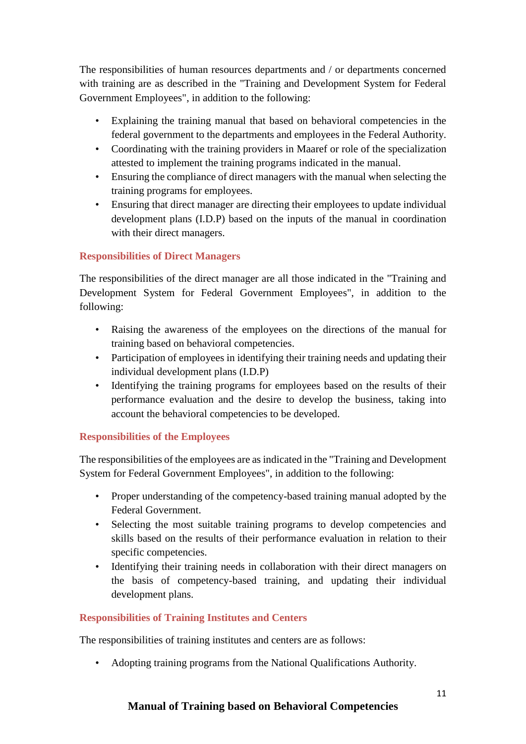The responsibilities of human resources departments and / or departments concerned with training are as described in the "Training and Development System for Federal Government Employees", in addition to the following:

- Explaining the training manual that based on behavioral competencies in the federal government to the departments and employees in the Federal Authority.
- Coordinating with the training providers in Maaref or role of the specialization attested to implement the training programs indicated in the manual.
- Ensuring the compliance of direct managers with the manual when selecting the training programs for employees.
- Ensuring that direct manager are directing their employees to update individual development plans (I.D.P) based on the inputs of the manual in coordination with their direct managers.

### Responsibilities of Direct Managers

The responsibilities of the direct manager are all those indicated in the "Training and Development System for Federal Government Employees", in addition to the following:

- Raising the awareness of the employees on the directions of the manual for training based on behavioral competencies.
- Participation of employees in identifying their training needs and updating their individual development plans (I.D.P)
- Identifying the training programs for employees based on the results of their performance evaluation and the desire to develop the business, taking into account the behavioral competencies to be developed.

### Responsibilities of the Employees

The responsibilities of the employees are as indicated in the "Training and Development System for Federal Government Employees", in addition to the following:

- Proper understanding of the competency-based training manual adopted by the Federal Government.
- Selecting the most suitable training programs to develop competencies and skills based on the results of their performance evaluation in relation to their specific competencies.
- Identifying their training needs in collaboration with their direct managers on the basis of competency-based training, and updating their individual development plans.

### Responsibilities of Training Institutes and Centers

The responsibilities of training institutes and centers are as follows:

- Adopting training programs from the National Qualifications Authority.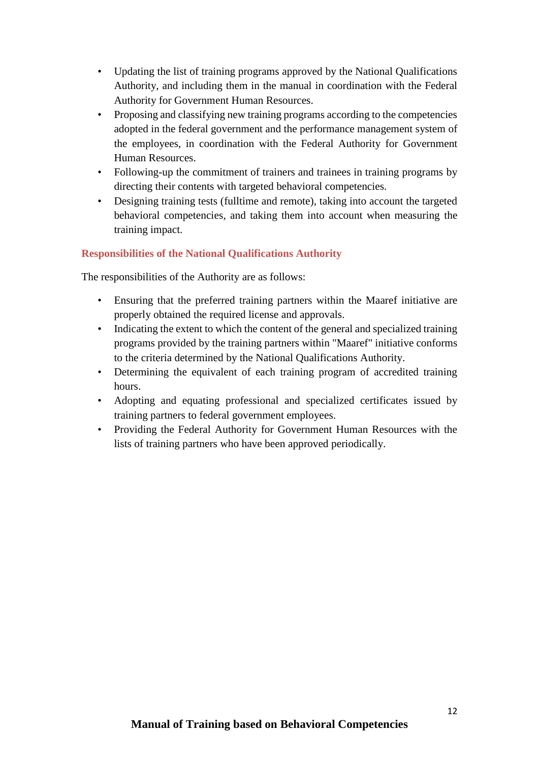- Updating the list of training programs approved by the National Qualifications Authority, and including them in the manual in coordination with the Federal Authority for Government Human Resources.
- Proposing and classifying new training programs according to the competencies adopted in the federal government and the performance management system of the employees, in coordination with the Federal Authority for Government Human Resources.
- Following-up the commitment of trainers and trainees in training programs by directing their contents with targeted behavioral competencies.
- Designing training tests (fulltime and remote), taking into account the targeted behavioral competencies, and taking them into account when measuring the training impact.

### Responsibilities of the National Qualifications Authority

The responsibilities of the Authority are as follows:

- Ensuring that the preferred training partners within the Maaref initiative are properly obtained the required license and approvals.
- Indicating the extent to which the content of the general and specialized training programs provided by the training partners within "Maaref" initiative conforms to the criteria determined by the National Qualifications Authority.
- Determining the equivalent of each training program of accredited training hours.
- Adopting and equating professional and specialized certificates issued by training partners to federal government employees.
- Providing the Federal Authority for Government Human Resources with the lists of training partners who have been approved periodically.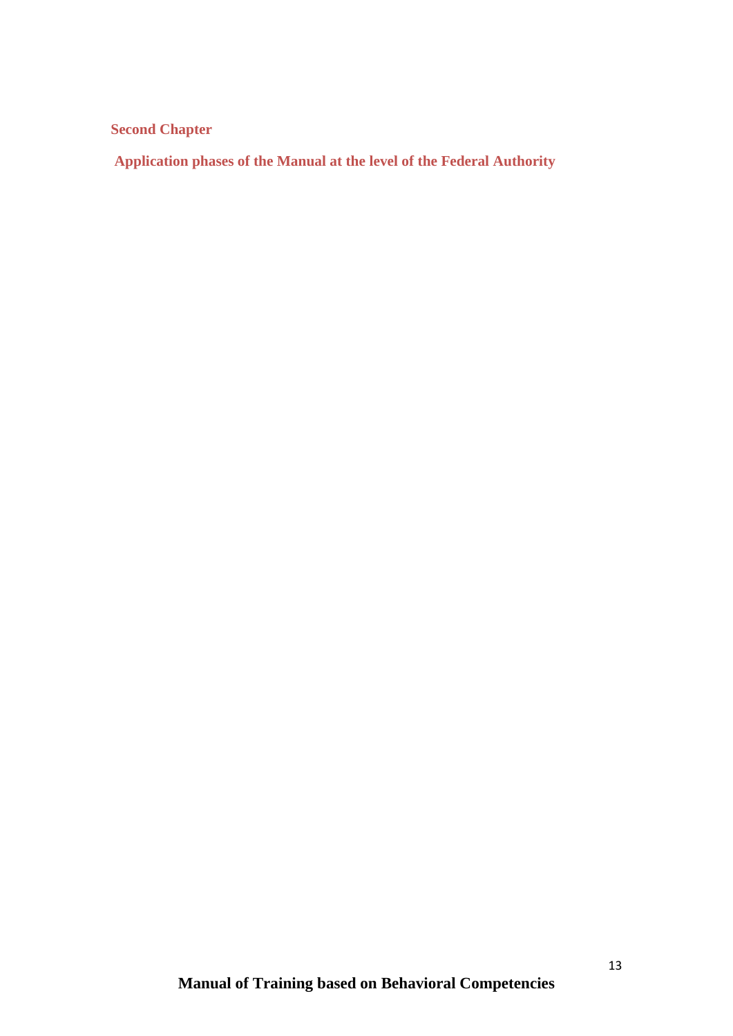# Second Chapter

## Application phases of the Manual at the level of the Federal Authority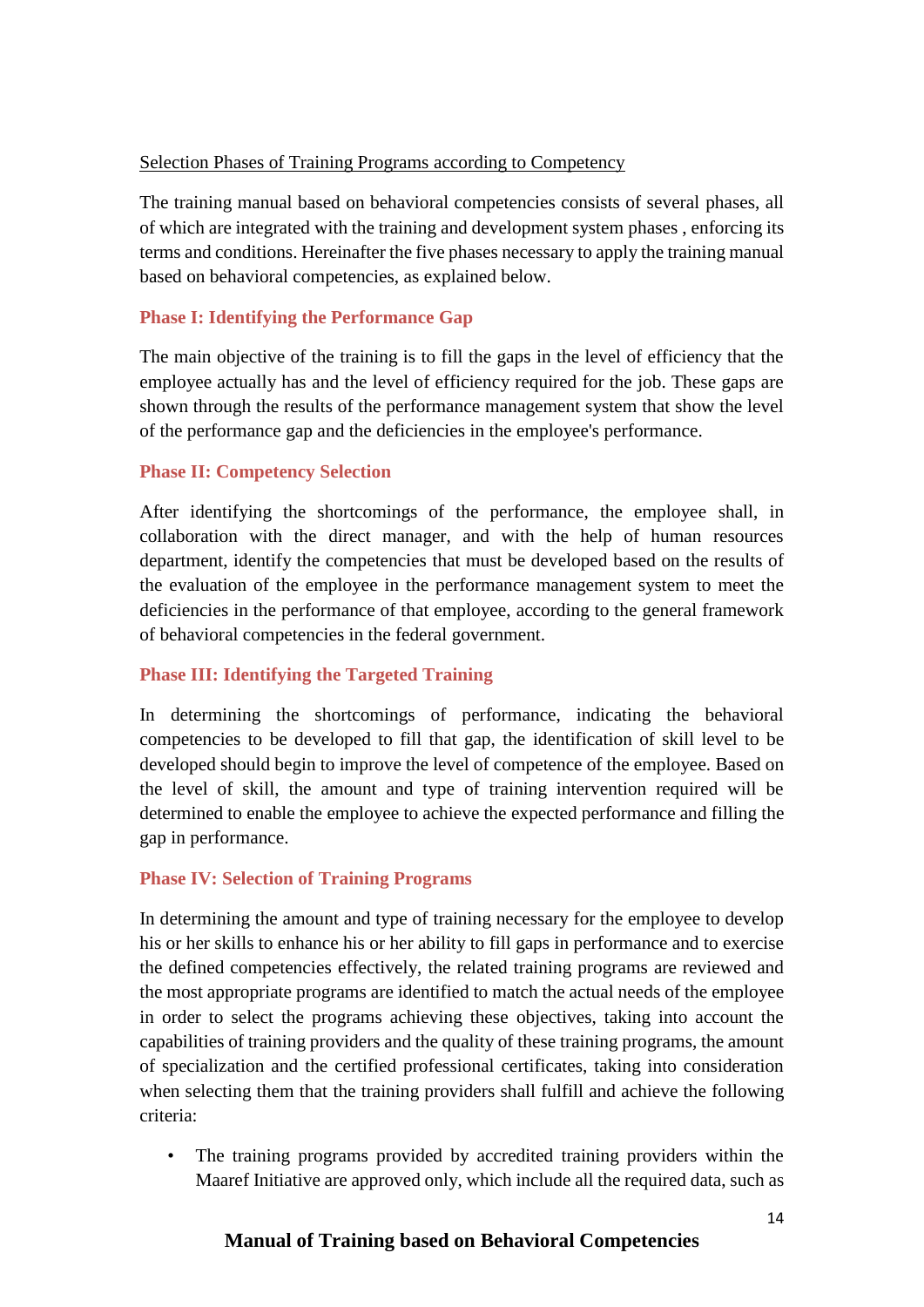Selection Phases of Training Programs according to Competency

The training manual based on behavioral competencies consists of several phases, all of which are integrated with the training and development system phases , enforcing its terms and conditions. Hereinafter the five phases necessary to apply the training manual based on behavioral competencies, as explained below.

### Phase I: Identifying the Performance Gap

The main objective of the training is to fill the gaps in the level of efficiency that the employee actually has and the level of efficiency required for the job. These gaps are shown through the results of the performance management system that show the level of the performance gap and the deficiencies in the employee's performance.

### Phase II: Competency Selection

After identifying the shortcomings of the performance, the employee shall, in collaboration with the direct manager, and with the help of human resources department, identify the competencies that must be developed based on the results of the evaluation of the employee in the performance management system to meet the deficiencies in the performance of that employee, according to the general framework of behavioral competencies in the federal government.

### Phase III: Identifying the Targeted Training

In determining the shortcomings of performance, indicating the behavioral competencies to be developed to fill that gap, the identification of skill level to be developed should begin to improve the level of competence of the employee. Based on the level of skill, the amount and type of training intervention required will be determined to enable the employee to achieve the expected performance and filling the gap in performance.

### Phase IV: Selection of Training Programs

In determining the amount and type of training necessary for the employee to develop his or her skills to enhance his or her ability to fill gaps in performance and to exercise the defined competencies effectively, the related training programs are reviewed and the most appropriate programs are identified to match the actual needs of the employee in order to select the programs achieving these objectives, taking into account the capabilities of training providers and the quality of these training programs, the amount of specialization and the certified professional certificates, taking into consideration when selecting them that the training providers shall fulfill and achieve the following criteria:

- The training programs provided by accredited training providers within the Maaref Initiative are approved only, which include all the required data, such as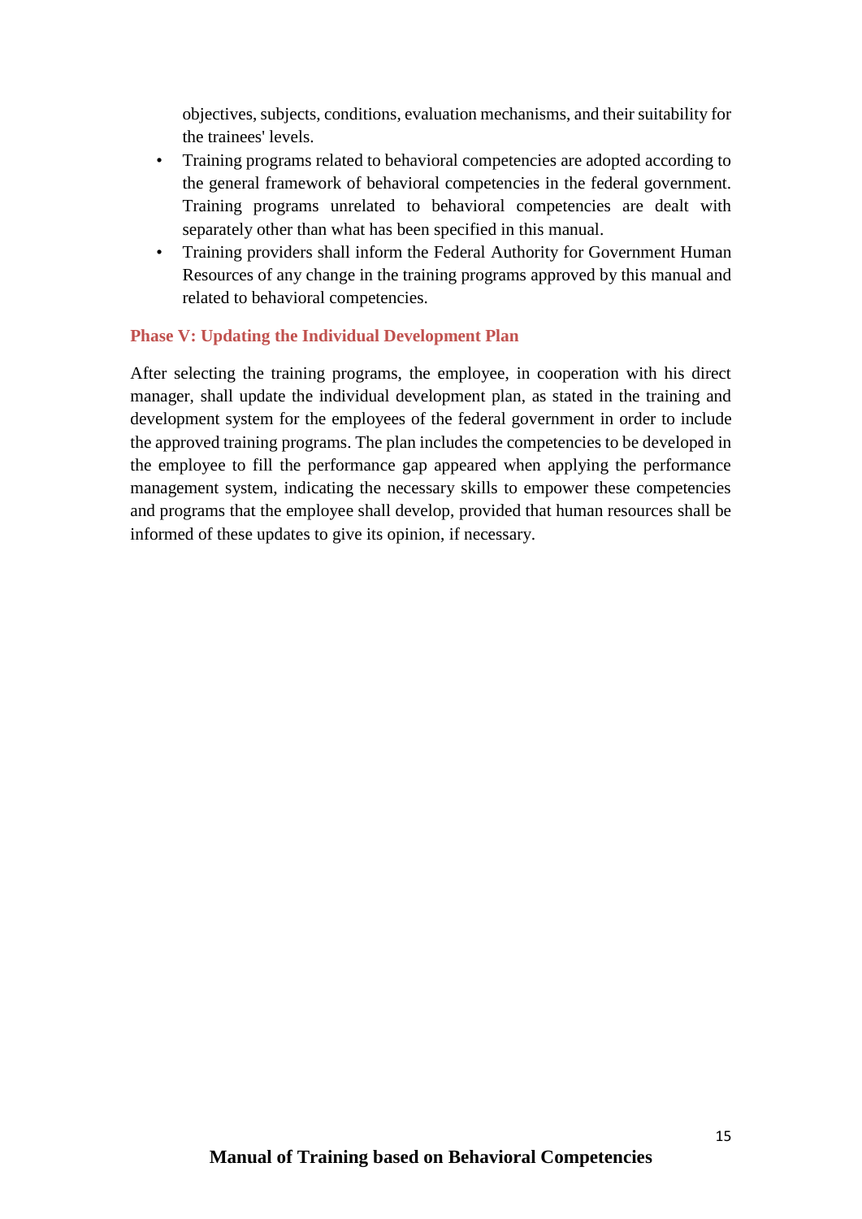objectives, subjects, conditions, evaluation mechanisms, and their suitability for the trainees' levels.

- Training programs related to behavioral competencies are adopted according to the general framework of behavioral competencies in the federal government. Training programs unrelated to behavioral competencies are dealt with separately other than what has been specified in this manual.
- Training providers shall inform the Federal Authority for Government Human Resources of any change in the training programs approved by this manual and related to behavioral competencies.

### Phase V: Updating the Individual Development Plan

After selecting the training programs, the employee, in cooperation with his direct manager, shall update the individual development plan, as stated in the training and development system for the employees of the federal government in order to include the approved training programs. The plan includes the competencies to be developed in the employee to fill the performance gap appeared when applying the performance management system, indicating the necessary skills to empower these competencies and programs that the employee shall develop, provided that human resources shall be informed of these updates to give its opinion, if necessary.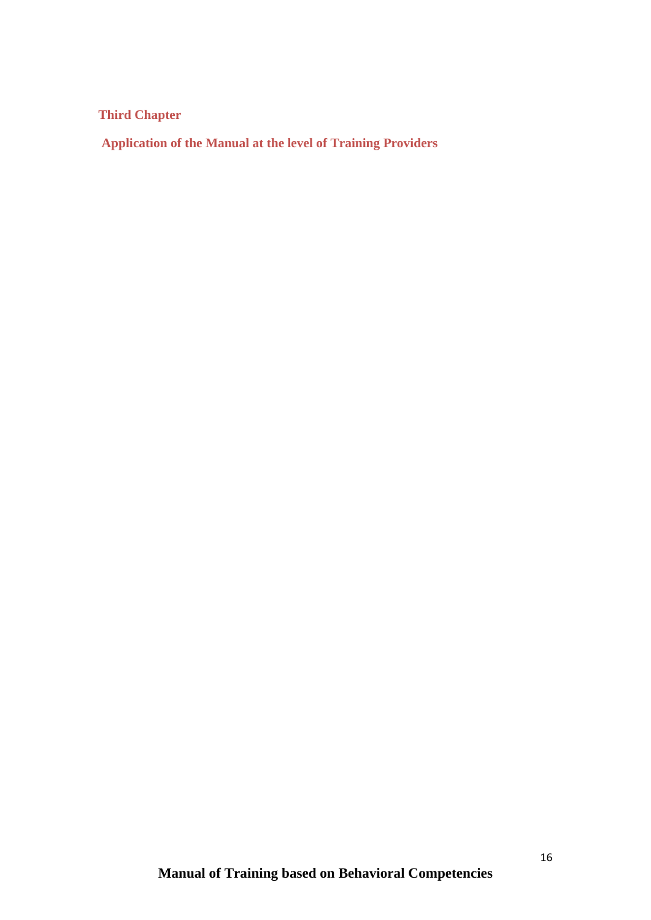# Third Chapter

## Application of the Manual at the level of Training Providers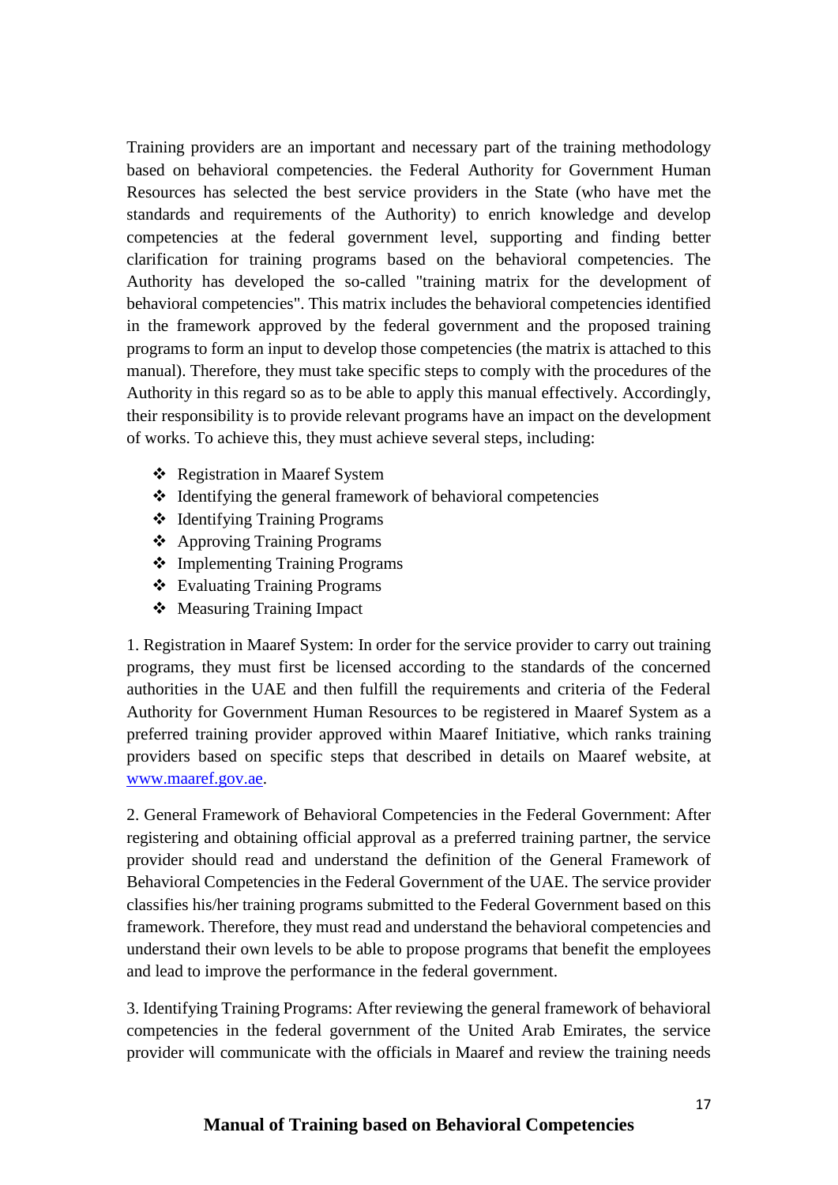Training providers are an important and necessary part of the training methodology based on behavioral competencies. the Federal Authority for Government Human Resources has selected the best service providers in the State (who have met the standards and requirements of the Authority) to enrich knowledge and develop competencies at the federal government level, supporting and finding better clarification for training programs based on the behavioral competencies. The Authority has developed the so-called "training matrix for the development of behavioral competencies". This matrix includes the behavioral competencies identified in the framework approved by the federal government and the proposed training programs to form an input to develop those competencies (the matrix is attached to this manual). Therefore, they must take specific steps to comply with the procedures of the Authority in this regard so as to be able to apply this manual effectively. Accordingly, their responsibility is to provide relevant programs have an impact on the development of works. To achieve this, they must achieve several steps, including:

- Registration in Maaref System
- Identifying the general framework of behavioral competencies
- Identifying Training Programs
- Approving Training Programs
- Implementing Training Programs
- Evaluating Training Programs
- Measuring Training Impact

1. Registration in Maaref System: In order for the service provider to carry out training programs, they must first be licensed according to the standards of the concerned authorities in the UAE and then fulfill the requirements and criteria of the Federal Authority for Government Human Resources to be registered in Maaref System as a preferred training provider approved within Maaref Initiative, which ranks training providers based on specific steps that described in details on Maaref website, at [www.maaref.gov.ae](http://www.maaref.gov.ae).

2. General Framework of Behavioral Competencies in the Federal Government: After registering and obtaining official approval as a preferred training partner, the service provider should read and understand the definition of the General Framework of Behavioral Competencies in the Federal Government of the UAE. The service provider classifies his/her training programs submitted to the Federal Government based on this framework. Therefore, they must read and understand the behavioral competencies and understand their own levels to be able to propose programs that benefit the employees and lead to improve the performance in the federal government.

3. Identifying Training Programs: After reviewing the general framework of behavioral competencies in the federal government of the United Arab Emirates, the service provider will communicate with the officials in Maaref and review the training needs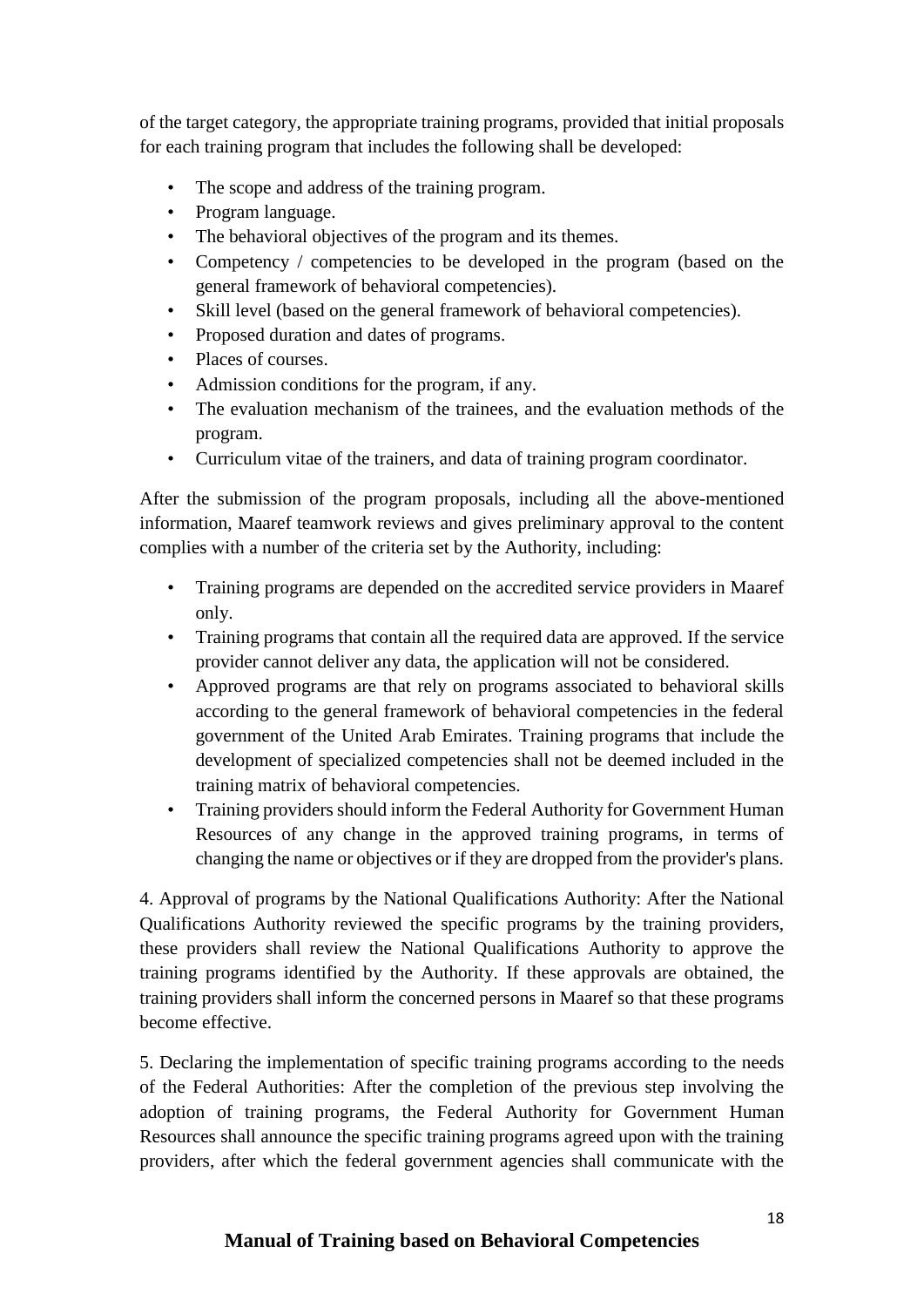of the target category, the appropriate training programs, provided that initial proposals for each training program that includes the following shall be developed:

- The scope and address of the training program.
- Program language.
- The behavioral objectives of the program and its themes.
- Competency / competencies to be developed in the program (based on the general framework of behavioral competencies).
- Skill level (based on the general framework of behavioral competencies).
- Proposed duration and dates of programs.
- Places of courses.
- Admission conditions for the program, if any.
- The evaluation mechanism of the trainees, and the evaluation methods of the program.
- Curriculum vitae of the trainers, and data of training program coordinator.

After the submission of the program proposals, including all the above-mentioned information, Maaref teamwork reviews and gives preliminary approval to the content complies with a number of the criteria set by the Authority, including:

- Training programs are depended on the accredited service providers in Maaref only.
- Training programs that contain all the required data are approved. If the service provider cannot deliver any data, the application will not be considered.
- Approved programs are that rely on programs associated to behavioral skills according to the general framework of behavioral competencies in the federal government of the United Arab Emirates. Training programs that include the development of specialized competencies shall not be deemed included in the training matrix of behavioral competencies.
- Training providers should inform the Federal Authority for Government Human Resources of any change in the approved training programs, in terms of changing the name or objectives or if they are dropped from the provider's plans.

4. Approval of programs by the National Qualifications Authority: After the National Qualifications Authority reviewed the specific programs by the training providers, these providers shall review the National Qualifications Authority to approve the training programs identified by the Authority. If these approvals are obtained, the training providers shall inform the concerned persons in Maaref so that these programs become effective.

5. Declaring the implementation of specific training programs according to the needs of the Federal Authorities: After the completion of the previous step involving the adoption of training programs, the Federal Authority for Government Human Resources shall announce the specific training programs agreed upon with the training providers, after which the federal government agencies shall communicate with the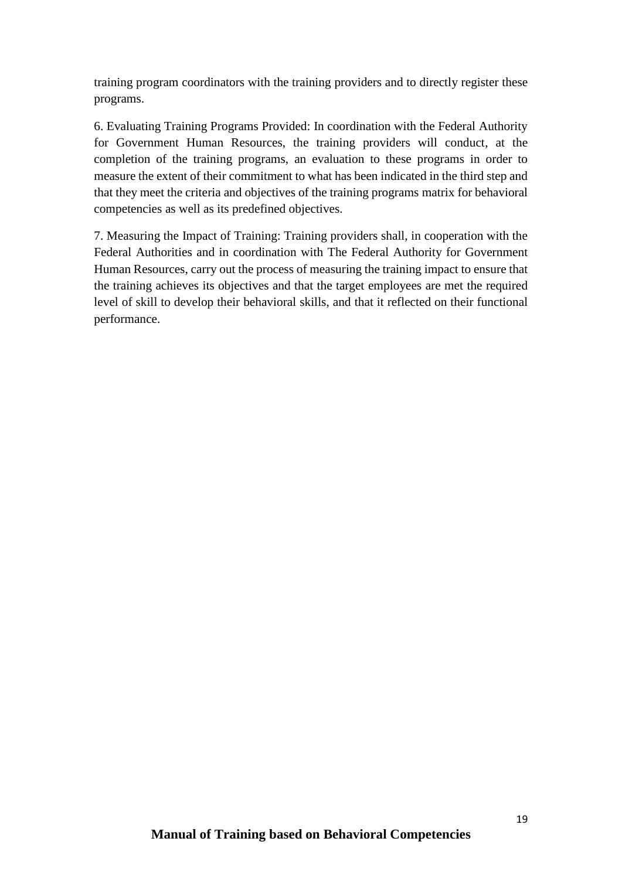training program coordinators with the training providers and to directly register these programs.

6. Evaluating Training Programs Provided: In coordination with the Federal Authority for Government Human Resources, the training providers will conduct, at the completion of the training programs, an evaluation to these programs in order to measure the extent of their commitment to what has been indicated in the third step and that they meet the criteria and objectives of the training programs matrix for behavioral competencies as well as its predefined objectives.

7. Measuring the Impact of Training: Training providers shall, in cooperation with the Federal Authorities and in coordination with The Federal Authority for Government Human Resources, carry out the process of measuring the training impact to ensure that the training achieves its objectives and that the target employees are met the required level of skill to develop their behavioral skills, and that it reflected on their functional performance.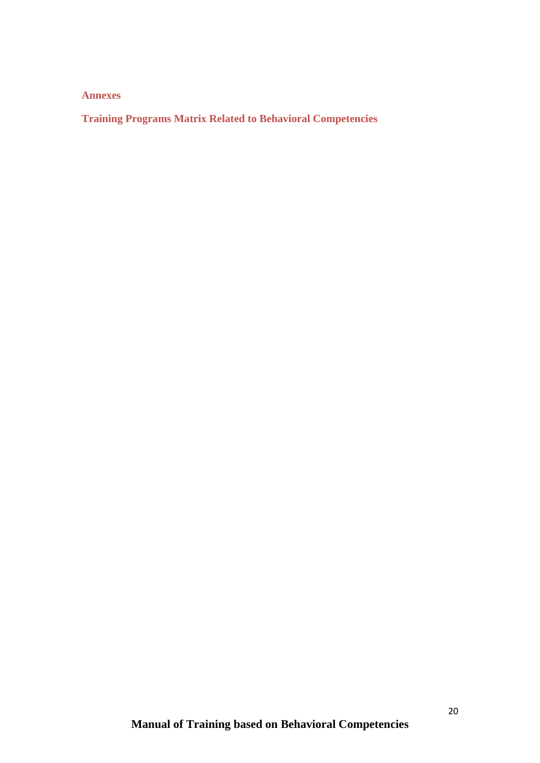## Annexes

## Training Programs Matrix Related to Behavioral Competencies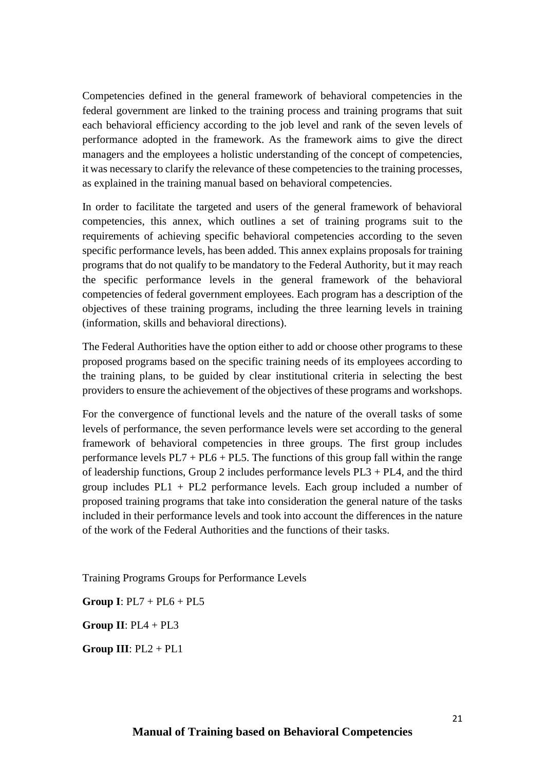Competencies defined in the general framework of behavioral competencies in the federal government are linked to the training process and training programs that suit each behavioral efficiency according to the job level and rank of the seven levels of performance adopted in the framework. As the framework aims to give the direct managers and the employees a holistic understanding of the concept of competencies, it was necessary to clarify the relevance of these competencies to the training processes, as explained in the training manual based on behavioral competencies.

In order to facilitate the targeted and users of the general framework of behavioral competencies, this annex, which outlines a set of training programs suit to the requirements of achieving specific behavioral competencies according to the seven specific performance levels, has been added. This annex explains proposals for training programs that do not qualify to be mandatory to the Federal Authority, but it may reach the specific performance levels in the general framework of the behavioral competencies of federal government employees. Each program has a description of the objectives of these training programs, including the three learning levels in training (information, skills and behavioral directions).

The Federal Authorities have the option either to add or choose other programs to these proposed programs based on the specific training needs of its employees according to the training plans, to be guided by clear institutional criteria in selecting the best providers to ensure the achievement of the objectives of these programs and workshops.

For the convergence of functional levels and the nature of the overall tasks of some levels of performance, the seven performance levels were set according to the general framework of behavioral competencies in three groups. The first group includes performance levels PL7 + PL6 + PL5. The functions of this group fall within the range of leadership functions, Group 2 includes performance levels PL3 + PL4, and the third group includes PL1 + PL2 performance levels. Each group included a number of proposed training programs that take into consideration the general nature of the tasks included in their performance levels and took into account the differences in the nature of the work of the Federal Authorities and the functions of their tasks.

Training Programs Groups for Performance Levels

**Group I**: PL7 + PL6 + PL5

**Group II**: PL4 + PL3

**Group III**: PL2 + PL1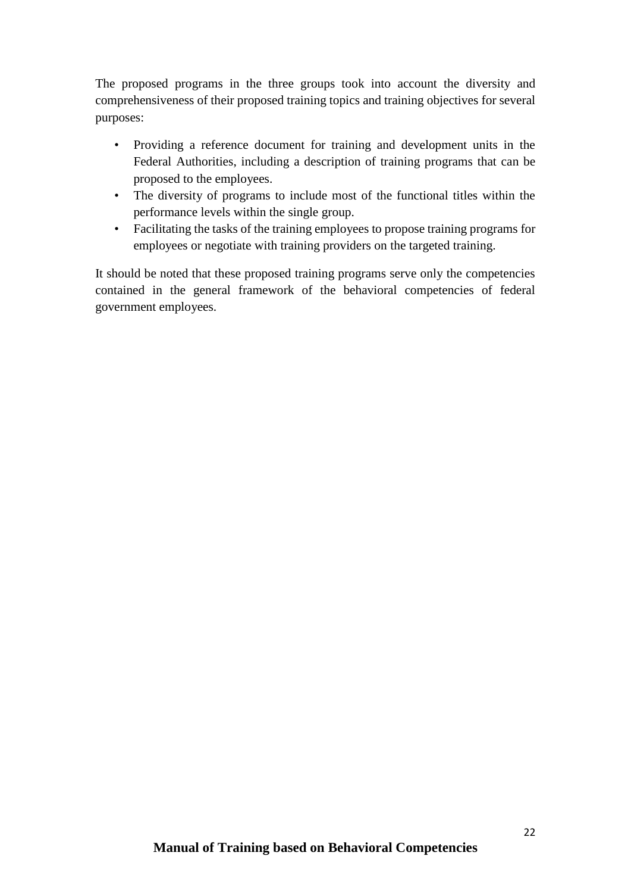The proposed programs in the three groups took into account the diversity and comprehensiveness of their proposed training topics and training objectives for several purposes:

- Providing a reference document for training and development units in the Federal Authorities, including a description of training programs that can be proposed to the employees.
- The diversity of programs to include most of the functional titles within the performance levels within the single group.
- Facilitating the tasks of the training employees to propose training programs for employees or negotiate with training providers on the targeted training.

It should be noted that these proposed training programs serve only the competencies contained in the general framework of the behavioral competencies of federal government employees.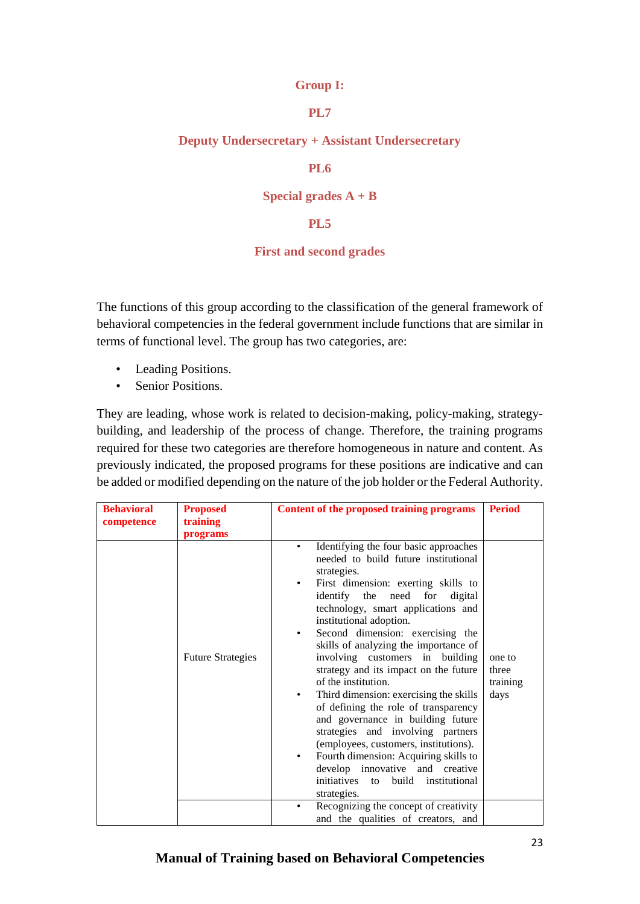**Group I:**

**PL7**

**Deputy Undersecretary + Assistant Undersecretary**

**PL6**

**Special grades A + B**

**PL5**

**First and second grades**

The functions of this group according to the classification of the general framework of behavioral competencies in the federal government include functions that are similar in terms of functional level. The group has two categories, are:

- Leading Positions.
- Senior Positions.

They are leading, whose work is related to decision-making, policy-making, strategy-building, and leadership of the process of change. Therefore, the training programs required for these two categories are therefore homogeneous in nature and content. As previously indicated, the proposed programs for these positions are indicative and can be added or modified depending on the nature of the job holder or the Federal Authority.

| Behavioral competence | Proposed training programs | Content of the proposed training programs | Period |
|---|---|---|---|
| | Future Strategies | • Identifying the four basic approaches needed to build future institutional strategies.<br>• First dimension: exerting skills to identify the need for digital technology, smart applications and institutional adoption.<br>• Second dimension: exercising the skills of analyzing the importance of involving customers in building strategy and its impact on the future of the institution.<br>• Third dimension: exercising the skills of defining the role of transparency and governance in building future strategies and involving partners (employees, customers, institutions).<br>• Fourth dimension: Acquiring skills to develop innovative and creative initiatives to build institutional strategies. | one to three training days |
| | | • Recognizing the concept of creativity and the qualities of creators, and | |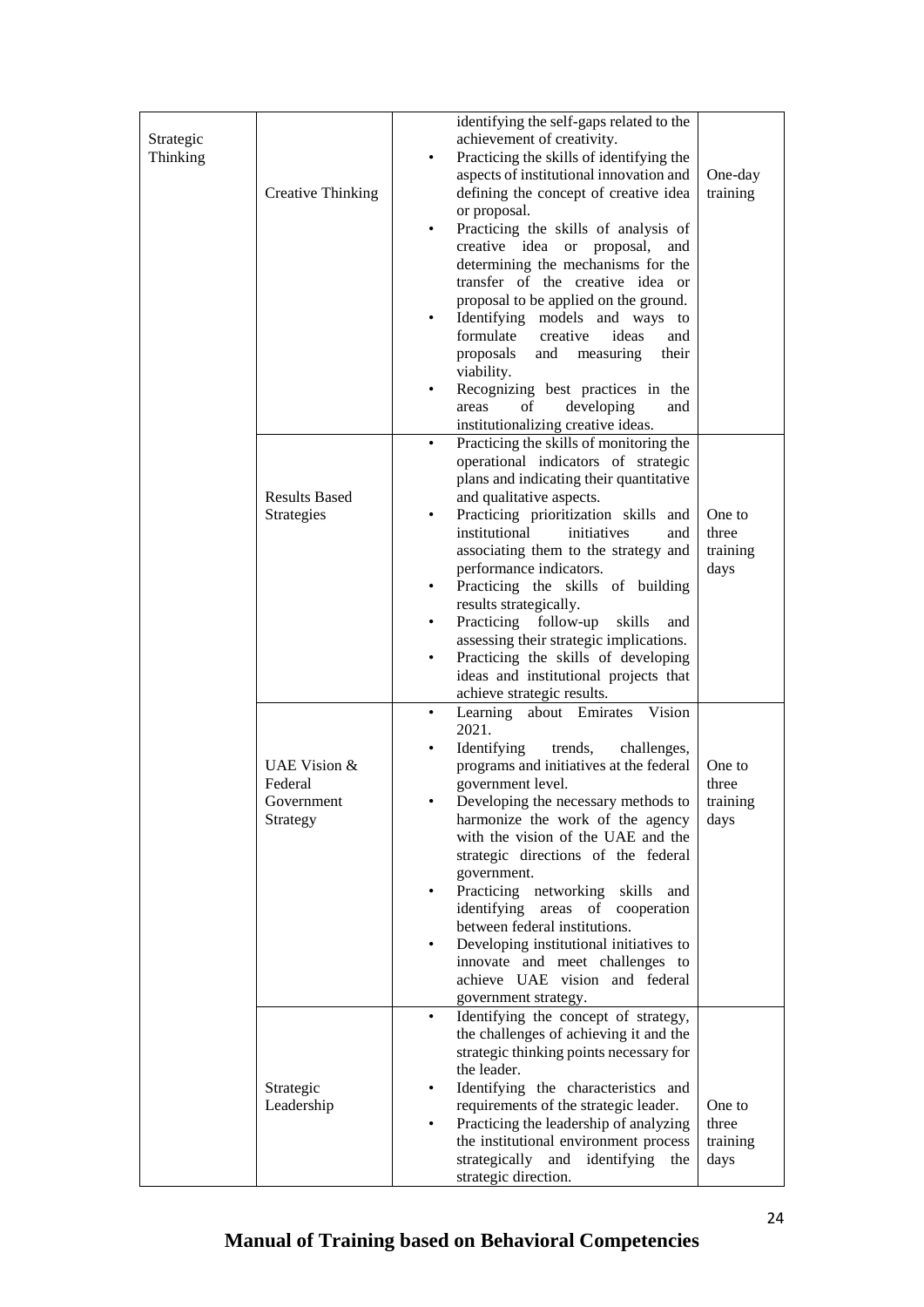| | | | |
|---|---|---|---|
| Strategic Thinking | Creative Thinking | identifying the self-gaps related to the achievement of creativity.<br>• Practicing the skills of identifying the aspects of institutional innovation and defining the concept of creative idea or proposal.<br>• Practicing the skills of analysis of creative idea or proposal, and determining the mechanisms for the transfer of the creative idea or proposal to be applied on the ground.<br>• Identifying models and ways to formulate creative ideas and proposals and measuring their viability.<br>• Recognizing best practices in the areas of developing and institutionalizing creative ideas. | One-day training |
| | Results Based Strategies | • Practicing the skills of monitoring the operational indicators of strategic plans and indicating their quantitative and qualitative aspects.<br>• Practicing prioritization skills and institutional initiatives and associating them to the strategy and performance indicators.<br>• Practicing the skills of building results strategically.<br>• Practicing follow-up skills and assessing their strategic implications.<br>• Practicing the skills of developing ideas and institutional projects that achieve strategic results. | One to three training days |
| | UAE Vision & Federal Government Strategy | • Learning about Emirates Vision 2021.<br>• Identifying trends, challenges, programs and initiatives at the federal government level.<br>• Developing the necessary methods to harmonize the work of the agency with the vision of the UAE and the strategic directions of the federal government.<br>• Practicing networking skills and identifying areas of cooperation between federal institutions.<br>• Developing institutional initiatives to innovate and meet challenges to achieve UAE vision and federal government strategy. | One to three training days |
| | Strategic Leadership | • Identifying the concept of strategy, the challenges of achieving it and the strategic thinking points necessary for the leader.<br>• Identifying the characteristics and requirements of the strategic leader.<br>• Practicing the leadership of analyzing the institutional environment process strategically and identifying the strategic direction. | One to three training days |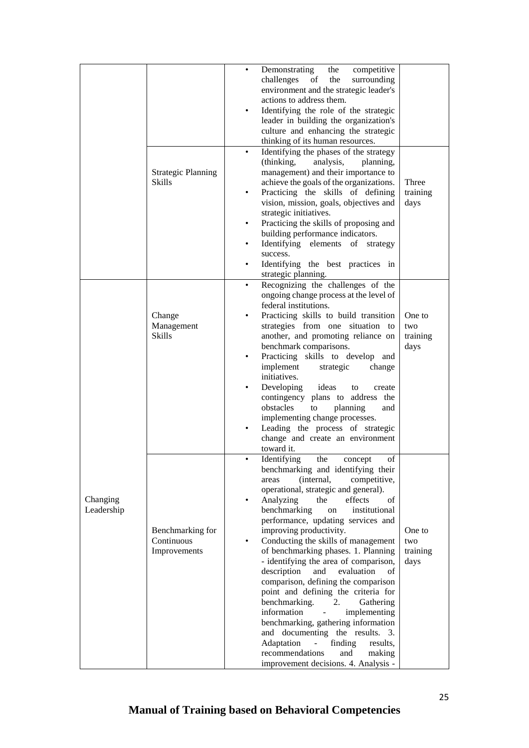| | | | |
|---|---|---|---|
| | | • Demonstrating the competitive challenges of the surrounding environment and the strategic leader's actions to address them.<br>• Identifying the role of the strategic leader in building the organization's culture and enhancing the strategic thinking of its human resources. | |
| | Strategic Planning Skills | • Identifying the phases of the strategy (thinking, analysis, planning, management) and their importance to achieve the goals of the organizations.<br>• Practicing the skills of defining vision, mission, goals, objectives and strategic initiatives.<br>• Practicing the skills of proposing and building performance indicators.<br>• Identifying elements of strategy success.<br>• Identifying the best practices in strategic planning. | Three training days |
| Changing Leadership | Change Management Skills | • Recognizing the challenges of the ongoing change process at the level of federal institutions.<br>• Practicing skills to build transition strategies from one situation to another, and promoting reliance on benchmark comparisons.<br>• Practicing skills to develop and implement strategic change initiatives.<br>• Developing ideas to create contingency plans to address the obstacles to planning and implementing change processes.<br>• Leading the process of strategic change and create an environment toward it. | One to two training days |
| | Benchmarking for Continuous Improvements | • Identifying the concept of benchmarking and identifying their areas (internal, competitive, operational, strategic and general).<br>• Analyzing the effects of benchmarking on institutional performance, updating services and improving productivity.<br>• Conducting the skills of management of benchmarking phases. 1. Planning - identifying the area of comparison, description and evaluation of comparison, defining the comparison point and defining the criteria for benchmarking. 2. Gathering information - implementing benchmarking, gathering information and documenting the results. 3. Adaptation - finding results, recommendations and making improvement decisions. 4. Analysis - | One to two training days |

**Manual of Training based on Behavioral Competencies**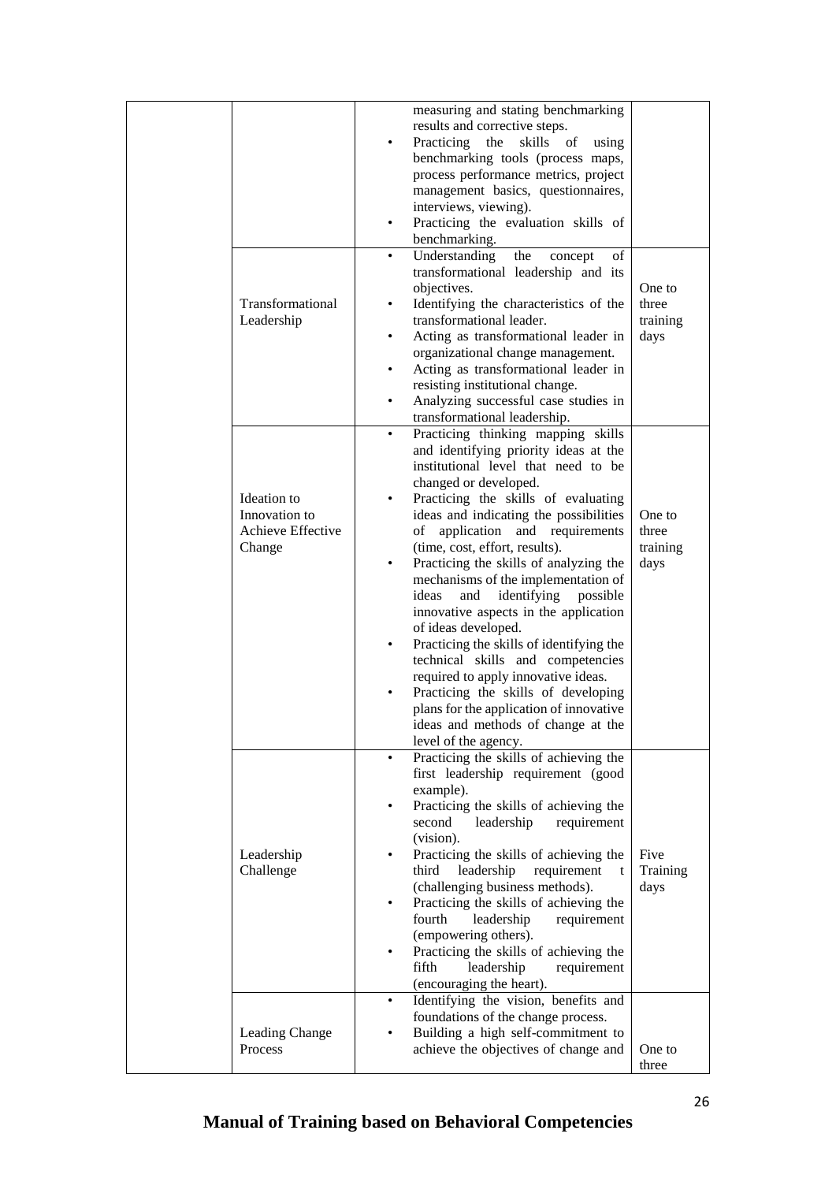|  |  |  |  |
|---|---|---|---|
|  |  | measuring and stating benchmarking results and corrective steps.<br>• Practicing the skills of using benchmarking tools (process maps, process performance metrics, project management basics, questionnaires, interviews, viewing).<br>• Practicing the evaluation skills of benchmarking. |  |
|  | Transformational Leadership | • Understanding the concept of transformational leadership and its objectives.<br>• Identifying the characteristics of the transformational leader.<br>• Acting as transformational leader in organizational change management.<br>• Acting as transformational leader in resisting institutional change.<br>• Analyzing successful case studies in transformational leadership. | One to three training days |
|  | Ideation to Innovation to Achieve Effective Change | • Practicing thinking mapping skills and identifying priority ideas at the institutional level that need to be changed or developed.<br>• Practicing the skills of evaluating ideas and indicating the possibilities of application and requirements (time, cost, effort, results).<br>• Practicing the skills of analyzing the mechanisms of the implementation of ideas and identifying possible innovative aspects in the application of ideas developed.<br>• Practicing the skills of identifying the technical skills and competencies required to apply innovative ideas.<br>• Practicing the skills of developing plans for the application of innovative ideas and methods of change at the level of the agency. | One to three training days |
|  | Leadership Challenge | • Practicing the skills of achieving the first leadership requirement (good example).<br>• Practicing the skills of achieving the second leadership requirement (vision).<br>• Practicing the skills of achieving the third leadership requirement t (challenging business methods).<br>• Practicing the skills of achieving the fourth leadership requirement (empowering others).<br>• Practicing the skills of achieving the fifth leadership requirement (encouraging the heart). | Five Training days |
|  | Leading Change Process | • Identifying the vision, benefits and foundations of the change process.<br>• Building a high self-commitment to achieve the objectives of change and | One to three |

**Manual of Training based on Behavioral Competencies**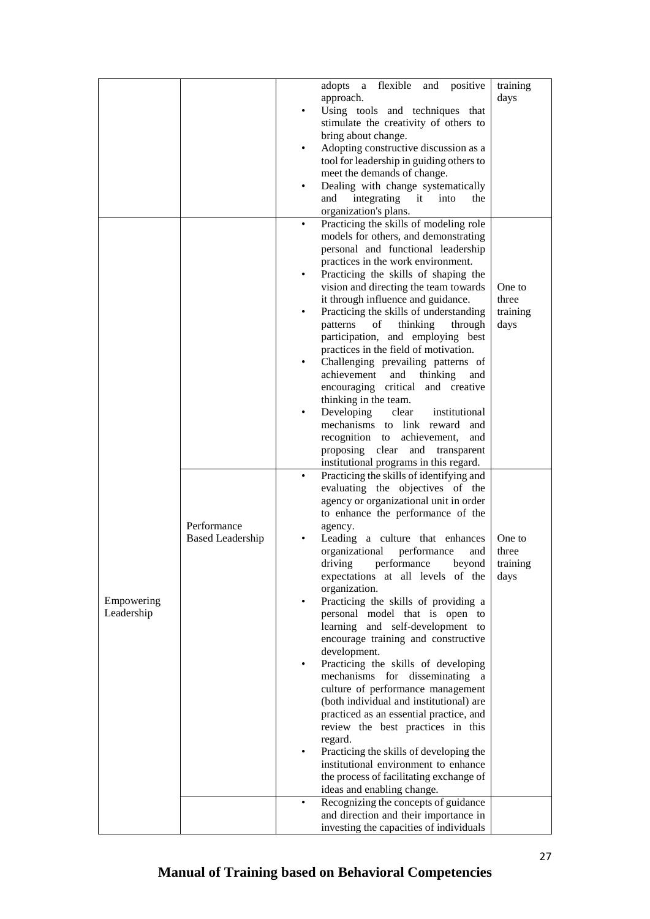| | | | |
|---|---|---|---|
| | | adopts a flexible and positive approach.<br>• Using tools and techniques that stimulate the creativity of others to bring about change.<br>• Adopting constructive discussion as a tool for leadership in guiding others to meet the demands of change.<br>• Dealing with change systematically and integrating it into the organization's plans. | training days |
| | | • Practicing the skills of modeling role models for others, and demonstrating personal and functional leadership practices in the work environment.<br>• Practicing the skills of shaping the vision and directing the team towards it through influence and guidance.<br>• Practicing the skills of understanding patterns of thinking through participation, and employing best practices in the field of motivation.<br>• Challenging prevailing patterns of achievement and thinking and encouraging critical and creative thinking in the team.<br>• Developing clear institutional mechanisms to link reward and recognition to achievement, and proposing clear and transparent institutional programs in this regard. | One to three training days |
| Empowering Leadership | Performance Based Leadership | • Practicing the skills of identifying and evaluating the objectives of the agency or organizational unit in order to enhance the performance of the agency.<br>• Leading a culture that enhances organizational performance and driving performance beyond expectations at all levels of the organization.<br>• Practicing the skills of providing a personal model that is open to learning and self-development to encourage training and constructive development.<br>• Practicing the skills of developing mechanisms for disseminating a culture of performance management (both individual and institutional) are practiced as an essential practice, and review the best practices in this regard.<br>• Practicing the skills of developing the institutional environment to enhance the process of facilitating exchange of ideas and enabling change. | One to three training days |
| | | • Recognizing the concepts of guidance and direction and their importance in investing the capacities of individuals | |

**Manual of Training based on Behavioral Competencies**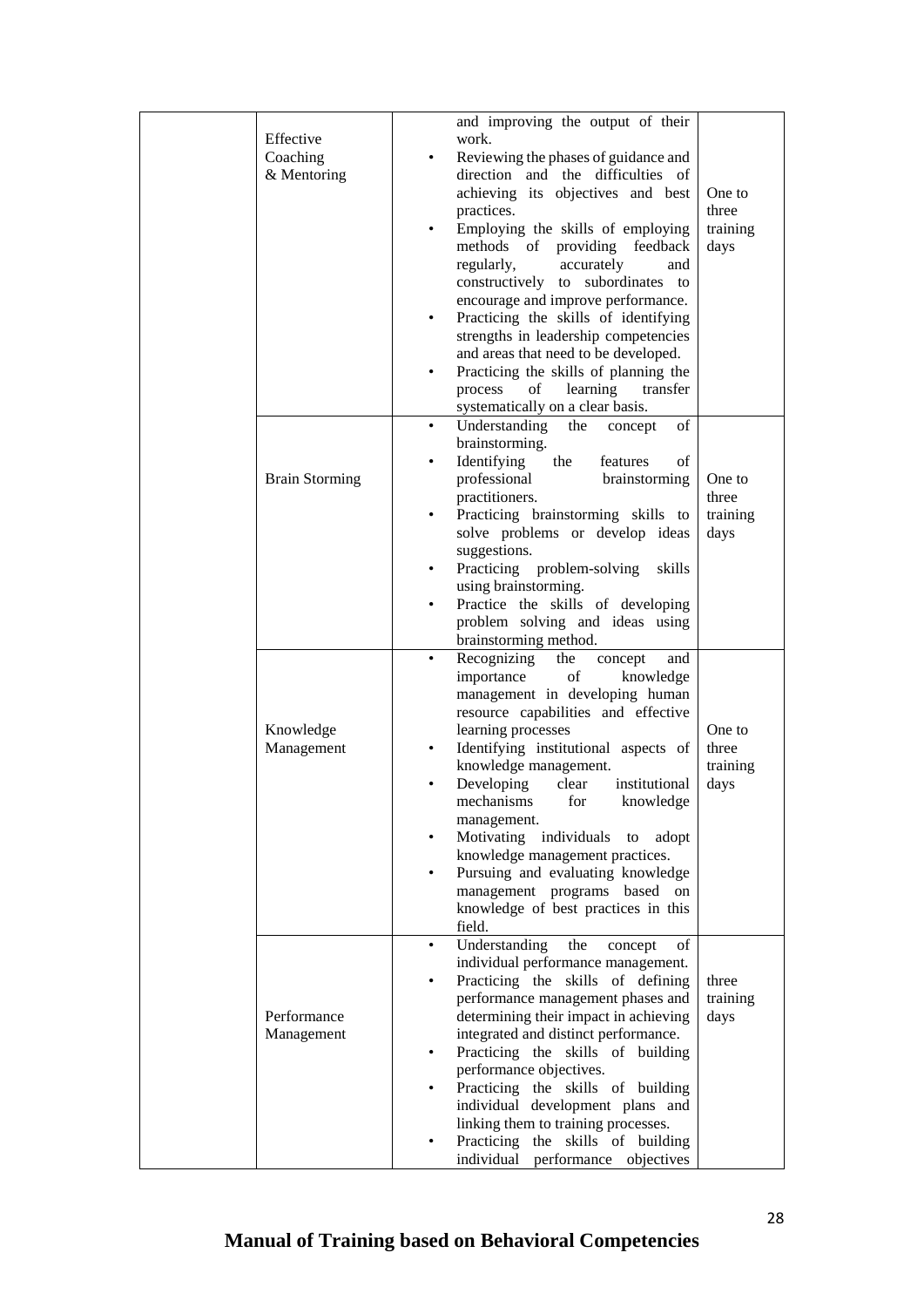| | | | |
|---|---|---|---|
| | Effective Coaching & Mentoring | and improving the output of their work.<br>• Reviewing the phases of guidance and direction and the difficulties of achieving its objectives and best practices.<br>• Employing the skills of employing methods of providing feedback regularly, accurately and constructively to subordinates to encourage and improve performance.<br>• Practicing the skills of identifying strengths in leadership competencies and areas that need to be developed.<br>• Practicing the skills of planning the process of learning transfer systematically on a clear basis. | One to three training days |
| | Brain Storming | • Understanding the concept of brainstorming.<br>• Identifying the features of professional brainstorming practitioners.<br>• Practicing brainstorming skills to solve problems or develop ideas suggestions.<br>• Practicing problem-solving skills using brainstorming.<br>• Practice the skills of developing problem solving and ideas using brainstorming method. | One to three training days |
| | Knowledge Management | • Recognizing the concept and importance of knowledge management in developing human resource capabilities and effective learning processes<br>• Identifying institutional aspects of knowledge management.<br>• Developing clear institutional mechanisms for knowledge management.<br>• Motivating individuals to adopt knowledge management practices.<br>• Pursuing and evaluating knowledge management programs based on knowledge of best practices in this field. | One to three training days |
| | Performance Management | • Understanding the concept of individual performance management.<br>• Practicing the skills of defining performance management phases and determining their impact in achieving integrated and distinct performance.<br>• Practicing the skills of building performance objectives.<br>• Practicing the skills of building individual development plans and linking them to training processes.<br>• Practicing the skills of building individual performance objectives | three training days |

**Manual of Training based on Behavioral Competencies**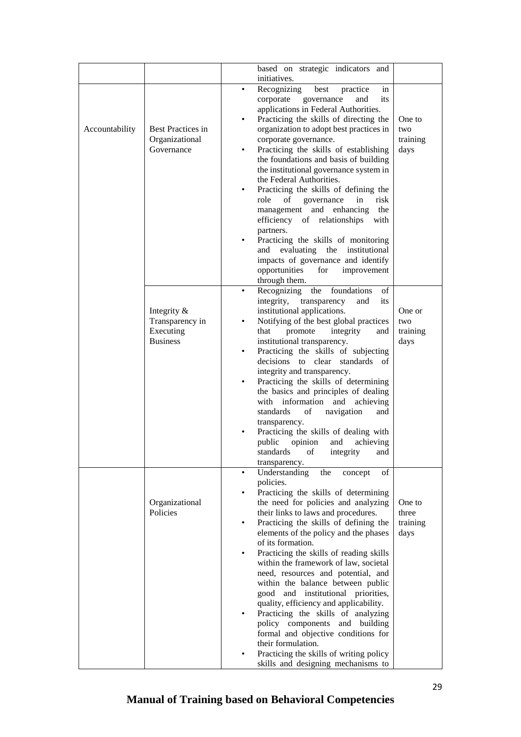|  |  |  |  |
|---|---|---|---|
|  |  | based on strategic indicators and initiatives. |  |
| Accountability | Best Practices in Organizational Governance | • Recognizing best practice in corporate governance and its applications in Federal Authorities.<br>• Practicing the skills of directing the organization to adopt best practices in corporate governance.<br>• Practicing the skills of establishing the foundations and basis of building the institutional governance system in the Federal Authorities.<br>• Practicing the skills of defining the role of governance in risk management and enhancing the efficiency of relationships with partners.<br>• Practicing the skills of monitoring and evaluating the institutional impacts of governance and identify opportunities for improvement through them. | One to two training days |
|  | Integrity & Transparency in Executing Business | • Recognizing the foundations of integrity, transparency and its institutional applications.<br>• Notifying of the best global practices that promote integrity and institutional transparency.<br>• Practicing the skills of subjecting decisions to clear standards of integrity and transparency.<br>• Practicing the skills of determining the basics and principles of dealing with information and achieving standards of navigation and transparency.<br>• Practicing the skills of dealing with public opinion and achieving standards of integrity and transparency. | One or two training days |
|  | Organizational Policies | • Understanding the concept of policies.<br>• Practicing the skills of determining the need for policies and analyzing their links to laws and procedures.<br>• Practicing the skills of defining the elements of the policy and the phases of its formation.<br>• Practicing the skills of reading skills within the framework of law, societal need, resources and potential, and within the balance between public good and institutional priorities, quality, efficiency and applicability.<br>• Practicing the skills of analyzing policy components and building formal and objective conditions for their formulation.<br>• Practicing the skills of writing policy skills and designing mechanisms to | One to three training days |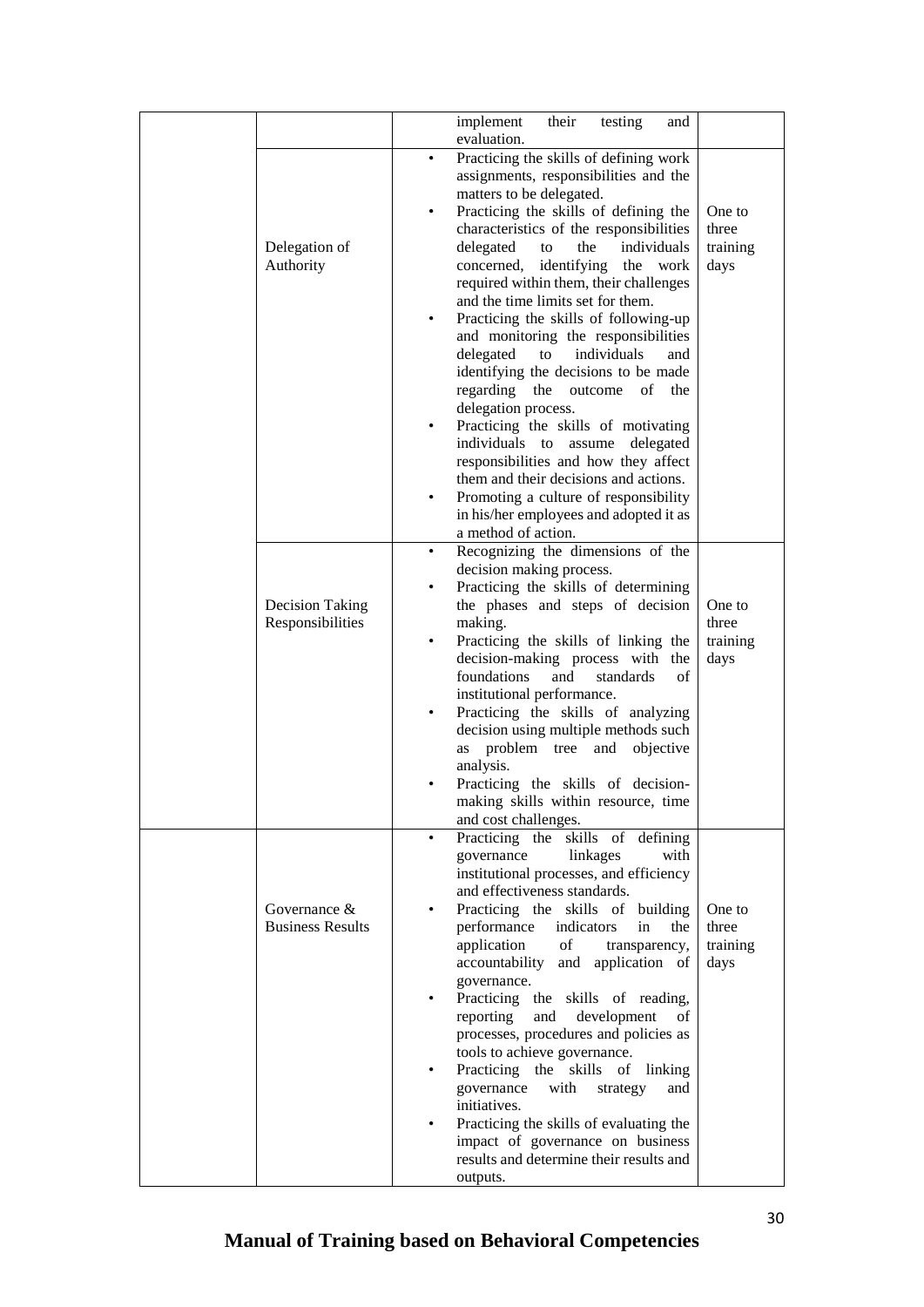| | | | |
|---|---|---|---|
| | | implement their testing and evaluation. | |
| | Delegation of Authority | • Practicing the skills of defining work assignments, responsibilities and the matters to be delegated.<br>• Practicing the skills of defining the characteristics of the responsibilities delegated to the individuals concerned, identifying the work required within them, their challenges and the time limits set for them.<br>• Practicing the skills of following-up and monitoring the responsibilities delegated to individuals and identifying the decisions to be made regarding the outcome of the delegation process.<br>• Practicing the skills of motivating individuals to assume delegated responsibilities and how they affect them and their decisions and actions.<br>• Promoting a culture of responsibility in his/her employees and adopted it as a method of action. | One to three training days |
| | Decision Taking Responsibilities | • Recognizing the dimensions of the decision making process.<br>• Practicing the skills of determining the phases and steps of decision making.<br>• Practicing the skills of linking the decision-making process with the foundations and standards of institutional performance.<br>• Practicing the skills of analyzing decision using multiple methods such as problem tree and objective analysis.<br>• Practicing the skills of decision-making skills within resource, time and cost challenges. | One to three training days |
| | Governance & Business Results | • Practicing the skills of defining governance linkages with institutional processes, and efficiency and effectiveness standards.<br>• Practicing the skills of building performance indicators in the application of transparency, accountability and application of governance.<br>• Practicing the skills of reading, reporting and development of processes, procedures and policies as tools to achieve governance.<br>• Practicing the skills of linking governance with strategy and initiatives.<br>• Practicing the skills of evaluating the impact of governance on business results and determine their results and outputs. | One to three training days |

**Manual of Training based on Behavioral Competencies**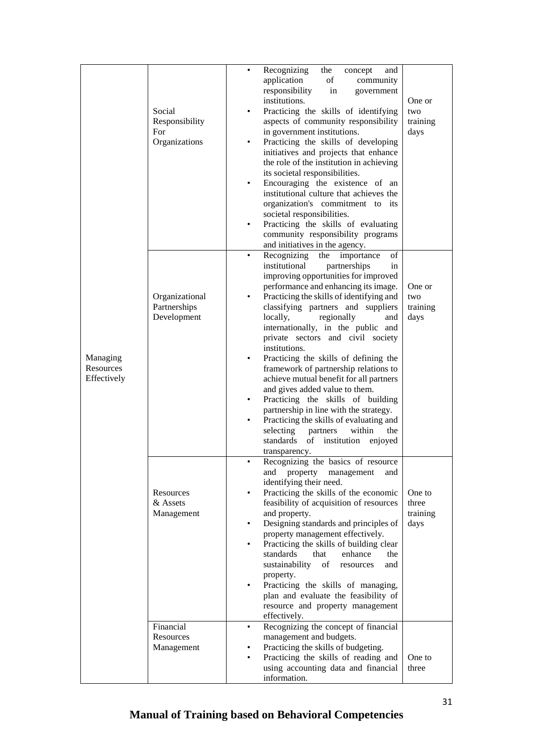| | | | |
|---|---|---|---|
| Managing Resources Effectively | Social Responsibility For Organizations | • Recognizing the concept and application of community responsibility in government institutions.<br>• Practicing the skills of identifying aspects of community responsibility in government institutions.<br>• Practicing the skills of developing initiatives and projects that enhance the role of the institution in achieving its societal responsibilities.<br>• Encouraging the existence of an institutional culture that achieves the organization's commitment to its societal responsibilities.<br>• Practicing the skills of evaluating community responsibility programs and initiatives in the agency. | One or two training days |
| | Organizational Partnerships Development | • Recognizing the importance of institutional partnerships in improving opportunities for improved performance and enhancing its image.<br>• Practicing the skills of identifying and classifying partners and suppliers locally, regionally and internationally, in the public and private sectors and civil society institutions.<br>• Practicing the skills of defining the framework of partnership relations to achieve mutual benefit for all partners and gives added value to them.<br>• Practicing the skills of building partnership in line with the strategy.<br>• Practicing the skills of evaluating and selecting partners within the standards of institution enjoyed transparency. | One or two training days |
| | Resources & Assets Management | • Recognizing the basics of resource and property management and identifying their need.<br>• Practicing the skills of the economic feasibility of acquisition of resources and property.<br>• Designing standards and principles of property management effectively.<br>• Practicing the skills of building clear standards that enhance the sustainability of resources and property.<br>• Practicing the skills of managing, plan and evaluate the feasibility of resource and property management effectively. | One to three training days |
| | Financial Resources Management | • Recognizing the concept of financial management and budgets.<br>• Practicing the skills of budgeting.<br>• Practicing the skills of reading and using accounting data and financial information. | One to three |

**Manual of Training based on Behavioral Competencies**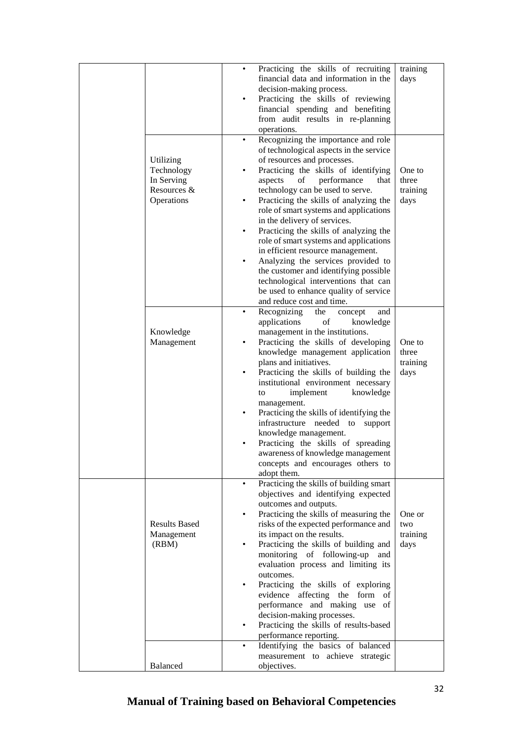| | | | |
|---|---|---|---|
| | | • Practicing the skills of recruiting financial data and information in the decision-making process.<br>• Practicing the skills of reviewing financial spending and benefiting from audit results in re-planning operations. | training days |
| | Utilizing Technology In Serving Resources & Operations | • Recognizing the importance and role of technological aspects in the service of resources and processes.<br>• Practicing the skills of identifying aspects of performance that technology can be used to serve.<br>• Practicing the skills of analyzing the role of smart systems and applications in the delivery of services.<br>• Practicing the skills of analyzing the role of smart systems and applications in efficient resource management.<br>• Analyzing the services provided to the customer and identifying possible technological interventions that can be used to enhance quality of service and reduce cost and time. | One to three training days |
| | Knowledge Management | • Recognizing the concept and applications of knowledge management in the institutions.<br>• Practicing the skills of developing knowledge management application plans and initiatives.<br>• Practicing the skills of building the institutional environment necessary to implement knowledge management.<br>• Practicing the skills of identifying the infrastructure needed to support knowledge management.<br>• Practicing the skills of spreading awareness of knowledge management concepts and encourages others to adopt them. | One to three training days |
| | Results Based Management (RBM) | • Practicing the skills of building smart objectives and identifying expected outcomes and outputs.<br>• Practicing the skills of measuring the risks of the expected performance and its impact on the results.<br>• Practicing the skills of building and monitoring of following-up and evaluation process and limiting its outcomes.<br>• Practicing the skills of exploring evidence affecting the form of performance and making use of decision-making processes.<br>• Practicing the skills of results-based performance reporting. | One or two training days |
| | Balanced | • Identifying the basics of balanced measurement to achieve strategic objectives. | |

**Manual of Training based on Behavioral Competencies**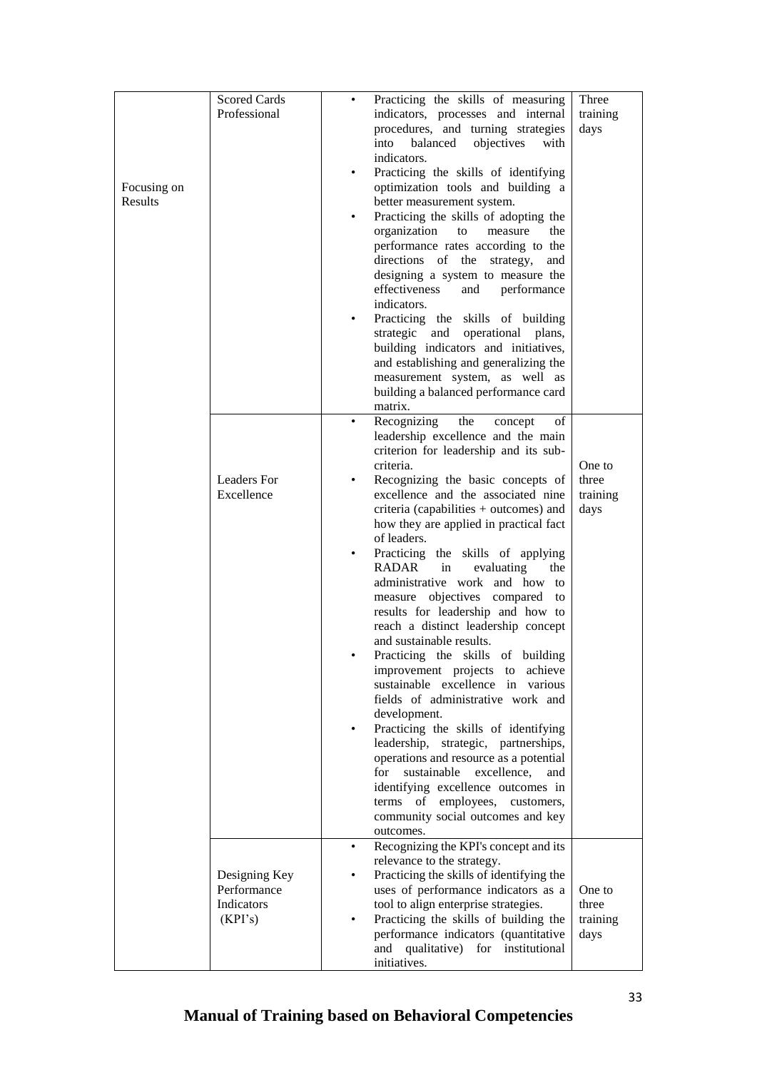| | | | |
|---|---|---|---|
| Focusing on Results | Scored Cards Professional | • Practicing the skills of measuring indicators, processes and internal procedures, and turning strategies into balanced objectives with indicators.<br>• Practicing the skills of identifying optimization tools and building a better measurement system.<br>• Practicing the skills of adopting the organization to measure the performance rates according to the directions of the strategy, and designing a system to measure the effectiveness and performance indicators.<br>• Practicing the skills of building strategic and operational plans, building indicators and initiatives, and establishing and generalizing the measurement system, as well as building a balanced performance card matrix. | Three training days |
| | Leaders For Excellence | • Recognizing the concept of leadership excellence and the main criterion for leadership and its sub-criteria.<br>• Recognizing the basic concepts of excellence and the associated nine criteria (capabilities + outcomes) and how they are applied in practical fact of leaders.<br>• Practicing the skills of applying RADAR in evaluating the administrative work and how to measure objectives compared to results for leadership and how to reach a distinct leadership concept and sustainable results.<br>• Practicing the skills of building improvement projects to achieve sustainable excellence in various fields of administrative work and development.<br>• Practicing the skills of identifying leadership, strategic, partnerships, operations and resource as a potential for sustainable excellence, and identifying excellence outcomes in terms of employees, customers, community social outcomes and key outcomes. | One to three training days |
| | Designing Key Performance Indicators (KPI's) | • Recognizing the KPI's concept and its relevance to the strategy.<br>• Practicing the skills of identifying the uses of performance indicators as a tool to align enterprise strategies.<br>• Practicing the skills of building the performance indicators (quantitative and qualitative) for institutional initiatives. | One to three training days |

**Manual of Training based on Behavioral Competencies**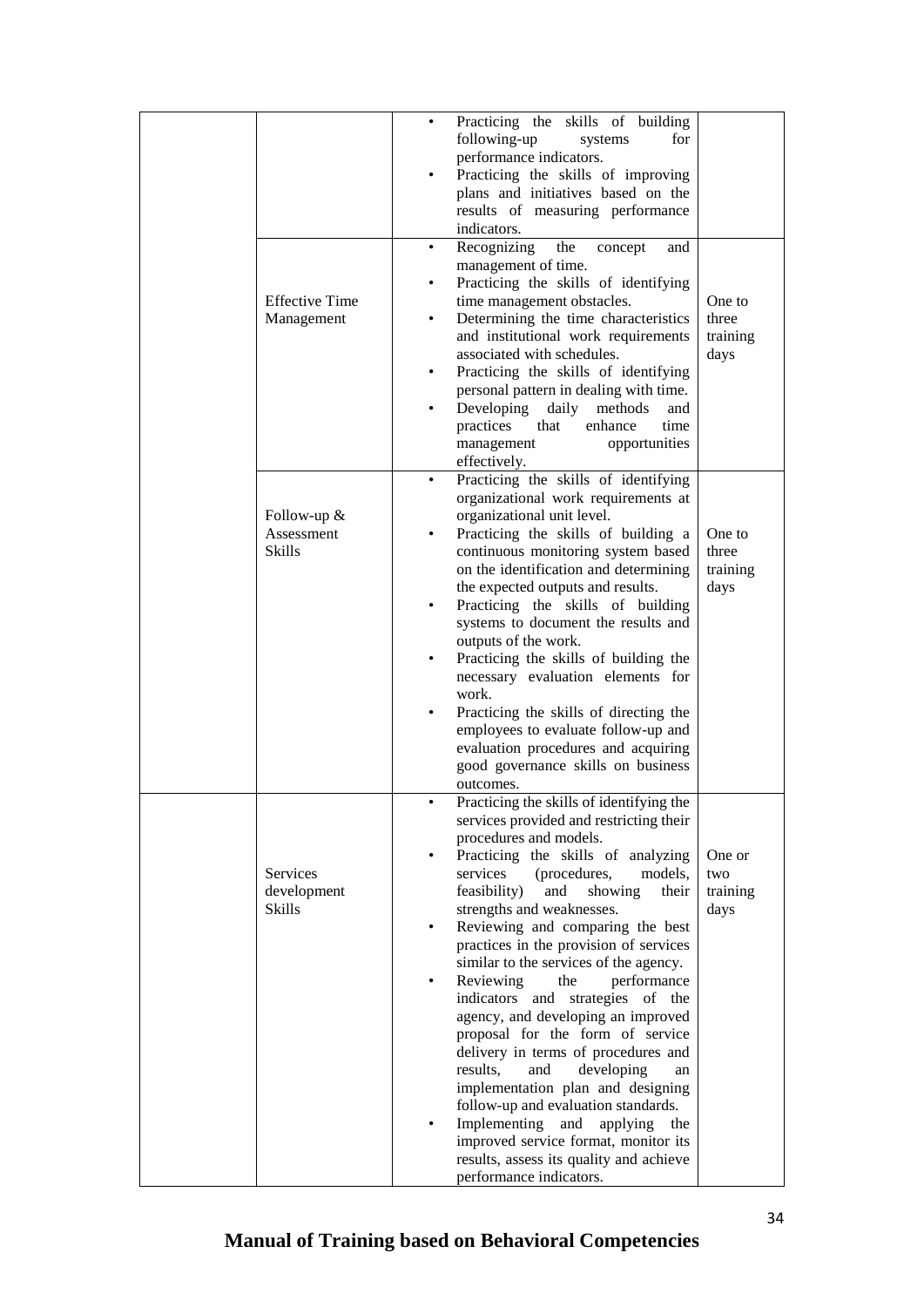| | | | |
|---|---|---|---|
| | | • Practicing the skills of building following-up systems for performance indicators.<br>• Practicing the skills of improving plans and initiatives based on the results of measuring performance indicators. | |
| | Effective Time Management | • Recognizing the concept and management of time.<br>• Practicing the skills of identifying time management obstacles.<br>• Determining the time characteristics and institutional work requirements associated with schedules.<br>• Practicing the skills of identifying personal pattern in dealing with time.<br>• Developing daily methods and practices that enhance time management opportunities effectively. | One to three training days |
| | Follow-up & Assessment Skills | • Practicing the skills of identifying organizational work requirements at organizational unit level.<br>• Practicing the skills of building a continuous monitoring system based on the identification and determining the expected outputs and results.<br>• Practicing the skills of building systems to document the results and outputs of the work.<br>• Practicing the skills of building the necessary evaluation elements for work.<br>• Practicing the skills of directing the employees to evaluate follow-up and evaluation procedures and acquiring good governance skills on business outcomes. | One to three training days |
| | Services development Skills | • Practicing the skills of identifying the services provided and restricting their procedures and models.<br>• Practicing the skills of analyzing services (procedures, models, feasibility) and showing their strengths and weaknesses.<br>• Reviewing and comparing the best practices in the provision of services similar to the services of the agency.<br>• Reviewing the performance indicators and strategies of the agency, and developing an improved proposal for the form of service delivery in terms of procedures and results, and developing an implementation plan and designing follow-up and evaluation standards.<br>• Implementing and applying the improved service format, monitor its results, assess its quality and achieve performance indicators. | One or two training days |

**Manual of Training based on Behavioral Competencies**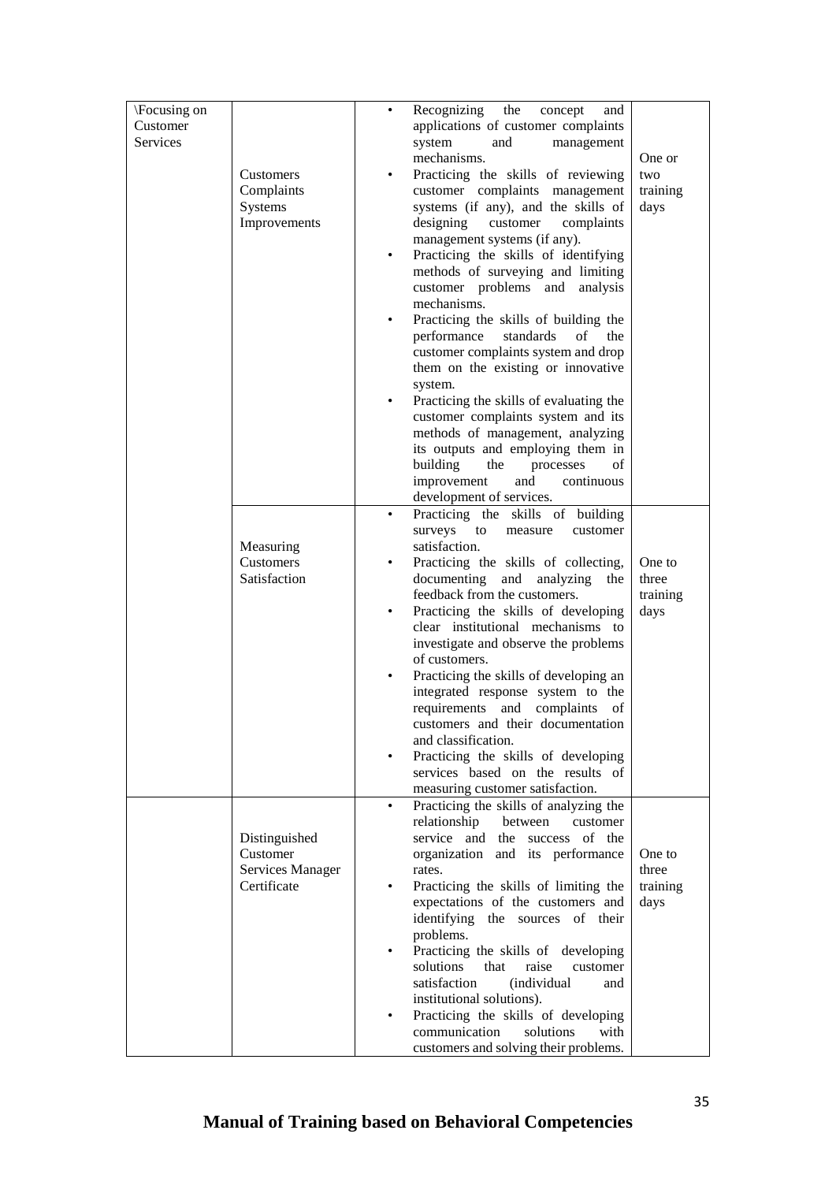| \Focusing on Customer Services | Customers Complaints Systems Improvements | • Recognizing the concept and applications of customer complaints system and management mechanisms.<br>• Practicing the skills of reviewing customer complaints management systems (if any), and the skills of designing customer complaints management systems (if any).<br>• Practicing the skills of identifying methods of surveying and limiting customer problems and analysis mechanisms.<br>• Practicing the skills of building the performance standards of the customer complaints system and drop them on the existing or innovative system.<br>• Practicing the skills of evaluating the customer complaints system and its methods of management, analyzing its outputs and employing them in building the processes of improvement and continuous development of services. | One or two training days |
|---|---|---|---|
| | Measuring Customers Satisfaction | • Practicing the skills of building surveys to measure customer satisfaction.<br>• Practicing the skills of collecting, documenting and analyzing the feedback from the customers.<br>• Practicing the skills of developing clear institutional mechanisms to investigate and observe the problems of customers.<br>• Practicing the skills of developing an integrated response system to the requirements and complaints of customers and their documentation and classification.<br>• Practicing the skills of developing services based on the results of measuring customer satisfaction. | One to three training days |
| | Distinguished Customer Services Manager Certificate | • Practicing the skills of analyzing the relationship between customer service and the success of the organization and its performance rates.<br>• Practicing the skills of limiting the expectations of the customers and identifying the sources of their problems.<br>• Practicing the skills of developing solutions that raise customer satisfaction (individual and institutional solutions).<br>• Practicing the skills of developing communication solutions with customers and solving their problems. | One to three training days |

**Manual of Training based on Behavioral Competencies**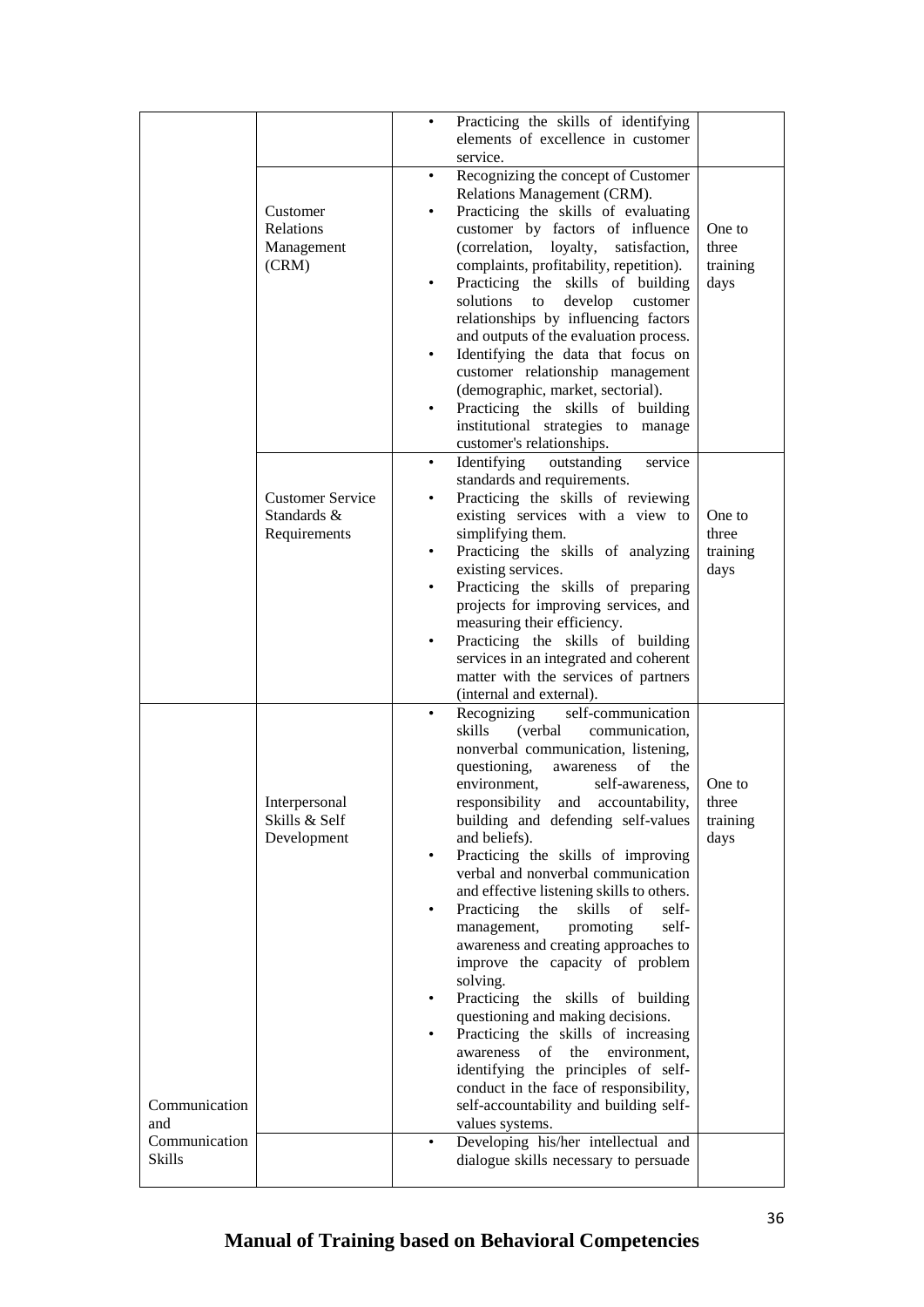| | | | |
|---|---|---|---|
| | | • Practicing the skills of identifying elements of excellence in customer service. | |
| | Customer Relations Management (CRM) | • Recognizing the concept of Customer Relations Management (CRM).<br>• Practicing the skills of evaluating customer by factors of influence (correlation, loyalty, satisfaction, complaints, profitability, repetition).<br>• Practicing the skills of building solutions to develop customer relationships by influencing factors and outputs of the evaluation process.<br>• Identifying the data that focus on customer relationship management (demographic, market, sectorial).<br>• Practicing the skills of building institutional strategies to manage customer's relationships. | One to three training days |
| | Customer Service Standards & Requirements | • Identifying outstanding service standards and requirements.<br>• Practicing the skills of reviewing existing services with a view to simplifying them.<br>• Practicing the skills of analyzing existing services.<br>• Practicing the skills of preparing projects for improving services, and measuring their efficiency.<br>• Practicing the skills of building services in an integrated and coherent matter with the services of partners (internal and external). | One to three training days |
| Communication and Communication Skills | Interpersonal Skills & Self Development | • Recognizing self-communication skills (verbal communication, nonverbal communication, listening, questioning, awareness of the environment, self-awareness, responsibility and accountability, building and defending self-values and beliefs).<br>• Practicing the skills of improving verbal and nonverbal communication and effective listening skills to others.<br>• Practicing the skills of self-management, promoting self-awareness and creating approaches to improve the capacity of problem solving.<br>• Practicing the skills of building questioning and making decisions.<br>• Practicing the skills of increasing awareness of the environment, identifying the principles of self-conduct in the face of responsibility, self-accountability and building self-values systems. | One to three training days |
| | | • Developing his/her intellectual and dialogue skills necessary to persuade | |

**Manual of Training based on Behavioral Competencies**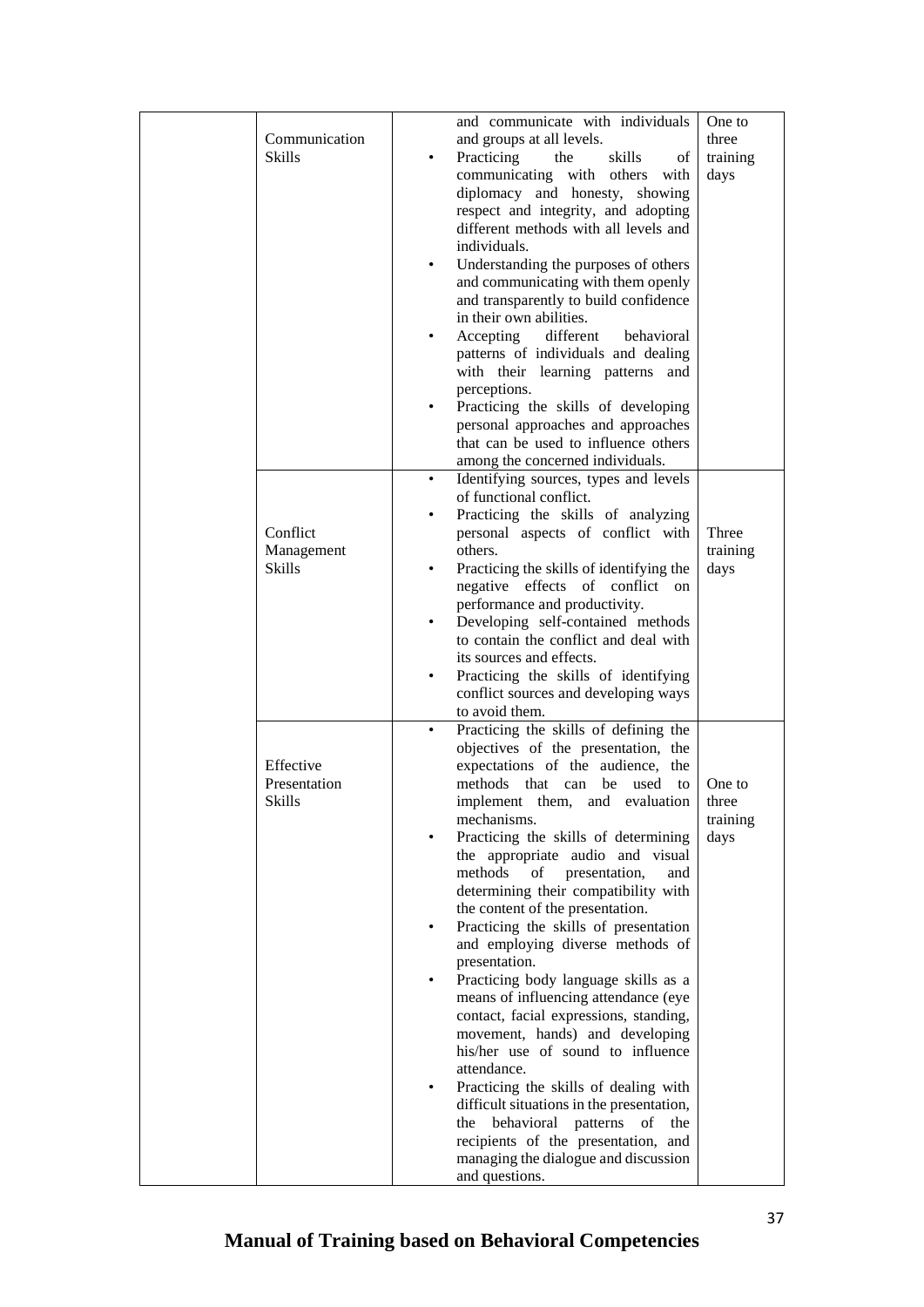|  |  |  |  |
|---|---|---|---|
|  | Communication Skills | and communicate with individuals and groups at all levels.<br>• Practicing the skills of communicating with others with diplomacy and honesty, showing respect and integrity, and adopting different methods with all levels and individuals.<br>• Understanding the purposes of others and communicating with them openly and transparently to build confidence in their own abilities.<br>• Accepting different behavioral patterns of individuals and dealing with their learning patterns and perceptions.<br>• Practicing the skills of developing personal approaches and approaches that can be used to influence others among the concerned individuals. | One to three training days |
|  | Conflict Management Skills | • Identifying sources, types and levels of functional conflict.<br>• Practicing the skills of analyzing personal aspects of conflict with others.<br>• Practicing the skills of identifying the negative effects of conflict on performance and productivity.<br>• Developing self-contained methods to contain the conflict and deal with its sources and effects.<br>• Practicing the skills of identifying conflict sources and developing ways to avoid them. | Three training days |
|  | Effective Presentation Skills | • Practicing the skills of defining the objectives of the presentation, the expectations of the audience, the methods that can be used to implement them, and evaluation mechanisms.<br>• Practicing the skills of determining the appropriate audio and visual methods of presentation, and determining their compatibility with the content of the presentation.<br>• Practicing the skills of presentation and employing diverse methods of presentation.<br>• Practicing body language skills as a means of influencing attendance (eye contact, facial expressions, standing, movement, hands) and developing his/her use of sound to influence attendance.<br>• Practicing the skills of dealing with difficult situations in the presentation, the behavioral patterns of the recipients of the presentation, and managing the dialogue and discussion and questions. | One to three training days |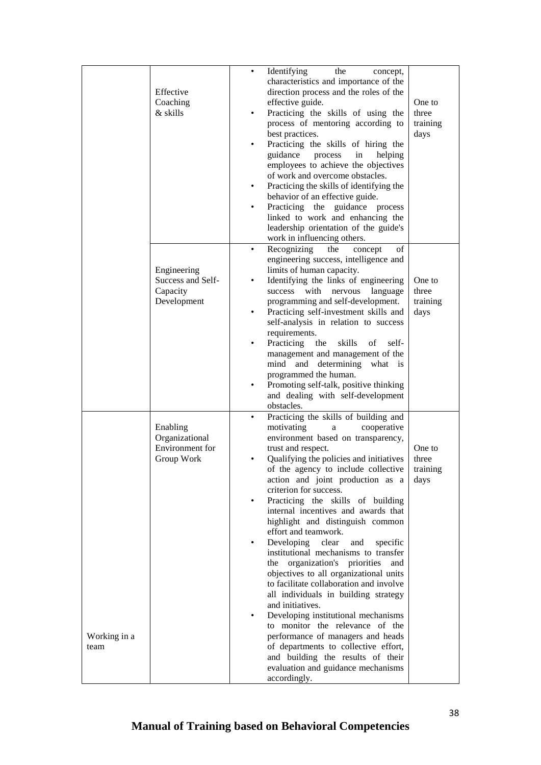| | | | |
|---|---|---|---|
| | Effective Coaching & skills | • Identifying the concept, characteristics and importance of the direction process and the roles of the effective guide.<br>• Practicing the skills of using the process of mentoring according to best practices.<br>• Practicing the skills of hiring the guidance process in helping employees to achieve the objectives of work and overcome obstacles.<br>• Practicing the skills of identifying the behavior of an effective guide.<br>• Practicing the guidance process linked to work and enhancing the leadership orientation of the guide's work in influencing others. | One to three training days |
| | Engineering Success and Self-Capacity Development | • Recognizing the concept of engineering success, intelligence and limits of human capacity.<br>• Identifying the links of engineering success with nervous language programming and self-development.<br>• Practicing self-investment skills and self-analysis in relation to success requirements.<br>• Practicing the skills of self-management and management of the mind and determining what is programmed the human.<br>• Promoting self-talk, positive thinking and dealing with self-development obstacles. | One to three training days |
| Working in a team | Enabling Organizational Environment for Group Work | • Practicing the skills of building and motivating a cooperative environment based on transparency, trust and respect.<br>• Qualifying the policies and initiatives of the agency to include collective action and joint production as a criterion for success.<br>• Practicing the skills of building internal incentives and awards that highlight and distinguish common effort and teamwork.<br>• Developing clear and specific institutional mechanisms to transfer the organization's priorities and objectives to all organizational units to facilitate collaboration and involve all individuals in building strategy and initiatives.<br>• Developing institutional mechanisms to monitor the relevance of the performance of managers and heads of departments to collective effort, and building the results of their evaluation and guidance mechanisms accordingly. | One to three training days |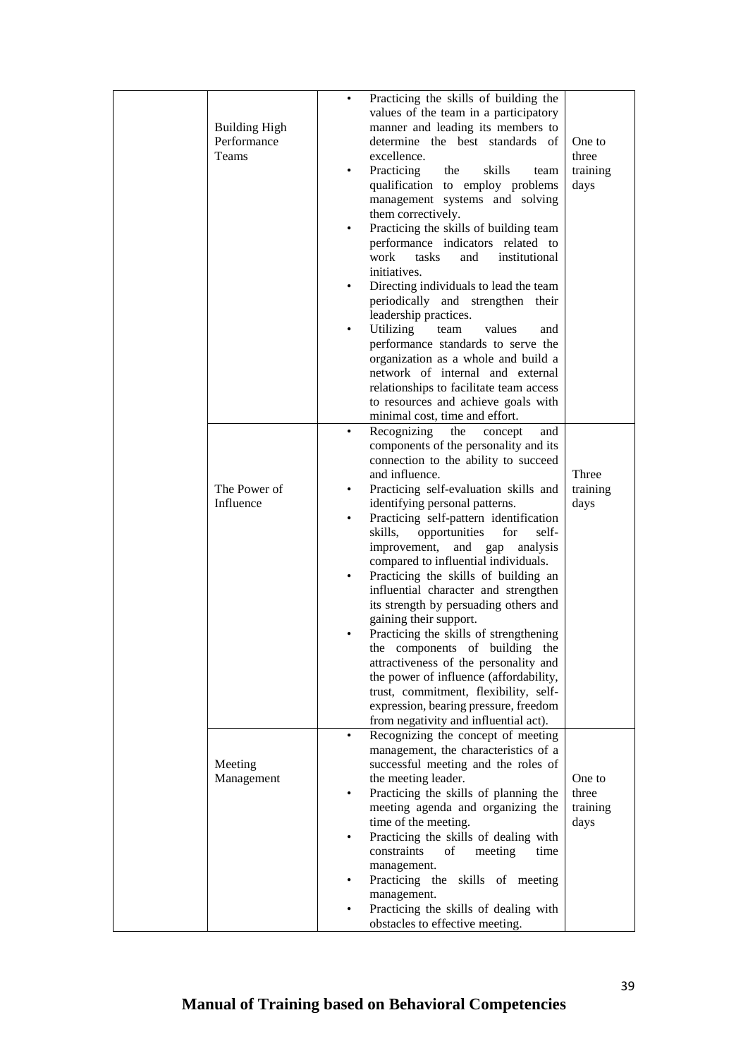| | | | |
|---|---|---|---|
| | Building High Performance Teams | • Practicing the skills of building the values of the team in a participatory manner and leading its members to determine the best standards of excellence.<br>• Practicing the skills team qualification to employ problems management systems and solving them correctively.<br>• Practicing the skills of building team performance indicators related to work tasks and institutional initiatives.<br>• Directing individuals to lead the team periodically and strengthen their leadership practices.<br>• Utilizing team values and performance standards to serve the organization as a whole and build a network of internal and external relationships to facilitate team access to resources and achieve goals with minimal cost, time and effort. | One to three training days |
| | The Power of Influence | • Recognizing the concept and components of the personality and its connection to the ability to succeed and influence.<br>• Practicing self-evaluation skills and identifying personal patterns.<br>• Practicing self-pattern identification skills, opportunities for self-improvement, and gap analysis compared to influential individuals.<br>• Practicing the skills of building an influential character and strengthen its strength by persuading others and gaining their support.<br>• Practicing the skills of strengthening the components of building the attractiveness of the personality and the power of influence (affordability, trust, commitment, flexibility, self-expression, bearing pressure, freedom from negativity and influential act). | Three training days |
| | Meeting Management | • Recognizing the concept of meeting management, the characteristics of a successful meeting and the roles of the meeting leader.<br>• Practicing the skills of planning the meeting agenda and organizing the time of the meeting.<br>• Practicing the skills of dealing with constraints of meeting time management.<br>• Practicing the skills of meeting management.<br>• Practicing the skills of dealing with obstacles to effective meeting. | One to three training days |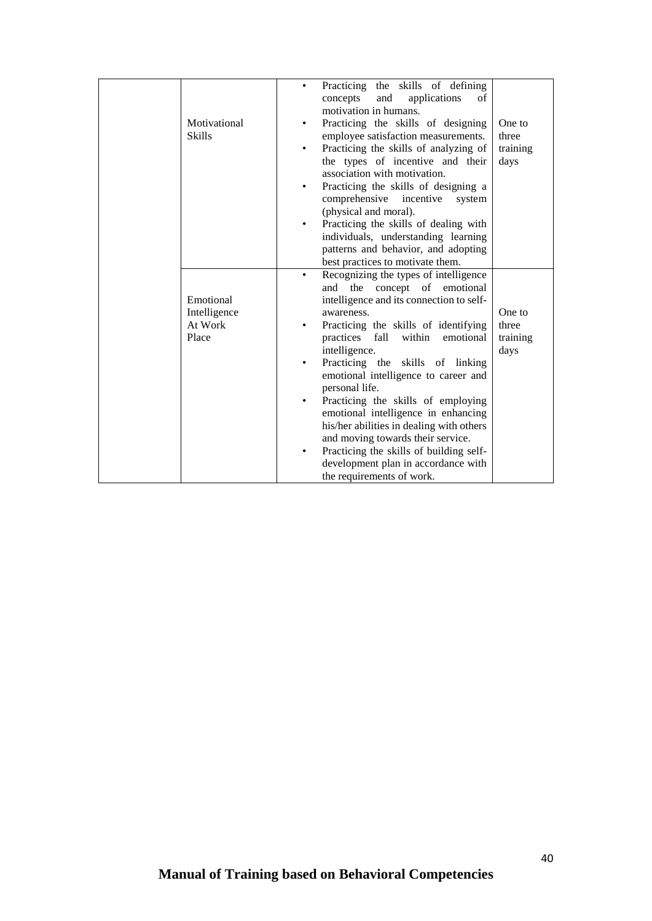| | | | |
|---|---|---|---|
| | Motivational Skills | • Practicing the skills of defining concepts and applications of motivation in humans.<br>• Practicing the skills of designing employee satisfaction measurements.<br>• Practicing the skills of analyzing of the types of incentive and their association with motivation.<br>• Practicing the skills of designing a comprehensive incentive system (physical and moral).<br>• Practicing the skills of dealing with individuals, understanding learning patterns and behavior, and adopting best practices to motivate them. | One to three training days |
| | Emotional Intelligence At Work Place | • Recognizing the types of intelligence and the concept of emotional intelligence and its connection to self-awareness.<br>• Practicing the skills of identifying practices fall within emotional intelligence.<br>• Practicing the skills of linking emotional intelligence to career and personal life.<br>• Practicing the skills of employing emotional intelligence in enhancing his/her abilities in dealing with others and moving towards their service.<br>• Practicing the skills of building self-development plan in accordance with the requirements of work. | One to three training days |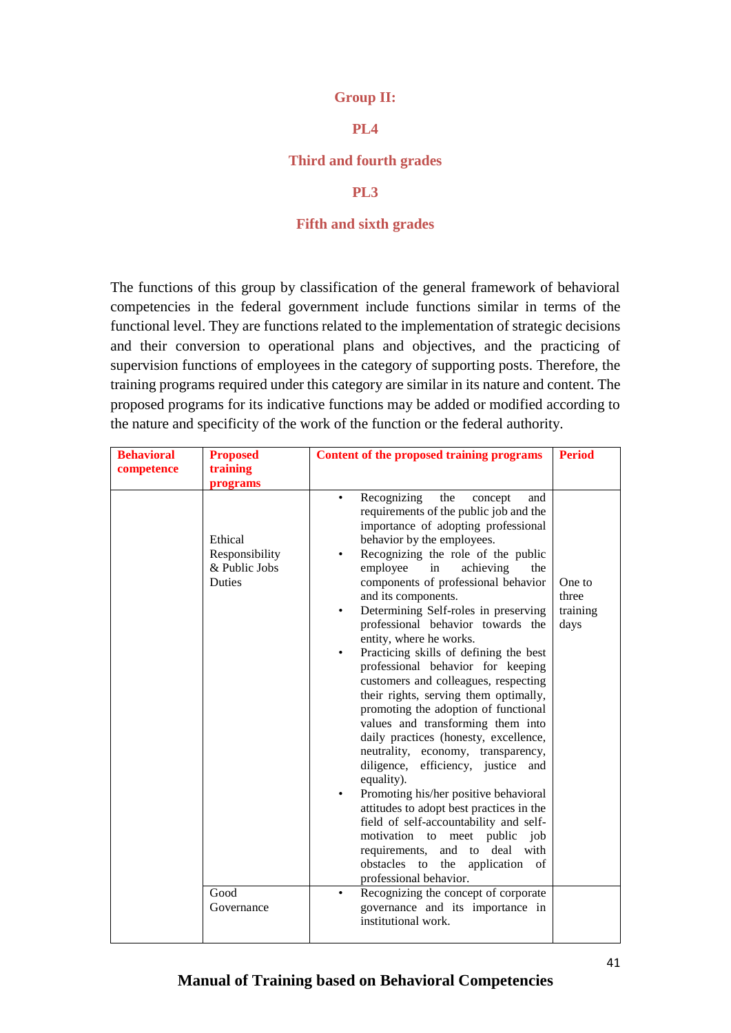## Group II:

## PL4

## Third and fourth grades

## PL3

## Fifth and sixth grades

The functions of this group by classification of the general framework of behavioral competencies in the federal government include functions similar in terms of the functional level. They are functions related to the implementation of strategic decisions and their conversion to operational plans and objectives, and the practicing of supervision functions of employees in the category of supporting posts. Therefore, the training programs required under this category are similar in its nature and content. The proposed programs for its indicative functions may be added or modified according to the nature and specificity of the work of the function or the federal authority.

| Behavioral competence | Proposed training programs | Content of the proposed training programs | Period |
|---|---|---|---|
| | Ethical Responsibility & Public Jobs Duties | • Recognizing the concept and requirements of the public job and the importance of adopting professional behavior by the employees.<br>• Recognizing the role of the public employee in achieving the components of professional behavior and its components.<br>• Determining Self-roles in preserving professional behavior towards the entity, where he works.<br>• Practicing skills of defining the best professional behavior for keeping customers and colleagues, respecting their rights, serving them optimally, promoting the adoption of functional values and transforming them into daily practices (honesty, excellence, neutrality, economy, transparency, diligence, efficiency, justice and equality).<br>• Promoting his/her positive behavioral attitudes to adopt best practices in the field of self-accountability and self-motivation to meet public job requirements, and to deal with obstacles to the application of professional behavior. | One to three training days |
| | Good Governance | • Recognizing the concept of corporate governance and its importance in institutional work. | |

Manual of Training based on Behavioral Competencies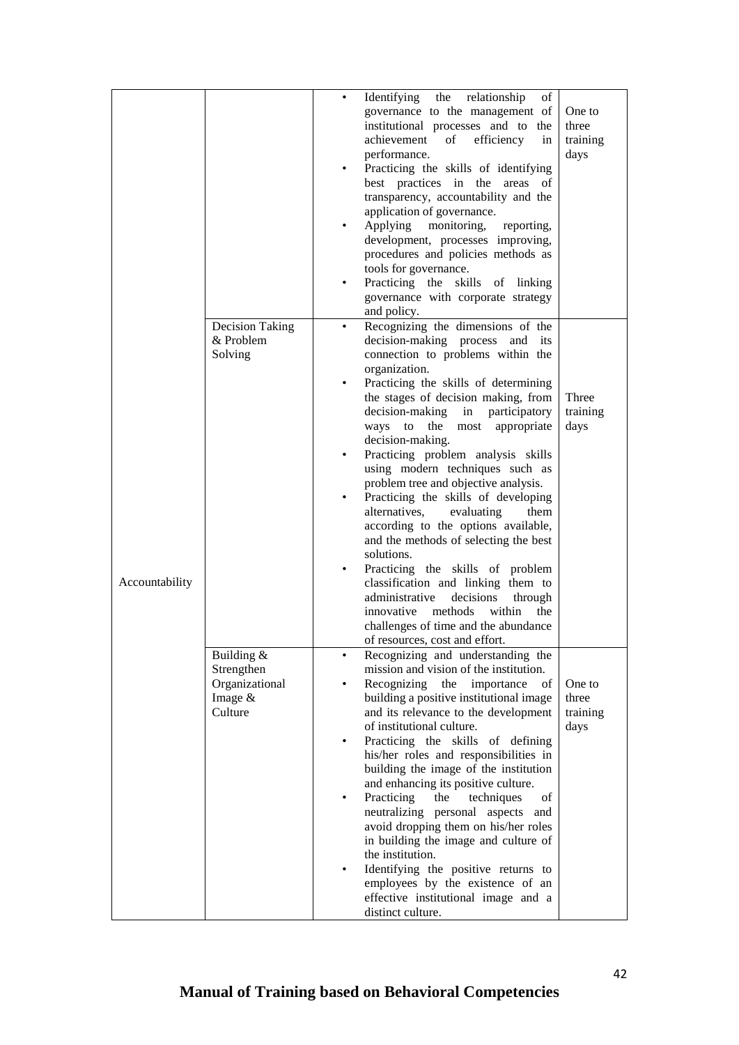| | | | |
|---|---|---|---|
| Accountability | | • Identifying the relationship of governance to the management of institutional processes and to the achievement of efficiency in performance.<br>• Practicing the skills of identifying best practices in the areas of transparency, accountability and the application of governance.<br>• Applying monitoring, reporting, development, processes improving, procedures and policies methods as tools for governance.<br>• Practicing the skills of linking governance with corporate strategy and policy. | One to three training days |
| | Decision Taking & Problem Solving | • Recognizing the dimensions of the decision-making process and its connection to problems within the organization.<br>• Practicing the skills of determining the stages of decision making, from decision-making in participatory ways to the most appropriate decision-making.<br>• Practicing problem analysis skills using modern techniques such as problem tree and objective analysis.<br>• Practicing the skills of developing alternatives, evaluating them according to the options available, and the methods of selecting the best solutions.<br>• Practicing the skills of problem classification and linking them to administrative decisions through innovative methods within the challenges of time and the abundance of resources, cost and effort. | Three training days |
| | Building & Strengthen Organizational Image & Culture | • Recognizing and understanding the mission and vision of the institution.<br>• Recognizing the importance of building a positive institutional image and its relevance to the development of institutional culture.<br>• Practicing the skills of defining his/her roles and responsibilities in building the image of the institution and enhancing its positive culture.<br>• Practicing the techniques of neutralizing personal aspects and avoid dropping them on his/her roles in building the image and culture of the institution.<br>• Identifying the positive returns to employees by the existence of an effective institutional image and a distinct culture. | One to three training days |

**Manual of Training based on Behavioral Competencies**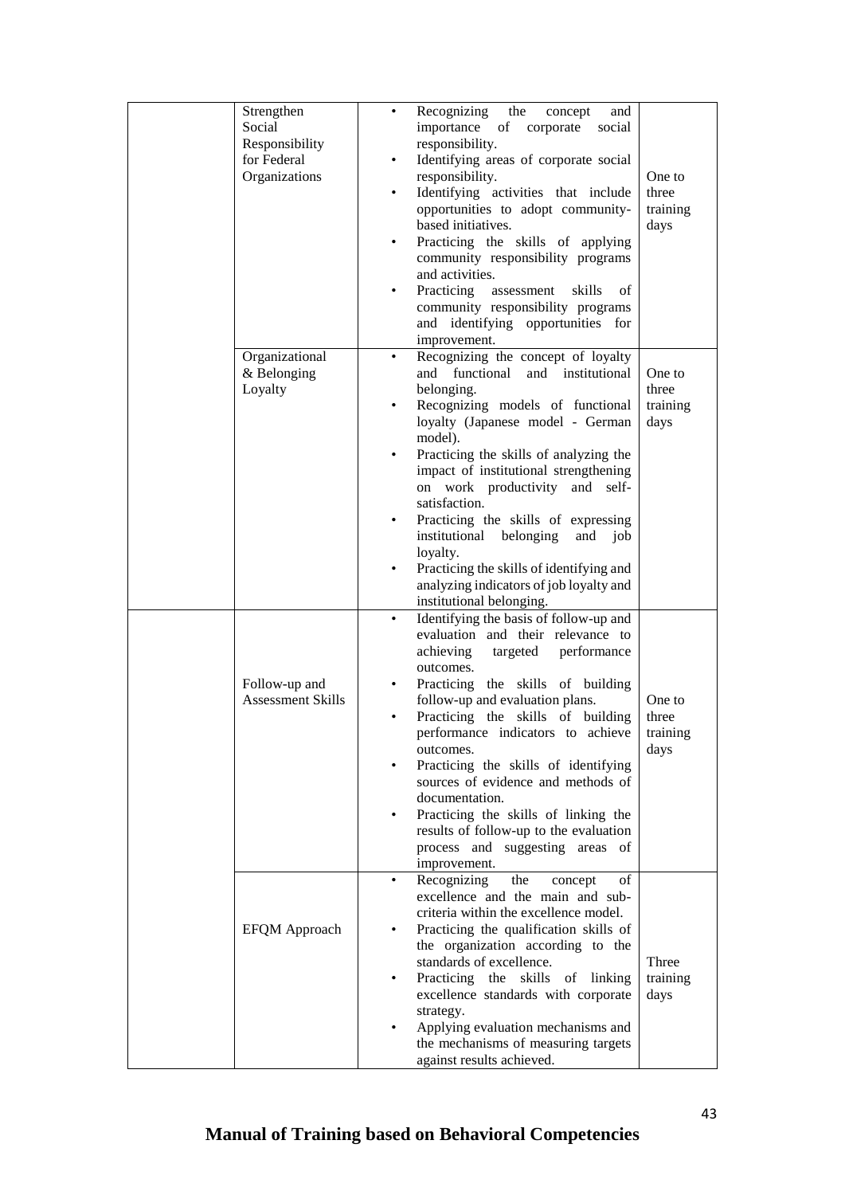| | | | |
|---|---|---|---|
| | Strengthen Social Responsibility for Federal Organizations | • Recognizing the concept and importance of corporate social responsibility.<br>• Identifying areas of corporate social responsibility.<br>• Identifying activities that include opportunities to adopt community-based initiatives.<br>• Practicing the skills of applying community responsibility programs and activities.<br>• Practicing assessment skills of community responsibility programs and identifying opportunities for improvement. | One to three training days |
| | Organizational & Belonging Loyalty | • Recognizing the concept of loyalty and functional and institutional belonging.<br>• Recognizing models of functional loyalty (Japanese model - German model).<br>• Practicing the skills of analyzing the impact of institutional strengthening on work productivity and self-satisfaction.<br>• Practicing the skills of expressing institutional belonging and job loyalty.<br>• Practicing the skills of identifying and analyzing indicators of job loyalty and institutional belonging. | One to three training days |
| | Follow-up and Assessment Skills | • Identifying the basis of follow-up and evaluation and their relevance to achieving targeted performance outcomes.<br>• Practicing the skills of building follow-up and evaluation plans.<br>• Practicing the skills of building performance indicators to achieve outcomes.<br>• Practicing the skills of identifying sources of evidence and methods of documentation.<br>• Practicing the skills of linking the results of follow-up to the evaluation process and suggesting areas of improvement. | One to three training days |
| | EFQM Approach | • Recognizing the concept of excellence and the main and sub-criteria within the excellence model.<br>• Practicing the qualification skills of the organization according to the standards of excellence.<br>• Practicing the skills of linking excellence standards with corporate strategy.<br>• Applying evaluation mechanisms and the mechanisms of measuring targets against results achieved. | Three training days |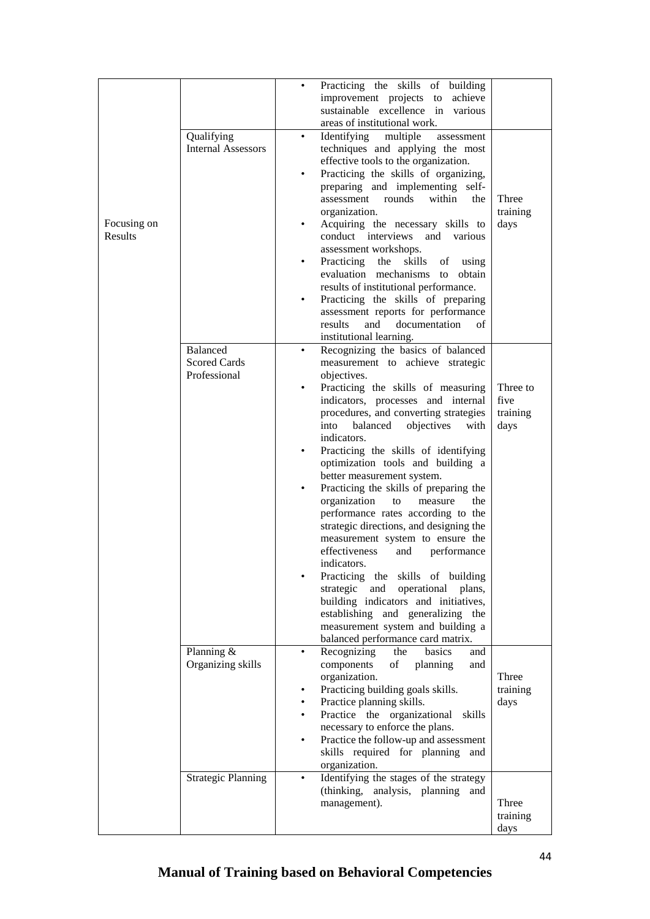| | | | |
|---|---|---|---|
| Focusing on Results | | • Practicing the skills of building improvement projects to achieve sustainable excellence in various areas of institutional work. | |
| | Qualifying Internal Assessors | • Identifying multiple assessment techniques and applying the most effective tools to the organization.<br>• Practicing the skills of organizing, preparing and implementing self-assessment rounds within the organization.<br>• Acquiring the necessary skills to conduct interviews and various assessment workshops.<br>• Practicing the skills of using evaluation mechanisms to obtain results of institutional performance.<br>• Practicing the skills of preparing assessment reports for performance results and documentation of institutional learning. | Three training days |
| | Balanced Scored Cards Professional | • Recognizing the basics of balanced measurement to achieve strategic objectives.<br>• Practicing the skills of measuring indicators, processes and internal procedures, and converting strategies into balanced objectives with indicators.<br>• Practicing the skills of identifying optimization tools and building a better measurement system.<br>• Practicing the skills of preparing the organization to measure the performance rates according to the strategic directions, and designing the measurement system to ensure the effectiveness and performance indicators.<br>• Practicing the skills of building strategic and operational plans, building indicators and initiatives, establishing and generalizing the measurement system and building a balanced performance card matrix. | Three to five training days |
| | Planning & Organizing skills | • Recognizing the basics and components of planning and organization.<br>• Practicing building goals skills.<br>• Practice planning skills.<br>• Practice the organizational skills necessary to enforce the plans.<br>• Practice the follow-up and assessment skills required for planning and organization. | Three training days |
| | Strategic Planning | • Identifying the stages of the strategy (thinking, analysis, planning and management). | Three training days |

**Manual of Training based on Behavioral Competencies**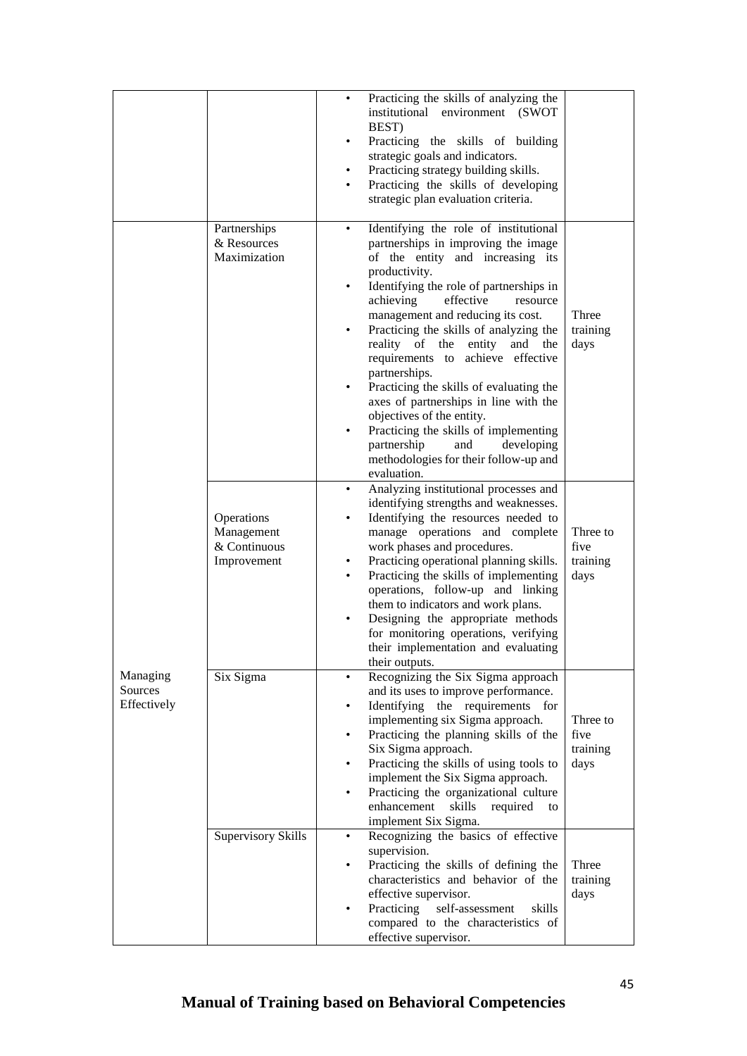| | | | |
|---|---|---|---|
| | | • Practicing the skills of analyzing the institutional environment (SWOT BEST)<br>• Practicing the skills of building strategic goals and indicators.<br>• Practicing strategy building skills.<br>• Practicing the skills of developing strategic plan evaluation criteria. | |
| Managing Sources Effectively | Partnerships & Resources Maximization | • Identifying the role of institutional partnerships in improving the image of the entity and increasing its productivity.<br>• Identifying the role of partnerships in achieving effective resource management and reducing its cost.<br>• Practicing the skills of analyzing the reality of the entity and the requirements to achieve effective partnerships.<br>• Practicing the skills of evaluating the axes of partnerships in line with the objectives of the entity.<br>• Practicing the skills of implementing partnership and developing methodologies for their follow-up and evaluation. | Three training days |
| | Operations Management & Continuous Improvement | • Analyzing institutional processes and identifying strengths and weaknesses.<br>• Identifying the resources needed to manage operations and complete work phases and procedures.<br>• Practicing operational planning skills.<br>• Practicing the skills of implementing operations, follow-up and linking them to indicators and work plans.<br>• Designing the appropriate methods for monitoring operations, verifying their implementation and evaluating their outputs. | Three to five training days |
| | Six Sigma | • Recognizing the Six Sigma approach and its uses to improve performance.<br>• Identifying the requirements for implementing six Sigma approach.<br>• Practicing the planning skills of the Six Sigma approach.<br>• Practicing the skills of using tools to implement the Six Sigma approach.<br>• Practicing the organizational culture enhancement skills required to implement Six Sigma. | Three to five training days |
| | Supervisory Skills | • Recognizing the basics of effective supervision.<br>• Practicing the skills of defining the characteristics and behavior of the effective supervisor.<br>• Practicing self-assessment skills compared to the characteristics of effective supervisor. | Three training days |

**Manual of Training based on Behavioral Competencies**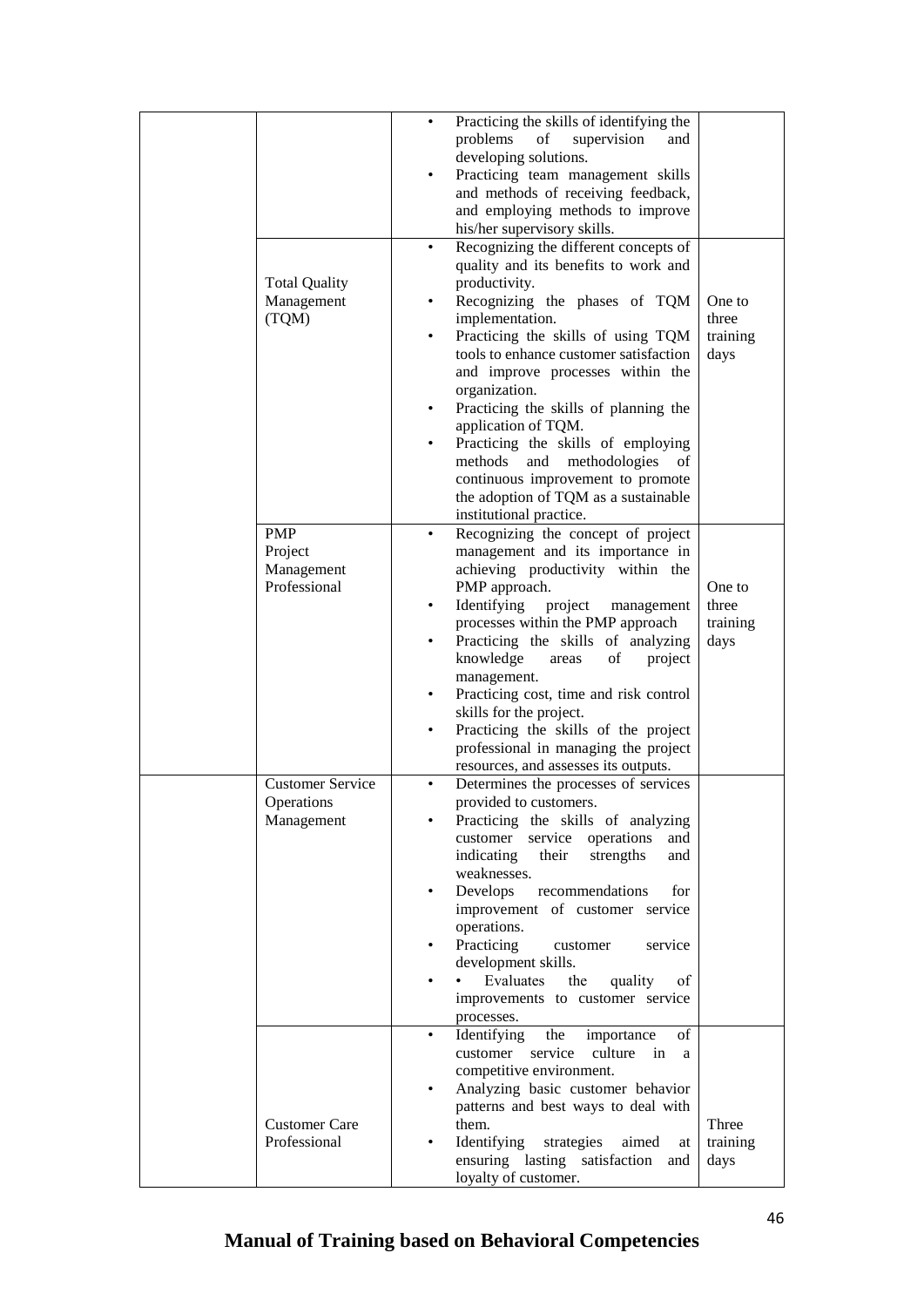| | | | |
|---|---|---|---|
| | | • Practicing the skills of identifying the problems of supervision and developing solutions.<br>• Practicing team management skills and methods of receiving feedback, and employing methods to improve his/her supervisory skills. | |
| | Total Quality Management (TQM) | • Recognizing the different concepts of quality and its benefits to work and productivity.<br>• Recognizing the phases of TQM implementation.<br>• Practicing the skills of using TQM tools to enhance customer satisfaction and improve processes within the organization.<br>• Practicing the skills of planning the application of TQM.<br>• Practicing the skills of employing methods and methodologies of continuous improvement to promote the adoption of TQM as a sustainable institutional practice. | One to three training days |
| | PMP Project Management Professional | • Recognizing the concept of project management and its importance in achieving productivity within the PMP approach.<br>• Identifying project management processes within the PMP approach<br>• Practicing the skills of analyzing knowledge areas of project management.<br>• Practicing cost, time and risk control skills for the project.<br>• Practicing the skills of the project professional in managing the project resources, and assesses its outputs. | One to three training days |
| | Customer Service Operations Management | • Determines the processes of services provided to customers.<br>• Practicing the skills of analyzing customer service operations and indicating their strengths and weaknesses.<br>• Develops recommendations for improvement of customer service operations.<br>• Practicing customer service development skills.<br>• • Evaluates the quality of improvements to customer service processes. | |
| | Customer Care Professional | • Identifying the importance of customer service culture in a competitive environment.<br>• Analyzing basic customer behavior patterns and best ways to deal with them.<br>• Identifying strategies aimed at ensuring lasting satisfaction and loyalty of customer. | Three training days |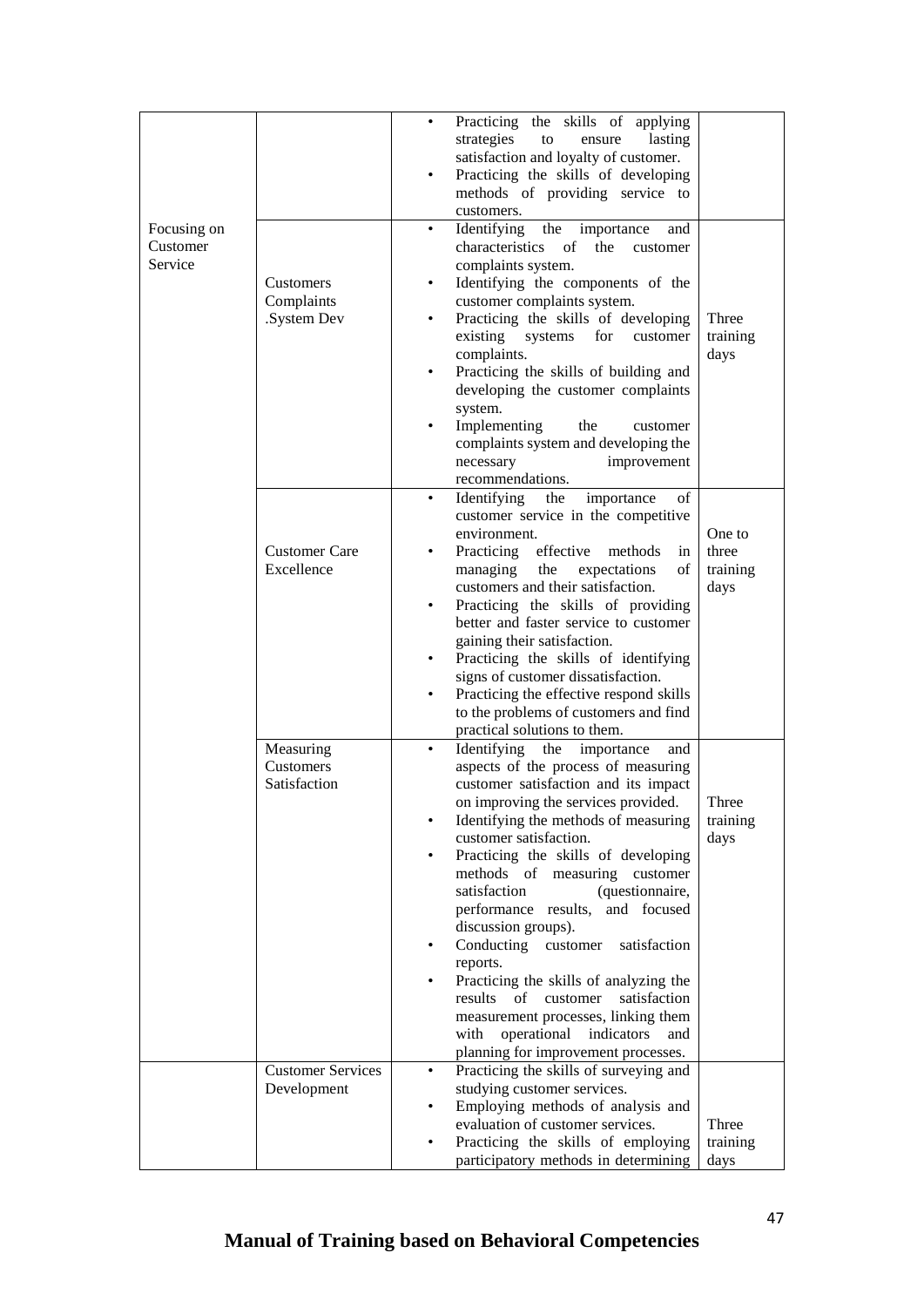| | | | |
|---|---|---|---|
| | | • Practicing the skills of applying strategies to ensure lasting satisfaction and loyalty of customer.<br>• Practicing the skills of developing methods of providing service to customers. | |
| Focusing on Customer Service | Customers Complaints .System Dev | • Identifying the importance and characteristics of the customer complaints system.<br>• Identifying the components of the customer complaints system.<br>• Practicing the skills of developing existing systems for customer complaints.<br>• Practicing the skills of building and developing the customer complaints system.<br>• Implementing the customer complaints system and developing the necessary improvement recommendations. | Three training days |
| | Customer Care Excellence | • Identifying the importance of customer service in the competitive environment.<br>• Practicing effective methods in managing the expectations of customers and their satisfaction.<br>• Practicing the skills of providing better and faster service to customer gaining their satisfaction.<br>• Practicing the skills of identifying signs of customer dissatisfaction.<br>• Practicing the effective respond skills to the problems of customers and find practical solutions to them. | One to three training days |
| | Measuring Customers Satisfaction | • Identifying the importance and aspects of the process of measuring customer satisfaction and its impact on improving the services provided.<br>• Identifying the methods of measuring customer satisfaction.<br>• Practicing the skills of developing methods of measuring customer satisfaction (questionnaire, performance results, and focused discussion groups).<br>• Conducting customer satisfaction reports.<br>• Practicing the skills of analyzing the results of customer satisfaction measurement processes, linking them with operational indicators and planning for improvement processes. | Three training days |
| | Customer Services Development | • Practicing the skills of surveying and studying customer services.<br>• Employing methods of analysis and evaluation of customer services.<br>• Practicing the skills of employing participatory methods in determining | Three training days |

**Manual of Training based on Behavioral Competencies**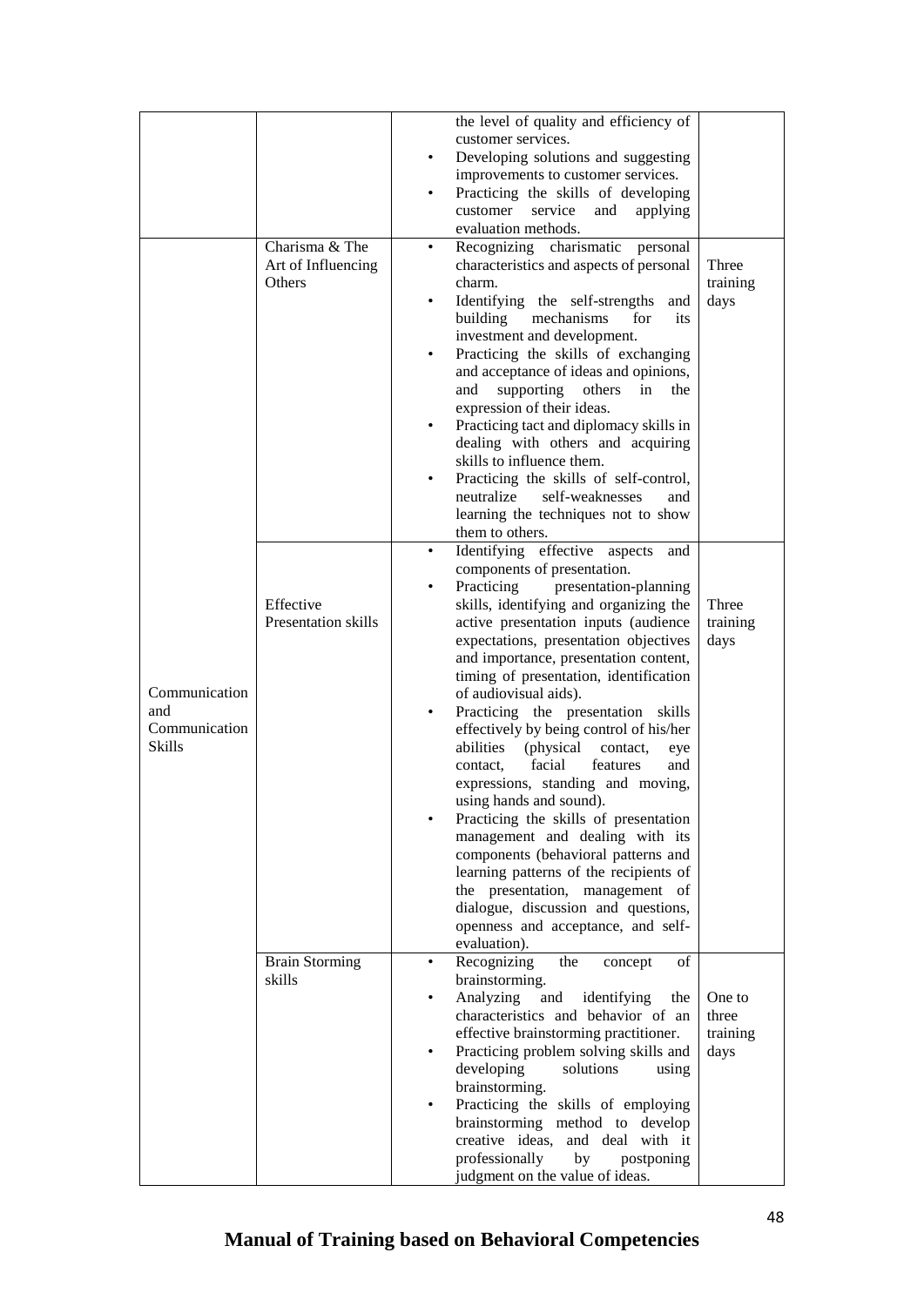| | | | |
|---|---|---|---|
| | | the level of quality and efficiency of customer services.<br>• Developing solutions and suggesting improvements to customer services.<br>• Practicing the skills of developing customer service and applying evaluation methods. | |
| Communication and Communication Skills | Charisma & The Art of Influencing Others | • Recognizing charismatic personal characteristics and aspects of personal charm.<br>• Identifying the self-strengths and building mechanisms for its investment and development.<br>• Practicing the skills of exchanging and acceptance of ideas and opinions, and supporting others in the expression of their ideas.<br>• Practicing tact and diplomacy skills in dealing with others and acquiring skills to influence them.<br>• Practicing the skills of self-control, neutralize self-weaknesses and learning the techniques not to show them to others. | Three training days |
| | Effective Presentation skills | • Identifying effective aspects and components of presentation.<br>• Practicing presentation-planning skills, identifying and organizing the active presentation inputs (audience expectations, presentation objectives and importance, presentation content, timing of presentation, identification of audiovisual aids).<br>• Practicing the presentation skills effectively by being control of his/her abilities (physical contact, eye contact, facial features and expressions, standing and moving, using hands and sound).<br>• Practicing the skills of presentation management and dealing with its components (behavioral patterns and learning patterns of the recipients of the presentation, management of dialogue, discussion and questions, openness and acceptance, and self-evaluation). | Three training days |
| | Brain Storming skills | • Recognizing the concept of brainstorming.<br>• Analyzing and identifying the characteristics and behavior of an effective brainstorming practitioner.<br>• Practicing problem solving skills and developing solutions using brainstorming.<br>• Practicing the skills of employing brainstorming method to develop creative ideas, and deal with it professionally by postponing judgment on the value of ideas. | One to three training days |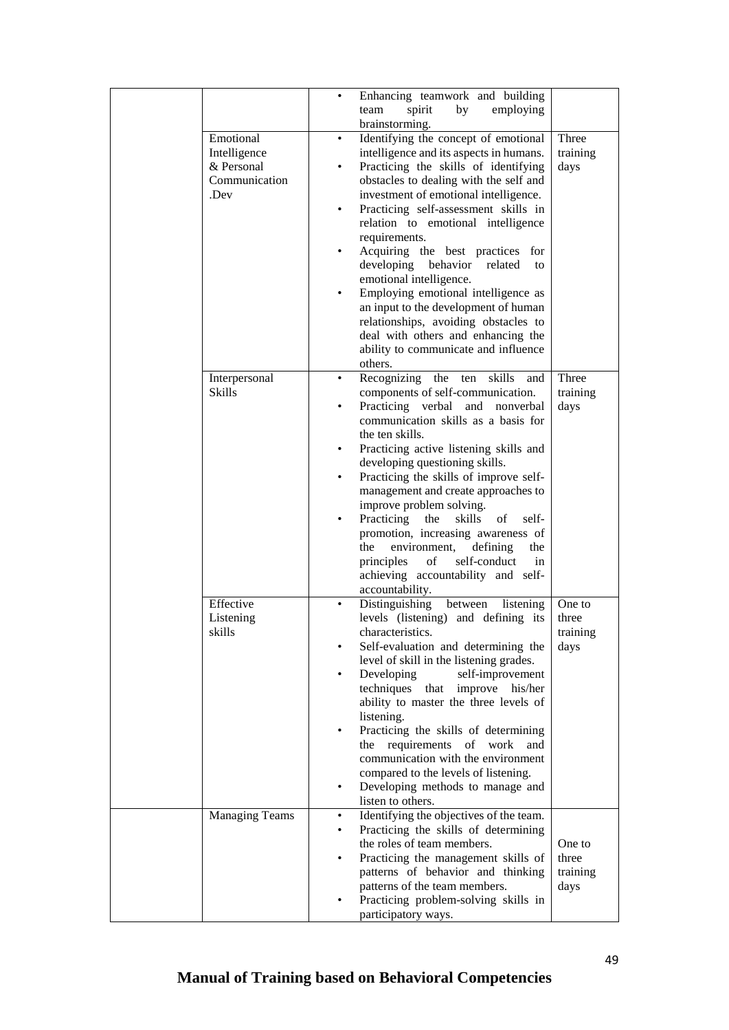| | | | |
|---|---|---|---|
| | | • Enhancing teamwork and building team spirit by employing brainstorming. | |
| | Emotional Intelligence & Personal Communication .Dev | • Identifying the concept of emotional intelligence and its aspects in humans.<br>• Practicing the skills of identifying obstacles to dealing with the self and investment of emotional intelligence.<br>• Practicing self-assessment skills in relation to emotional intelligence requirements.<br>• Acquiring the best practices for developing behavior related to emotional intelligence.<br>• Employing emotional intelligence as an input to the development of human relationships, avoiding obstacles to deal with others and enhancing the ability to communicate and influence others. | Three training days |
| | Interpersonal Skills | • Recognizing the ten skills and components of self-communication.<br>• Practicing verbal and nonverbal communication skills as a basis for the ten skills.<br>• Practicing active listening skills and developing questioning skills.<br>• Practicing the skills of improve self-management and create approaches to improve problem solving.<br>• Practicing the skills of self-promotion, increasing awareness of the environment, defining the principles of self-conduct in achieving accountability and self-accountability. | Three training days |
| | Effective Listening skills | • Distinguishing between listening levels (listening) and defining its characteristics.<br>• Self-evaluation and determining the level of skill in the listening grades.<br>• Developing self-improvement techniques that improve his/her ability to master the three levels of listening.<br>• Practicing the skills of determining the requirements of work and communication with the environment compared to the levels of listening.<br>• Developing methods to manage and listen to others. | One to three training days |
| | Managing Teams | • Identifying the objectives of the team.<br>• Practicing the skills of determining the roles of team members.<br>• Practicing the management skills of patterns of behavior and thinking patterns of the team members.<br>• Practicing problem-solving skills in participatory ways. | One to three training days |

**Manual of Training based on Behavioral Competencies**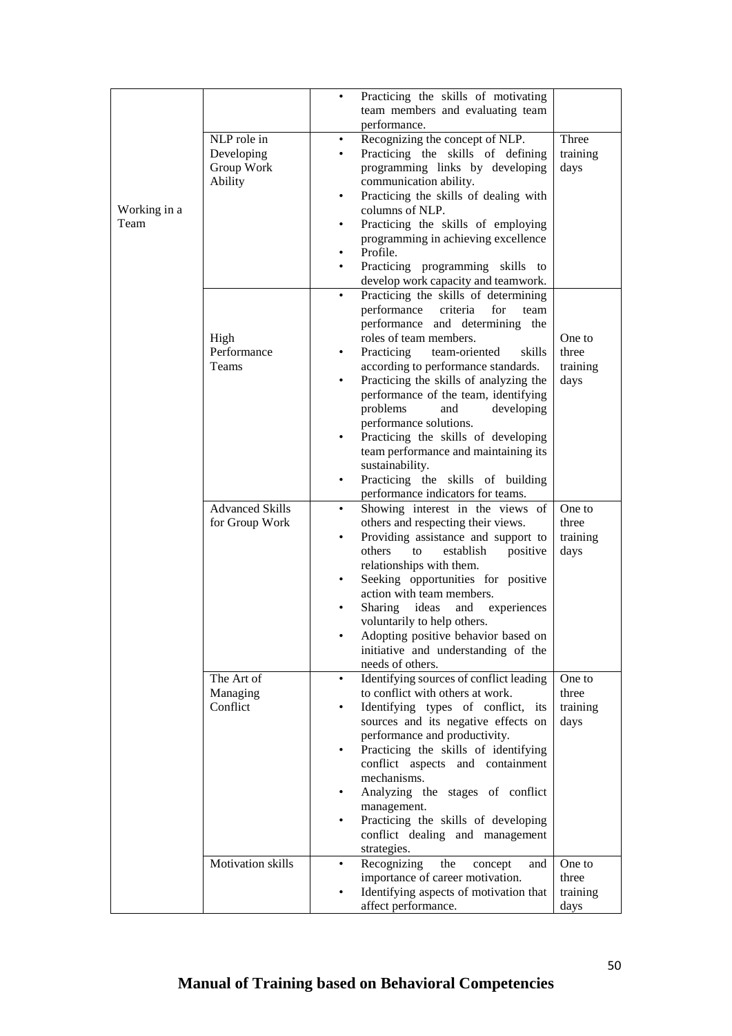| | | | |
|---|---|---|---|
| | | • Practicing the skills of motivating team members and evaluating team performance. | |
| Working in a Team | NLP role in Developing Group Work Ability | • Recognizing the concept of NLP.<br>• Practicing the skills of defining programming links by developing communication ability.<br>• Practicing the skills of dealing with columns of NLP.<br>• Practicing the skills of employing programming in achieving excellence<br>• Profile.<br>• Practicing programming skills to develop work capacity and teamwork. | Three training days |
| | High Performance Teams | • Practicing the skills of determining performance criteria for team performance and determining the roles of team members.<br>• Practicing team-oriented skills according to performance standards.<br>• Practicing the skills of analyzing the performance of the team, identifying problems and developing performance solutions.<br>• Practicing the skills of developing team performance and maintaining its sustainability.<br>• Practicing the skills of building performance indicators for teams. | One to three training days |
| | Advanced Skills for Group Work | • Showing interest in the views of others and respecting their views.<br>• Providing assistance and support to others to establish positive relationships with them.<br>• Seeking opportunities for positive action with team members.<br>• Sharing ideas and experiences voluntarily to help others.<br>• Adopting positive behavior based on initiative and understanding of the needs of others. | One to three training days |
| | The Art of Managing Conflict | • Identifying sources of conflict leading to conflict with others at work.<br>• Identifying types of conflict, its sources and its negative effects on performance and productivity.<br>• Practicing the skills of identifying conflict aspects and containment mechanisms.<br>• Analyzing the stages of conflict management.<br>• Practicing the skills of developing conflict dealing and management strategies. | One to three training days |
| | Motivation skills | • Recognizing the concept and importance of career motivation.<br>• Identifying aspects of motivation that affect performance. | One to three training days |

**Manual of Training based on Behavioral Competencies**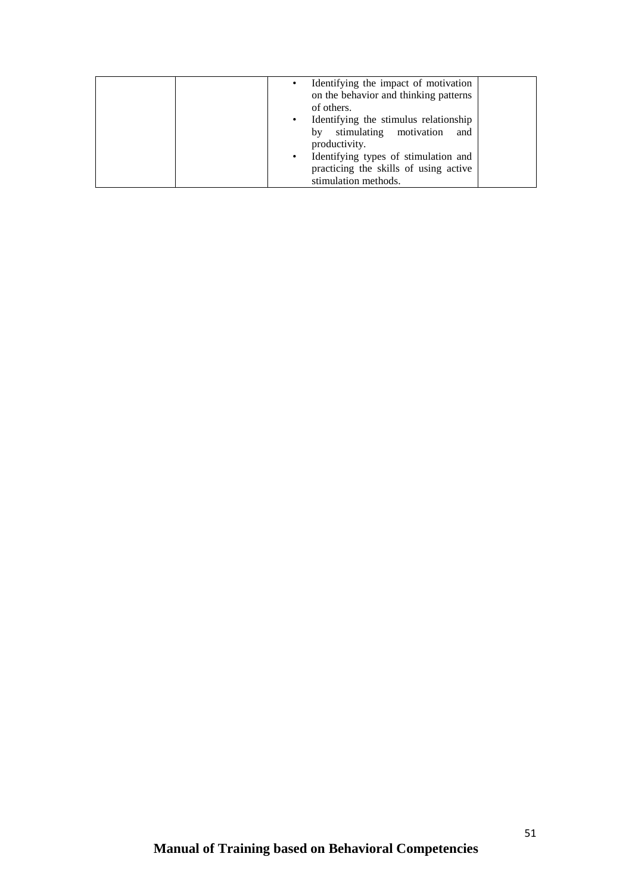|  |  |  |  |
|---|---|---|---|
|  |  | • Identifying the impact of motivation on the behavior and thinking patterns of others.<br>• Identifying the stimulus relationship by stimulating motivation and productivity.<br>• Identifying types of stimulation and practicing the skills of using active stimulation methods. |  |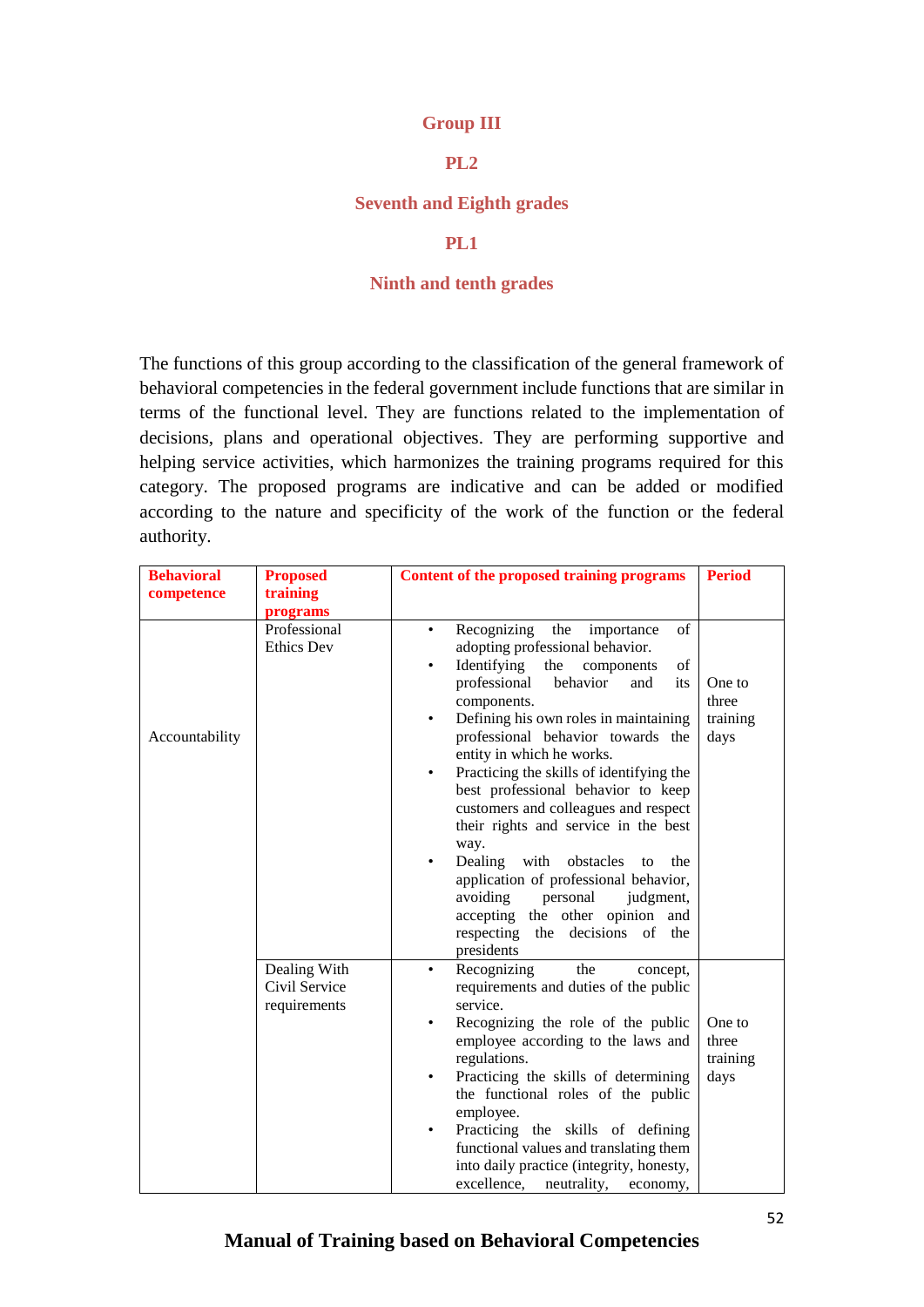## Group III

## PL2

## Seventh and Eighth grades

## PL1

## Ninth and tenth grades

The functions of this group according to the classification of the general framework of behavioral competencies in the federal government include functions that are similar in terms of the functional level. They are functions related to the implementation of decisions, plans and operational objectives. They are performing supportive and helping service activities, which harmonizes the training programs required for this category. The proposed programs are indicative and can be added or modified according to the nature and specificity of the work of the function or the federal authority.

| Behavioral competence | Proposed training programs | Content of the proposed training programs | Period |
|---|---|---|---|
| Accountability | Professional Ethics Dev | • Recognizing the importance of adopting professional behavior.<br>• Identifying the components of professional behavior and its components.<br>• Defining his own roles in maintaining professional behavior towards the entity in which he works.<br>• Practicing the skills of identifying the best professional behavior to keep customers and colleagues and respect their rights and service in the best way.<br>• Dealing with obstacles to the application of professional behavior, avoiding personal judgment, accepting the other opinion and respecting the decisions of the presidents | One to three training days |
| | Dealing With Civil Service requirements | • Recognizing the concept, requirements and duties of the public service.<br>• Recognizing the role of the public employee according to the laws and regulations.<br>• Practicing the skills of determining the functional roles of the public employee.<br>• Practicing the skills of defining functional values and translating them into daily practice (integrity, honesty, excellence, neutrality, economy, | One to three training days |

Manual of Training based on Behavioral Competencies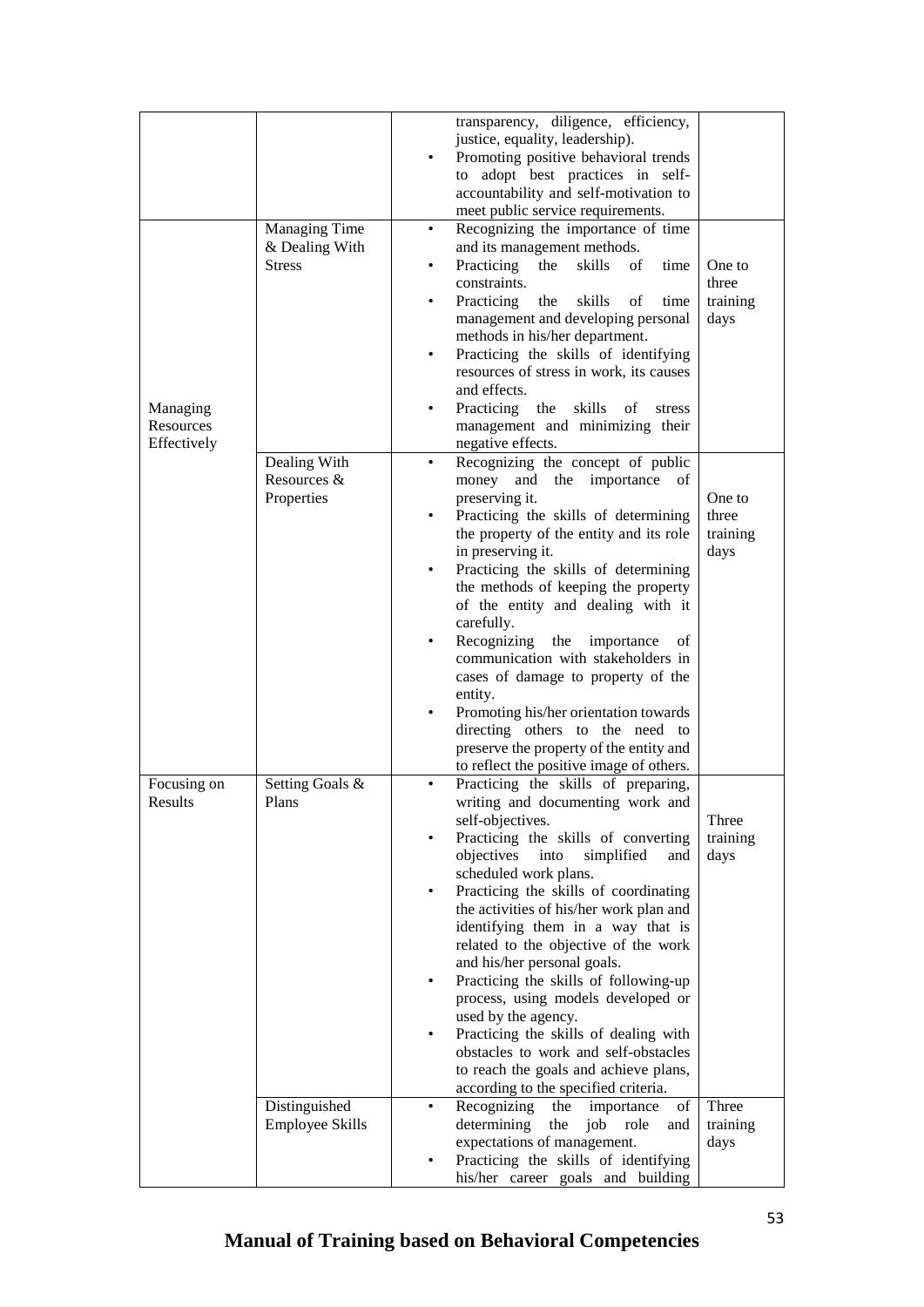| | | | |
|---|---|---|---|
| | | transparency, diligence, efficiency, justice, equality, leadership).<br>• Promoting positive behavioral trends to adopt best practices in self-accountability and self-motivation to meet public service requirements. | |
| Managing Resources Effectively | Managing Time & Dealing With Stress | • Recognizing the importance of time and its management methods.<br>• Practicing the skills of time constraints.<br>• Practicing the skills of time management and developing personal methods in his/her department.<br>• Practicing the skills of identifying resources of stress in work, its causes and effects.<br>• Practicing the skills of stress management and minimizing their negative effects. | One to three training days |
| | Dealing With Resources & Properties | • Recognizing the concept of public money and the importance of preserving it.<br>• Practicing the skills of determining the property of the entity and its role in preserving it.<br>• Practicing the skills of determining the methods of keeping the property of the entity and dealing with it carefully.<br>• Recognizing the importance of communication with stakeholders in cases of damage to property of the entity.<br>• Promoting his/her orientation towards directing others to the need to preserve the property of the entity and to reflect the positive image of others. | One to three training days |
| Focusing on Results | Setting Goals & Plans | • Practicing the skills of preparing, writing and documenting work and self-objectives.<br>• Practicing the skills of converting objectives into simplified and scheduled work plans.<br>• Practicing the skills of coordinating the activities of his/her work plan and identifying them in a way that is related to the objective of the work and his/her personal goals.<br>• Practicing the skills of following-up process, using models developed or used by the agency.<br>• Practicing the skills of dealing with obstacles to work and self-obstacles to reach the goals and achieve plans, according to the specified criteria. | Three training days |
| | Distinguished Employee Skills | • Recognizing the importance of determining the job role and expectations of management.<br>• Practicing the skills of identifying his/her career goals and building | Three training days |

**Manual of Training based on Behavioral Competencies**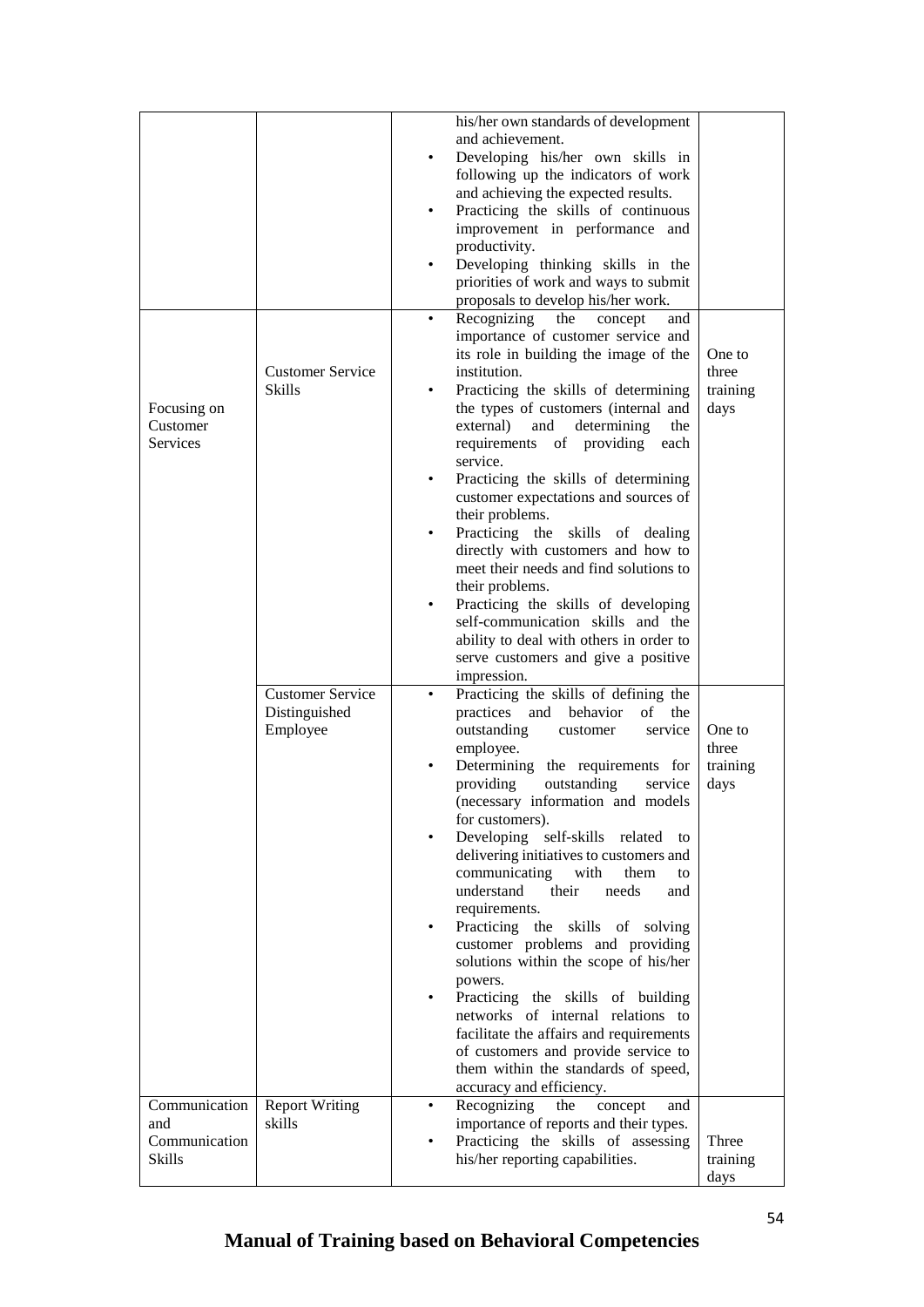| | | | |
|---|---|---|---|
| | | his/her own standards of development and achievement.<br>• Developing his/her own skills in following up the indicators of work and achieving the expected results.<br>• Practicing the skills of continuous improvement in performance and productivity.<br>• Developing thinking skills in the priorities of work and ways to submit proposals to develop his/her work. | |
| Focusing on Customer Services | Customer Service Skills | • Recognizing the concept and importance of customer service and its role in building the image of the institution.<br>• Practicing the skills of determining the types of customers (internal and external) and determining the requirements of providing each service.<br>• Practicing the skills of determining customer expectations and sources of their problems.<br>• Practicing the skills of dealing directly with customers and how to meet their needs and find solutions to their problems.<br>• Practicing the skills of developing self-communication skills and the ability to deal with others in order to serve customers and give a positive impression. | One to three training days |
| | Customer Service Distinguished Employee | • Practicing the skills of defining the practices and behavior of the outstanding customer service employee.<br>• Determining the requirements for providing outstanding service (necessary information and models for customers).<br>• Developing self-skills related to delivering initiatives to customers and communicating with them to understand their needs and requirements.<br>• Practicing the skills of solving customer problems and providing solutions within the scope of his/her powers.<br>• Practicing the skills of building networks of internal relations to facilitate the affairs and requirements of customers and provide service to them within the standards of speed, accuracy and efficiency. | One to three training days |
| Communication and Communication Skills | Report Writing skills | • Recognizing the concept and importance of reports and their types.<br>• Practicing the skills of assessing his/her reporting capabilities. | Three training days |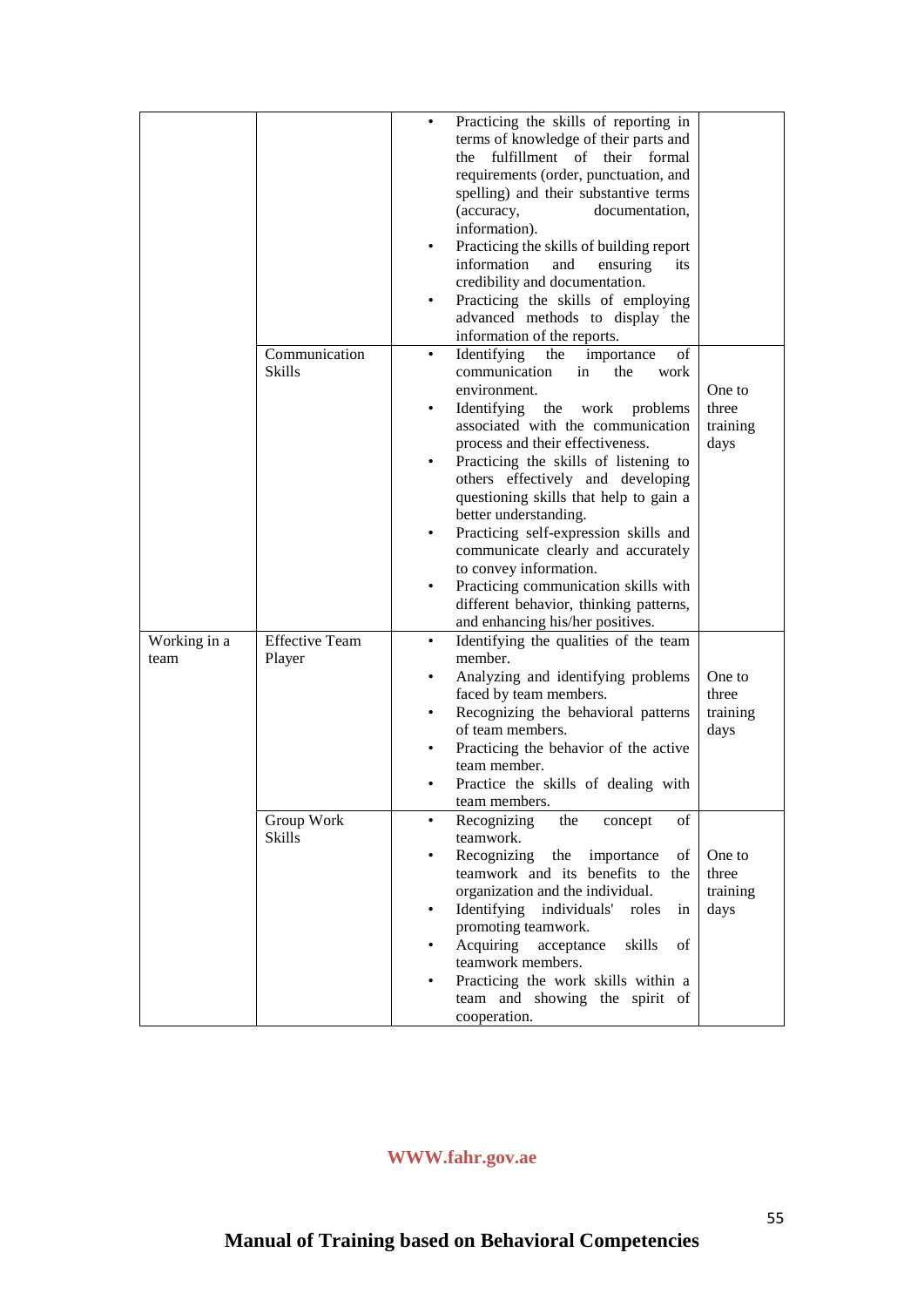| | | | |
|---|---|---|---|
| | | • Practicing the skills of reporting in terms of knowledge of their parts and the fulfillment of their formal requirements (order, punctuation, and spelling) and their substantive terms (accuracy, documentation, information).<br>• Practicing the skills of building report information and ensuring its credibility and documentation.<br>• Practicing the skills of employing advanced methods to display the information of the reports. | |
| | Communication Skills | • Identifying the importance of communication in the work environment.<br>• Identifying the work problems associated with the communication process and their effectiveness.<br>• Practicing the skills of listening to others effectively and developing questioning skills that help to gain a better understanding.<br>• Practicing self-expression skills and communicate clearly and accurately to convey information.<br>• Practicing communication skills with different behavior, thinking patterns, and enhancing his/her positives. | One to three training days |
| Working in a team | Effective Team Player | • Identifying the qualities of the team member.<br>• Analyzing and identifying problems faced by team members.<br>• Recognizing the behavioral patterns of team members.<br>• Practicing the behavior of the active team member.<br>• Practice the skills of dealing with team members. | One to three training days |
| | Group Work Skills | • Recognizing the concept of teamwork.<br>• Recognizing the importance of teamwork and its benefits to the organization and the individual.<br>• Identifying individuals' roles in promoting teamwork.<br>• Acquiring acceptance skills of teamwork members.<br>• Practicing the work skills within a team and showing the spirit of cooperation. | One to three training days |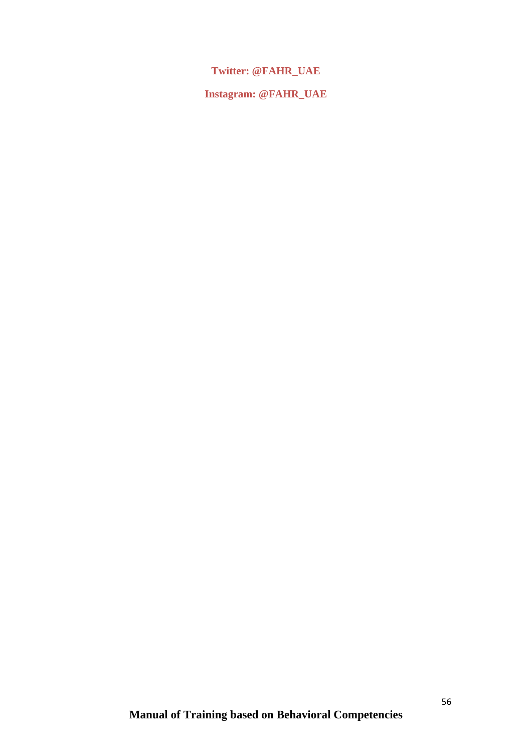**Twitter: @FAHR_UAE**

**Instagram: @FAHR_UAE**